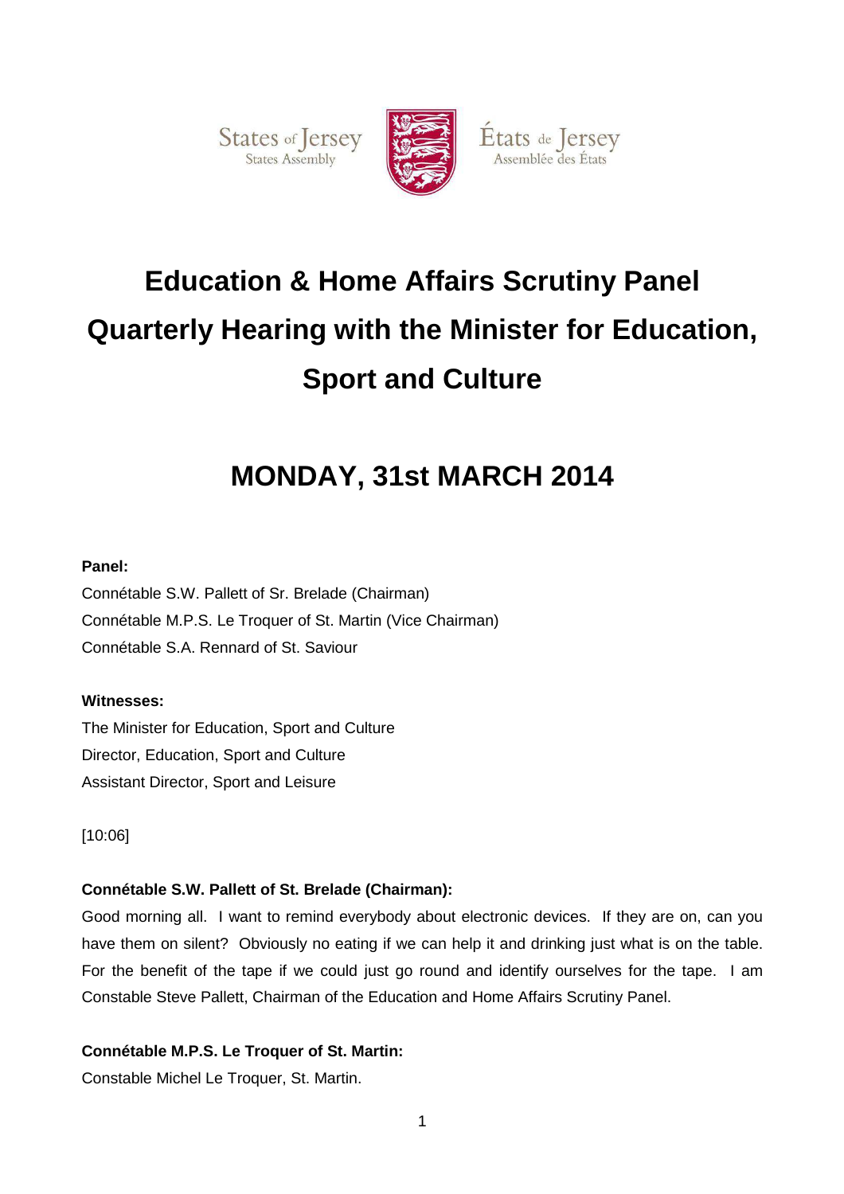States of Jersey
States Assembly

États de Jersey
Assemblée des États

# Education & Home Affairs Scrutiny Panel Quarterly Hearing with the Minister for Education, Sport and Culture

## MONDAY, 31st MARCH 2014

**Panel:**

Connétable S.W. Pallett of Sr. Brelade (Chairman)
Connétable M.P.S. Le Troquer of St. Martin (Vice Chairman)
Connétable S.A. Rennard of St. Saviour

**Witnesses:**

The Minister for Education, Sport and Culture
Director, Education, Sport and Culture
Assistant Director, Sport and Leisure

[10:06]

**Connétable S.W. Pallett of St. Brelade (Chairman):**

Good morning all. I want to remind everybody about electronic devices. If they are on, can you have them on silent? Obviously no eating if we can help it and drinking just what is on the table. For the benefit of the tape if we could just go round and identify ourselves for the tape. I am Constable Steve Pallett, Chairman of the Education and Home Affairs Scrutiny Panel.

**Connétable M.P.S. Le Troquer of St. Martin:**

Constable Michel Le Troquer, St. Martin.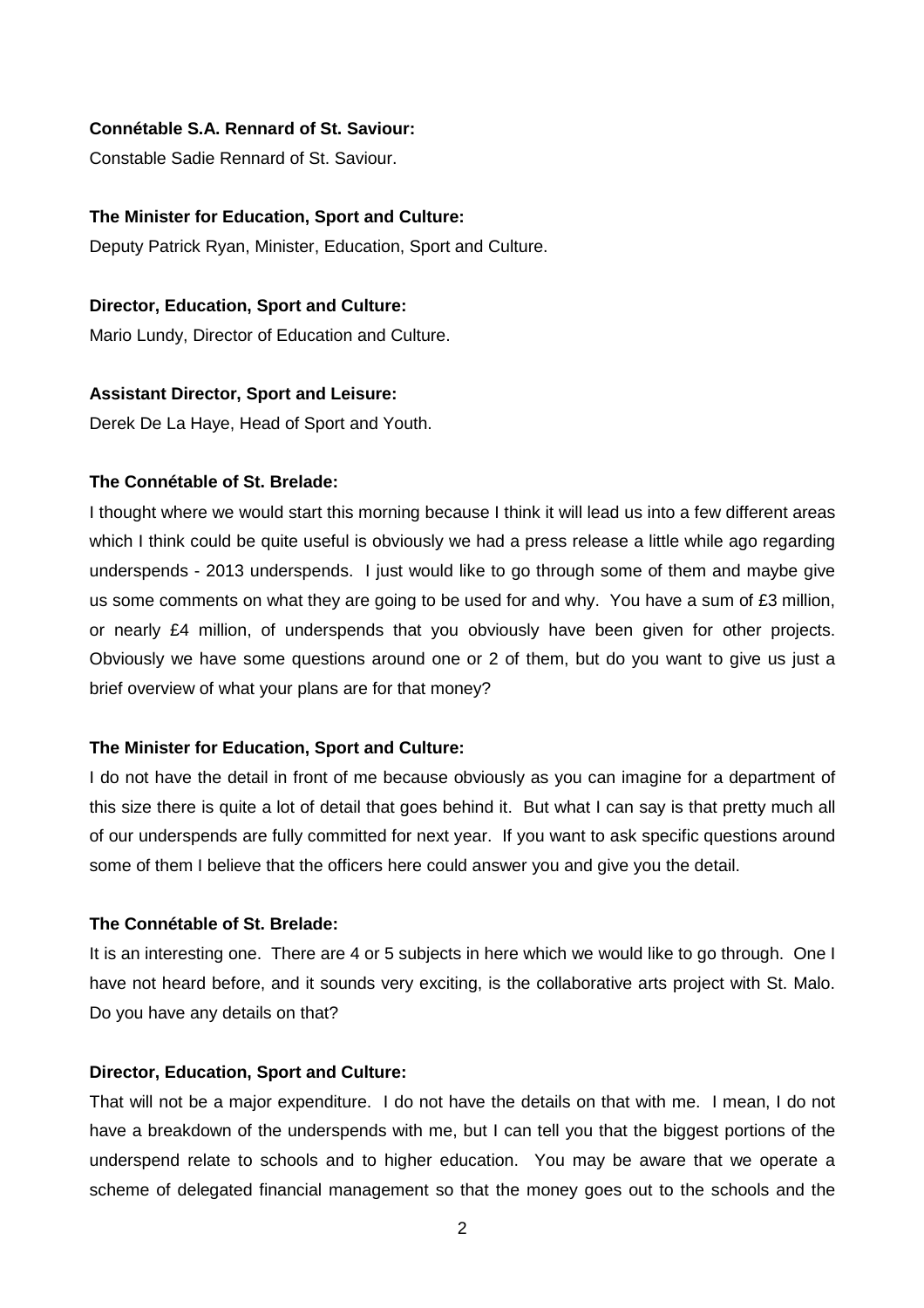**Connétable S.A. Rennard of St. Saviour:**

Constable Sadie Rennard of St. Saviour.

**The Minister for Education, Sport and Culture:**

Deputy Patrick Ryan, Minister, Education, Sport and Culture.

**Director, Education, Sport and Culture:**

Mario Lundy, Director of Education and Culture.

**Assistant Director, Sport and Leisure:**

Derek De La Haye, Head of Sport and Youth.

**The Connétable of St. Brelade:**

I thought where we would start this morning because I think it will lead us into a few different areas which I think could be quite useful is obviously we had a press release a little while ago regarding underspends - 2013 underspends. I just would like to go through some of them and maybe give us some comments on what they are going to be used for and why. You have a sum of £3 million, or nearly £4 million, of underspends that you obviously have been given for other projects. Obviously we have some questions around one or 2 of them, but do you want to give us just a brief overview of what your plans are for that money?

**The Minister for Education, Sport and Culture:**

I do not have the detail in front of me because obviously as you can imagine for a department of this size there is quite a lot of detail that goes behind it. But what I can say is that pretty much all of our underspends are fully committed for next year. If you want to ask specific questions around some of them I believe that the officers here could answer you and give you the detail.

**The Connétable of St. Brelade:**

It is an interesting one. There are 4 or 5 subjects in here which we would like to go through. One I have not heard before, and it sounds very exciting, is the collaborative arts project with St. Malo. Do you have any details on that?

**Director, Education, Sport and Culture:**

That will not be a major expenditure. I do not have the details on that with me. I mean, I do not have a breakdown of the underspends with me, but I can tell you that the biggest portions of the underspend relate to schools and to higher education. You may be aware that we operate a scheme of delegated financial management so that the money goes out to the schools and the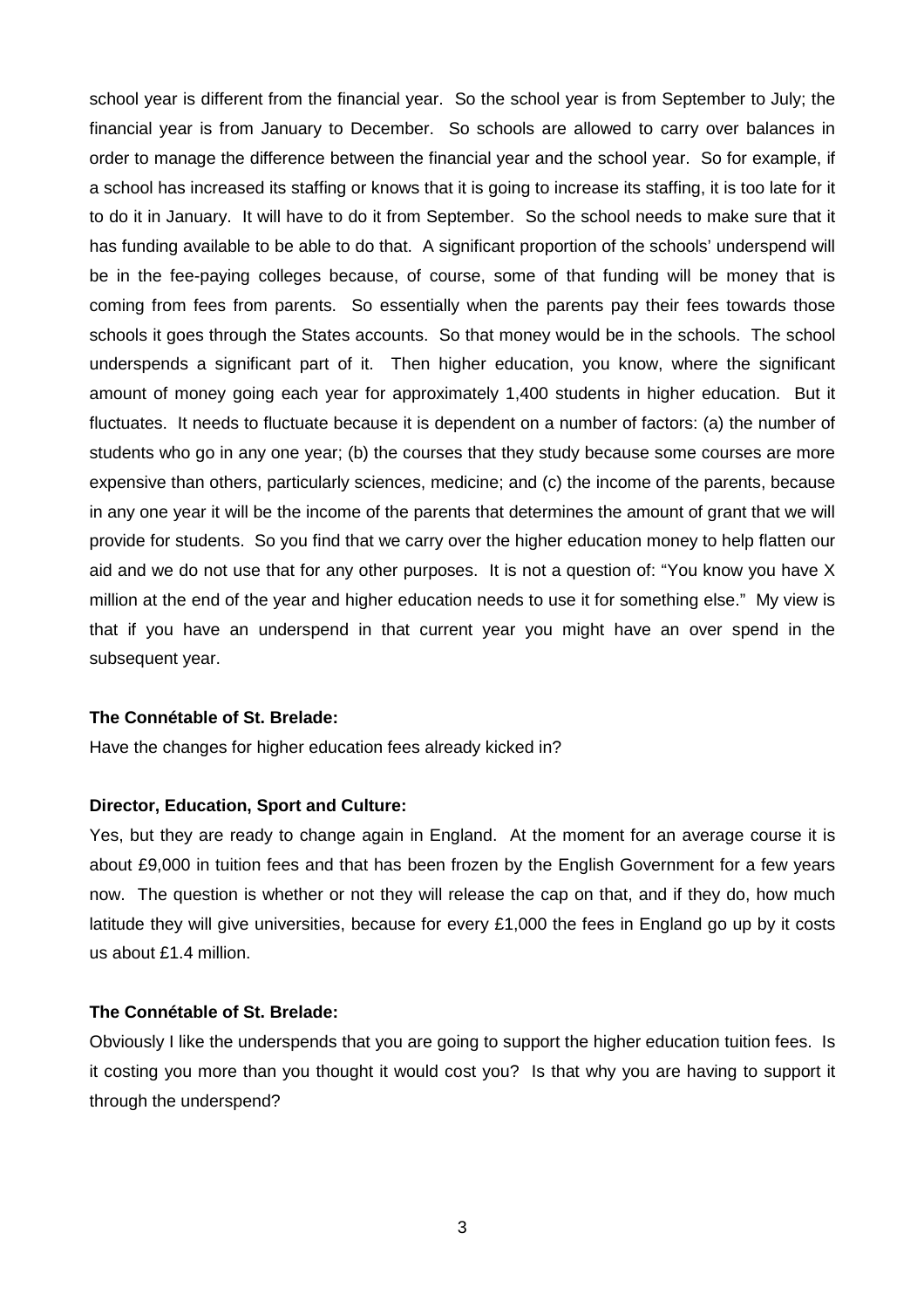school year is different from the financial year. So the school year is from September to July; the financial year is from January to December. So schools are allowed to carry over balances in order to manage the difference between the financial year and the school year. So for example, if a school has increased its staffing or knows that it is going to increase its staffing, it is too late for it to do it in January. It will have to do it from September. So the school needs to make sure that it has funding available to be able to do that. A significant proportion of the schools' underspend will be in the fee-paying colleges because, of course, some of that funding will be money that is coming from fees from parents. So essentially when the parents pay their fees towards those schools it goes through the States accounts. So that money would be in the schools. The school underspends a significant part of it. Then higher education, you know, where the significant amount of money going each year for approximately 1,400 students in higher education. But it fluctuates. It needs to fluctuate because it is dependent on a number of factors: (a) the number of students who go in any one year; (b) the courses that they study because some courses are more expensive than others, particularly sciences, medicine; and (c) the income of the parents, because in any one year it will be the income of the parents that determines the amount of grant that we will provide for students. So you find that we carry over the higher education money to help flatten our aid and we do not use that for any other purposes. It is not a question of: "You know you have X million at the end of the year and higher education needs to use it for something else." My view is that if you have an underspend in that current year you might have an over spend in the subsequent year.

**The Connétable of St. Brelade:**

Have the changes for higher education fees already kicked in?

**Director, Education, Sport and Culture:**

Yes, but they are ready to change again in England. At the moment for an average course it is about £9,000 in tuition fees and that has been frozen by the English Government for a few years now. The question is whether or not they will release the cap on that, and if they do, how much latitude they will give universities, because for every £1,000 the fees in England go up by it costs us about £1.4 million.

**The Connétable of St. Brelade:**

Obviously I like the underspends that you are going to support the higher education tuition fees. Is it costing you more than you thought it would cost you? Is that why you are having to support it through the underspend?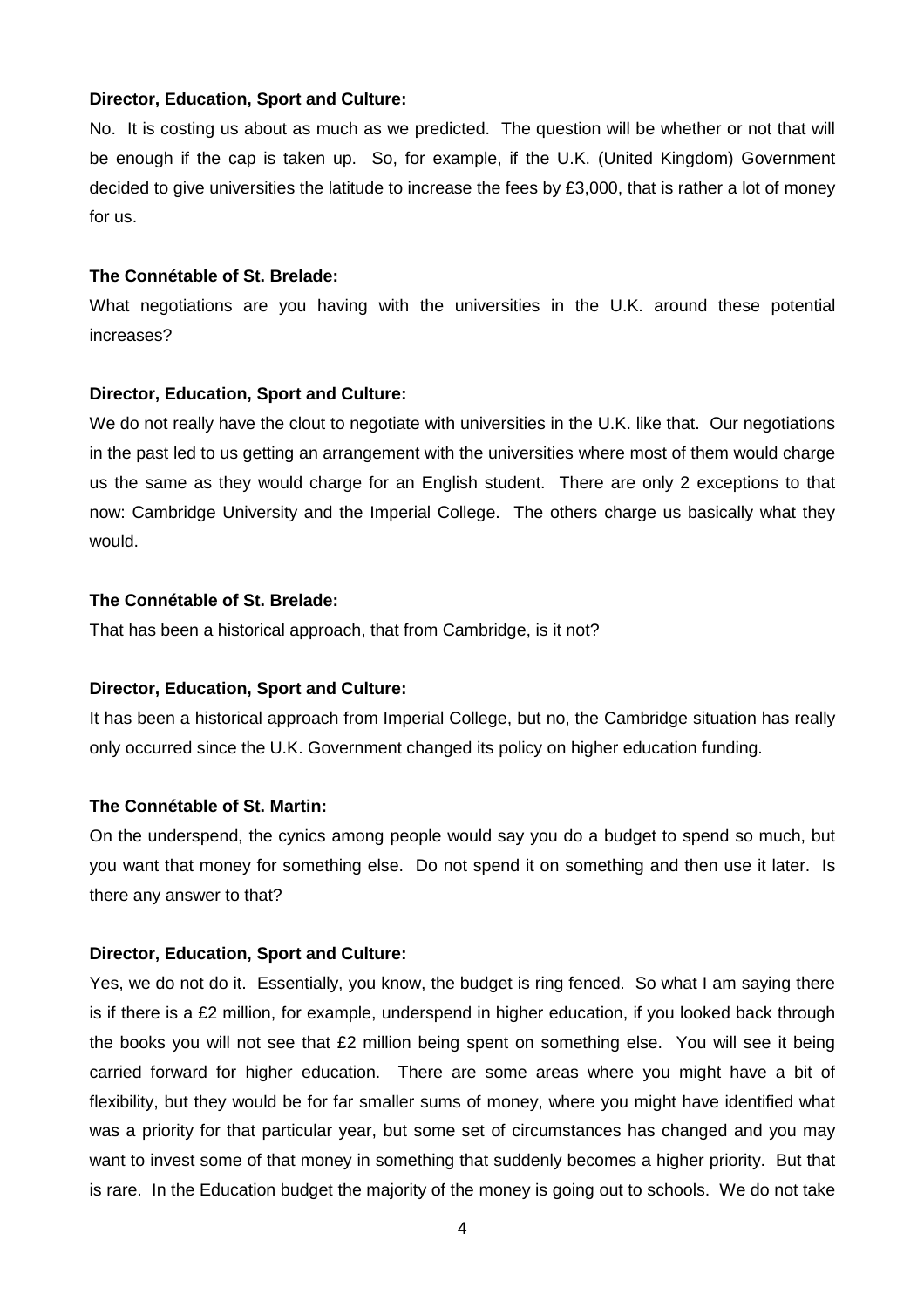**Director, Education, Sport and Culture:**

No. It is costing us about as much as we predicted. The question will be whether or not that will be enough if the cap is taken up. So, for example, if the U.K. (United Kingdom) Government decided to give universities the latitude to increase the fees by £3,000, that is rather a lot of money for us.

**The Connétable of St. Brelade:**

What negotiations are you having with the universities in the U.K. around these potential increases?

**Director, Education, Sport and Culture:**

We do not really have the clout to negotiate with universities in the U.K. like that. Our negotiations in the past led to us getting an arrangement with the universities where most of them would charge us the same as they would charge for an English student. There are only 2 exceptions to that now: Cambridge University and the Imperial College. The others charge us basically what they would.

**The Connétable of St. Brelade:**

That has been a historical approach, that from Cambridge, is it not?

**Director, Education, Sport and Culture:**

It has been a historical approach from Imperial College, but no, the Cambridge situation has really only occurred since the U.K. Government changed its policy on higher education funding.

**The Connétable of St. Martin:**

On the underspend, the cynics among people would say you do a budget to spend so much, but you want that money for something else. Do not spend it on something and then use it later. Is there any answer to that?

**Director, Education, Sport and Culture:**

Yes, we do not do it. Essentially, you know, the budget is ring fenced. So what I am saying there is if there is a £2 million, for example, underspend in higher education, if you looked back through the books you will not see that £2 million being spent on something else. You will see it being carried forward for higher education. There are some areas where you might have a bit of flexibility, but they would be for far smaller sums of money, where you might have identified what was a priority for that particular year, but some set of circumstances has changed and you may want to invest some of that money in something that suddenly becomes a higher priority. But that is rare. In the Education budget the majority of the money is going out to schools. We do not take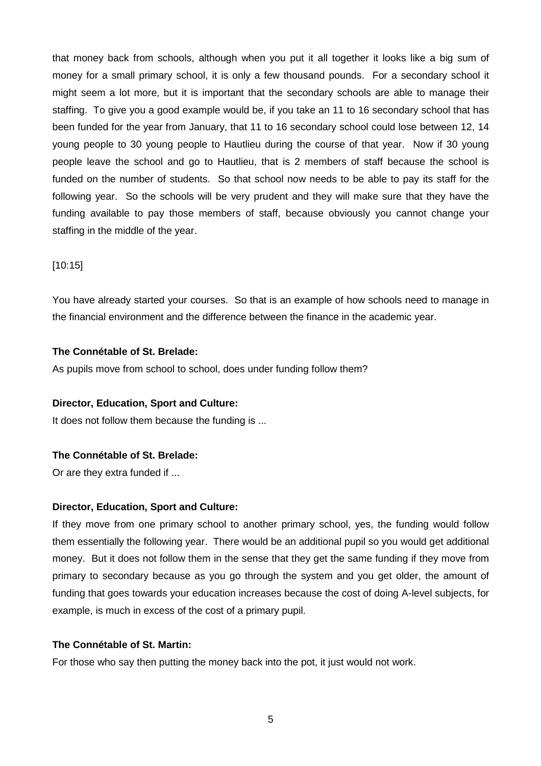that money back from schools, although when you put it all together it looks like a big sum of money for a small primary school, it is only a few thousand pounds. For a secondary school it might seem a lot more, but it is important that the secondary schools are able to manage their staffing. To give you a good example would be, if you take an 11 to 16 secondary school that has been funded for the year from January, that 11 to 16 secondary school could lose between 12, 14 young people to 30 young people to Hautlieu during the course of that year. Now if 30 young people leave the school and go to Hautlieu, that is 2 members of staff because the school is funded on the number of students. So that school now needs to be able to pay its staff for the following year. So the schools will be very prudent and they will make sure that they have the funding available to pay those members of staff, because obviously you cannot change your staffing in the middle of the year.

[10:15]

You have already started your courses. So that is an example of how schools need to manage in the financial environment and the difference between the finance in the academic year.

**The Connétable of St. Brelade:**

As pupils move from school to school, does under funding follow them?

**Director, Education, Sport and Culture:**

It does not follow them because the funding is ...

**The Connétable of St. Brelade:**

Or are they extra funded if ...

**Director, Education, Sport and Culture:**

If they move from one primary school to another primary school, yes, the funding would follow them essentially the following year. There would be an additional pupil so you would get additional money. But it does not follow them in the sense that they get the same funding if they move from primary to secondary because as you go through the system and you get older, the amount of funding that goes towards your education increases because the cost of doing A-level subjects, for example, is much in excess of the cost of a primary pupil.

**The Connétable of St. Martin:**

For those who say then putting the money back into the pot, it just would not work.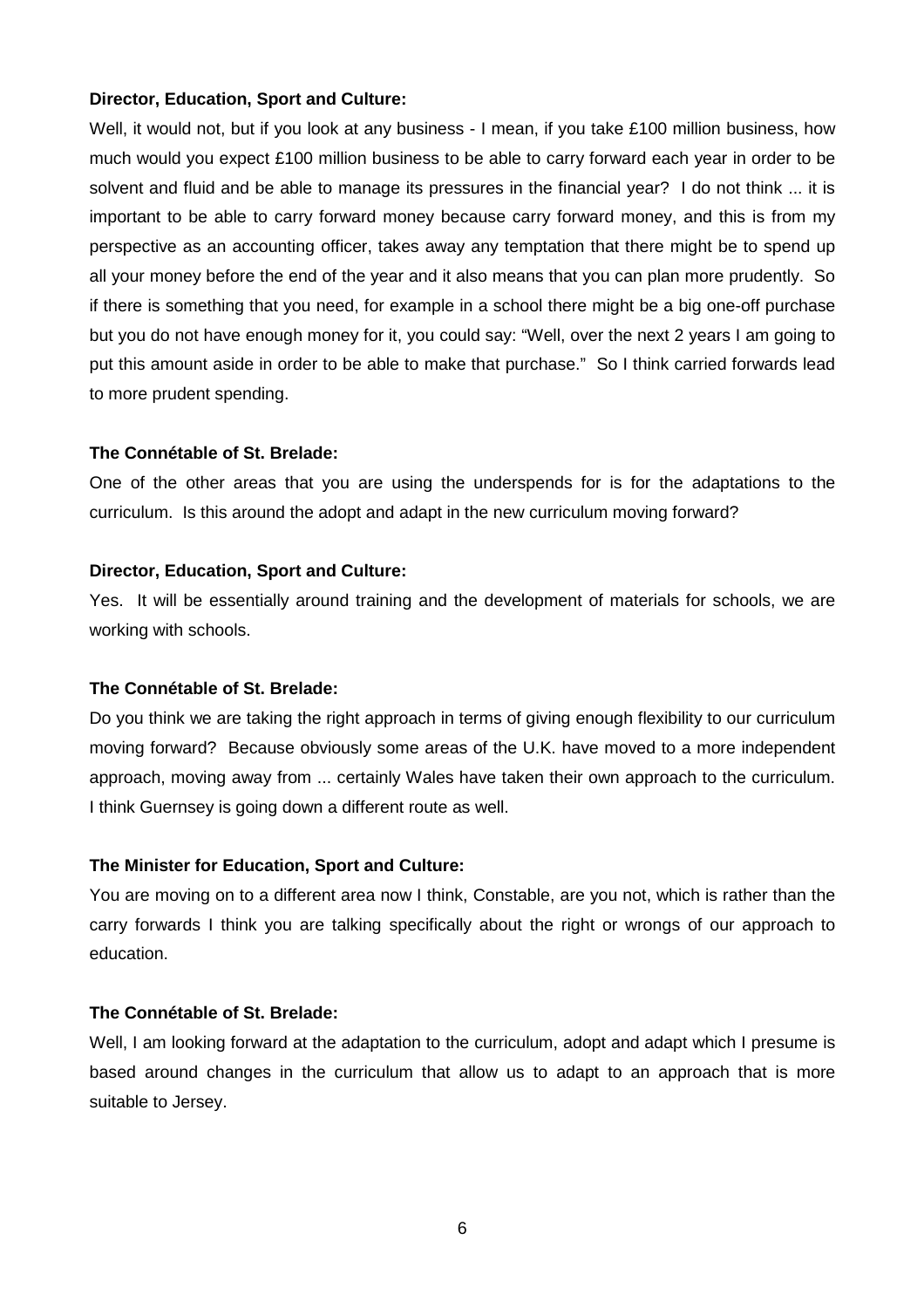**Director, Education, Sport and Culture:**

Well, it would not, but if you look at any business - I mean, if you take £100 million business, how much would you expect £100 million business to be able to carry forward each year in order to be solvent and fluid and be able to manage its pressures in the financial year? I do not think ... it is important to be able to carry forward money because carry forward money, and this is from my perspective as an accounting officer, takes away any temptation that there might be to spend up all your money before the end of the year and it also means that you can plan more prudently. So if there is something that you need, for example in a school there might be a big one-off purchase but you do not have enough money for it, you could say: "Well, over the next 2 years I am going to put this amount aside in order to be able to make that purchase." So I think carried forwards lead to more prudent spending.

**The Connétable of St. Brelade:**

One of the other areas that you are using the underspends for is for the adaptations to the curriculum. Is this around the adopt and adapt in the new curriculum moving forward?

**Director, Education, Sport and Culture:**

Yes. It will be essentially around training and the development of materials for schools, we are working with schools.

**The Connétable of St. Brelade:**

Do you think we are taking the right approach in terms of giving enough flexibility to our curriculum moving forward? Because obviously some areas of the U.K. have moved to a more independent approach, moving away from ... certainly Wales have taken their own approach to the curriculum. I think Guernsey is going down a different route as well.

**The Minister for Education, Sport and Culture:**

You are moving on to a different area now I think, Constable, are you not, which is rather than the carry forwards I think you are talking specifically about the right or wrongs of our approach to education.

**The Connétable of St. Brelade:**

Well, I am looking forward at the adaptation to the curriculum, adopt and adapt which I presume is based around changes in the curriculum that allow us to adapt to an approach that is more suitable to Jersey.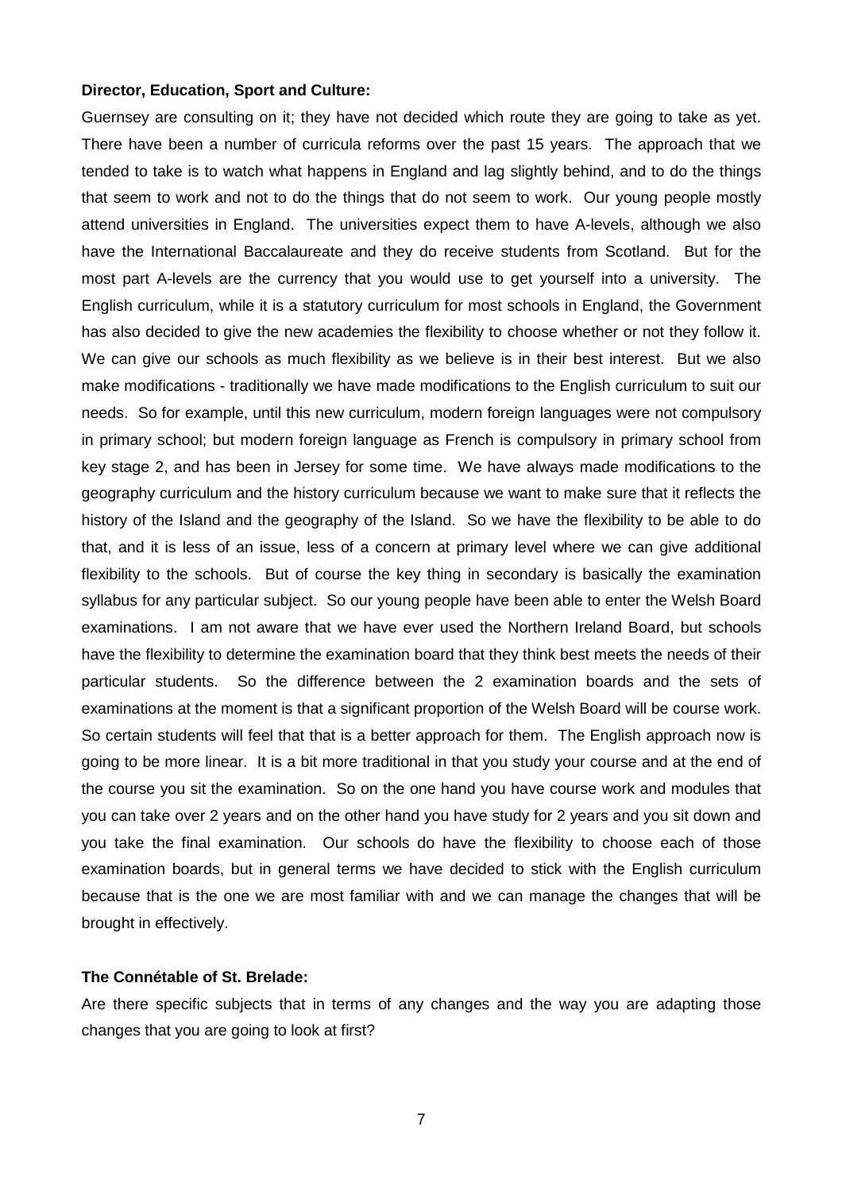**Director, Education, Sport and Culture:**

Guernsey are consulting on it; they have not decided which route they are going to take as yet. There have been a number of curricula reforms over the past 15 years. The approach that we tended to take is to watch what happens in England and lag slightly behind, and to do the things that seem to work and not to do the things that do not seem to work. Our young people mostly attend universities in England. The universities expect them to have A-levels, although we also have the International Baccalaureate and they do receive students from Scotland. But for the most part A-levels are the currency that you would use to get yourself into a university. The English curriculum, while it is a statutory curriculum for most schools in England, the Government has also decided to give the new academies the flexibility to choose whether or not they follow it. We can give our schools as much flexibility as we believe is in their best interest. But we also make modifications - traditionally we have made modifications to the English curriculum to suit our needs. So for example, until this new curriculum, modern foreign languages were not compulsory in primary school; but modern foreign language as French is compulsory in primary school from key stage 2, and has been in Jersey for some time. We have always made modifications to the geography curriculum and the history curriculum because we want to make sure that it reflects the history of the Island and the geography of the Island. So we have the flexibility to be able to do that, and it is less of an issue, less of a concern at primary level where we can give additional flexibility to the schools. But of course the key thing in secondary is basically the examination syllabus for any particular subject. So our young people have been able to enter the Welsh Board examinations. I am not aware that we have ever used the Northern Ireland Board, but schools have the flexibility to determine the examination board that they think best meets the needs of their particular students. So the difference between the 2 examination boards and the sets of examinations at the moment is that a significant proportion of the Welsh Board will be course work. So certain students will feel that that is a better approach for them. The English approach now is going to be more linear. It is a bit more traditional in that you study your course and at the end of the course you sit the examination. So on the one hand you have course work and modules that you can take over 2 years and on the other hand you have study for 2 years and you sit down and you take the final examination. Our schools do have the flexibility to choose each of those examination boards, but in general terms we have decided to stick with the English curriculum because that is the one we are most familiar with and we can manage the changes that will be brought in effectively.

**The Connétable of St. Brelade:**

Are there specific subjects that in terms of any changes and the way you are adapting those changes that you are going to look at first?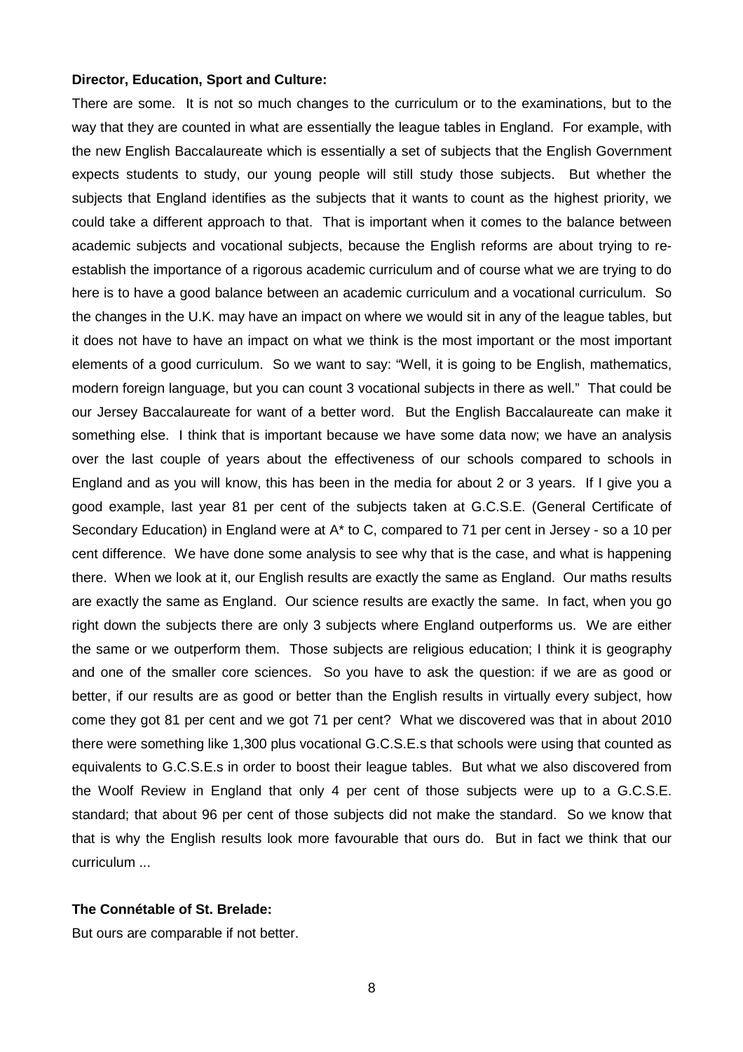**Director, Education, Sport and Culture:**

There are some. It is not so much changes to the curriculum or to the examinations, but to the way that they are counted in what are essentially the league tables in England. For example, with the new English Baccalaureate which is essentially a set of subjects that the English Government expects students to study, our young people will still study those subjects. But whether the subjects that England identifies as the subjects that it wants to count as the highest priority, we could take a different approach to that. That is important when it comes to the balance between academic subjects and vocational subjects, because the English reforms are about trying to re-establish the importance of a rigorous academic curriculum and of course what we are trying to do here is to have a good balance between an academic curriculum and a vocational curriculum. So the changes in the U.K. may have an impact on where we would sit in any of the league tables, but it does not have to have an impact on what we think is the most important or the most important elements of a good curriculum. So we want to say: "Well, it is going to be English, mathematics, modern foreign language, but you can count 3 vocational subjects in there as well." That could be our Jersey Baccalaureate for want of a better word. But the English Baccalaureate can make it something else. I think that is important because we have some data now; we have an analysis over the last couple of years about the effectiveness of our schools compared to schools in England and as you will know, this has been in the media for about 2 or 3 years. If I give you a good example, last year 81 per cent of the subjects taken at G.C.S.E. (General Certificate of Secondary Education) in England were at A* to C, compared to 71 per cent in Jersey - so a 10 per cent difference. We have done some analysis to see why that is the case, and what is happening there. When we look at it, our English results are exactly the same as England. Our maths results are exactly the same as England. Our science results are exactly the same. In fact, when you go right down the subjects there are only 3 subjects where England outperforms us. We are either the same or we outperform them. Those subjects are religious education; I think it is geography and one of the smaller core sciences. So you have to ask the question: if we are as good or better, if our results are as good or better than the English results in virtually every subject, how come they got 81 per cent and we got 71 per cent? What we discovered was that in about 2010 there were something like 1,300 plus vocational G.C.S.E.s that schools were using that counted as equivalents to G.C.S.E.s in order to boost their league tables. But what we also discovered from the Woolf Review in England that only 4 per cent of those subjects were up to a G.C.S.E. standard; that about 96 per cent of those subjects did not make the standard. So we know that that is why the English results look more favourable that ours do. But in fact we think that our curriculum ...

**The Connétable of St. Brelade:**

But ours are comparable if not better.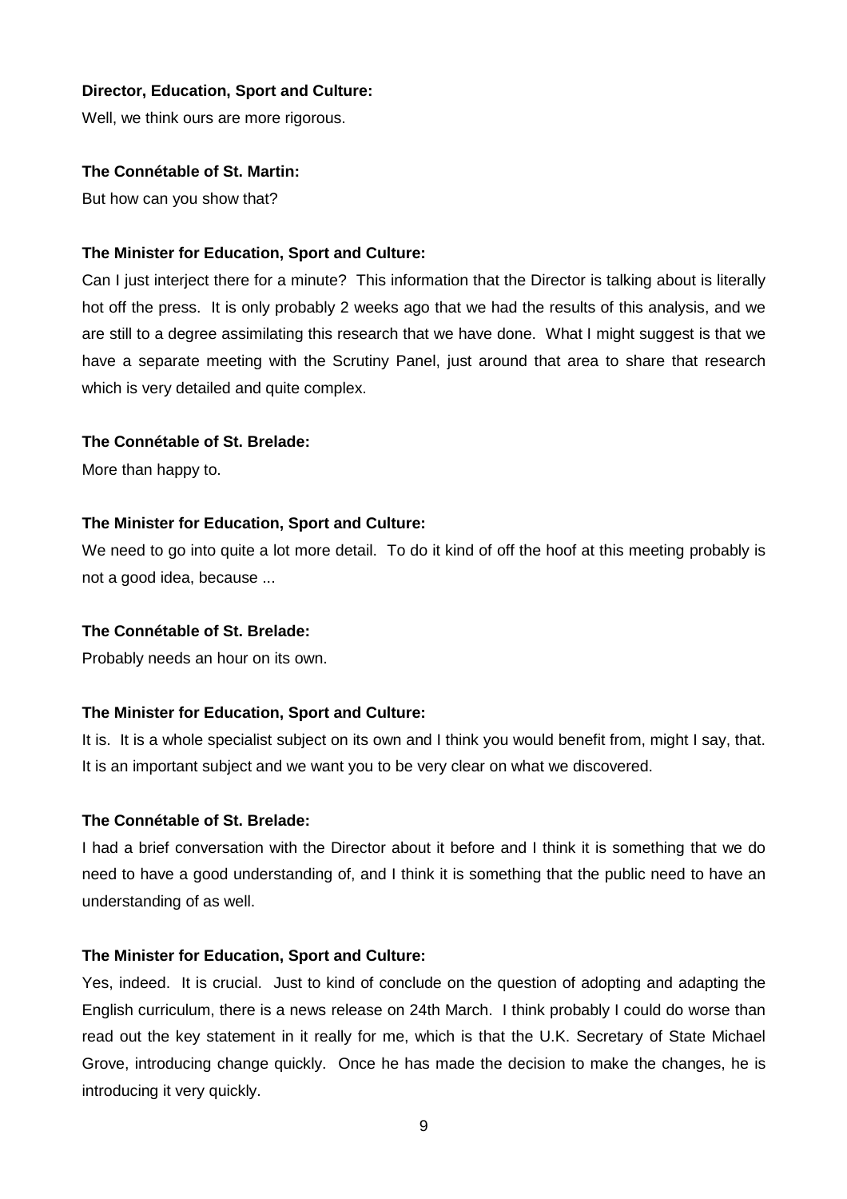**Director, Education, Sport and Culture:**

Well, we think ours are more rigorous.

**The Connétable of St. Martin:**

But how can you show that?

**The Minister for Education, Sport and Culture:**

Can I just interject there for a minute? This information that the Director is talking about is literally hot off the press. It is only probably 2 weeks ago that we had the results of this analysis, and we are still to a degree assimilating this research that we have done. What I might suggest is that we have a separate meeting with the Scrutiny Panel, just around that area to share that research which is very detailed and quite complex.

**The Connétable of St. Brelade:**

More than happy to.

**The Minister for Education, Sport and Culture:**

We need to go into quite a lot more detail. To do it kind of off the hoof at this meeting probably is not a good idea, because ...

**The Connétable of St. Brelade:**

Probably needs an hour on its own.

**The Minister for Education, Sport and Culture:**

It is. It is a whole specialist subject on its own and I think you would benefit from, might I say, that. It is an important subject and we want you to be very clear on what we discovered.

**The Connétable of St. Brelade:**

I had a brief conversation with the Director about it before and I think it is something that we do need to have a good understanding of, and I think it is something that the public need to have an understanding of as well.

**The Minister for Education, Sport and Culture:**

Yes, indeed. It is crucial. Just to kind of conclude on the question of adopting and adapting the English curriculum, there is a news release on 24th March. I think probably I could do worse than read out the key statement in it really for me, which is that the U.K. Secretary of State Michael Grove, introducing change quickly. Once he has made the decision to make the changes, he is introducing it very quickly.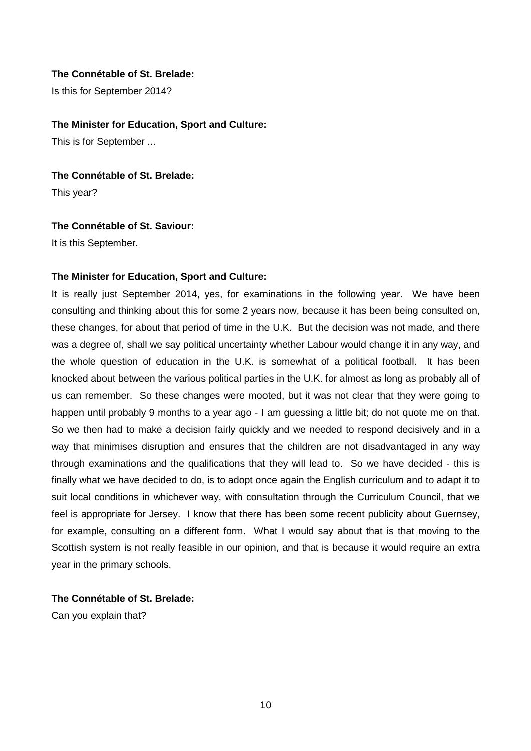**The Connétable of St. Brelade:**

Is this for September 2014?

**The Minister for Education, Sport and Culture:**

This is for September ...

**The Connétable of St. Brelade:**

This year?

**The Connétable of St. Saviour:**

It is this September.

**The Minister for Education, Sport and Culture:**

It is really just September 2014, yes, for examinations in the following year. We have been consulting and thinking about this for some 2 years now, because it has been being consulted on, these changes, for about that period of time in the U.K. But the decision was not made, and there was a degree of, shall we say political uncertainty whether Labour would change it in any way, and the whole question of education in the U.K. is somewhat of a political football. It has been knocked about between the various political parties in the U.K. for almost as long as probably all of us can remember. So these changes were mooted, but it was not clear that they were going to happen until probably 9 months to a year ago - I am guessing a little bit; do not quote me on that. So we then had to make a decision fairly quickly and we needed to respond decisively and in a way that minimises disruption and ensures that the children are not disadvantaged in any way through examinations and the qualifications that they will lead to. So we have decided - this is finally what we have decided to do, is to adopt once again the English curriculum and to adapt it to suit local conditions in whichever way, with consultation through the Curriculum Council, that we feel is appropriate for Jersey. I know that there has been some recent publicity about Guernsey, for example, consulting on a different form. What I would say about that is that moving to the Scottish system is not really feasible in our opinion, and that is because it would require an extra year in the primary schools.

**The Connétable of St. Brelade:**

Can you explain that?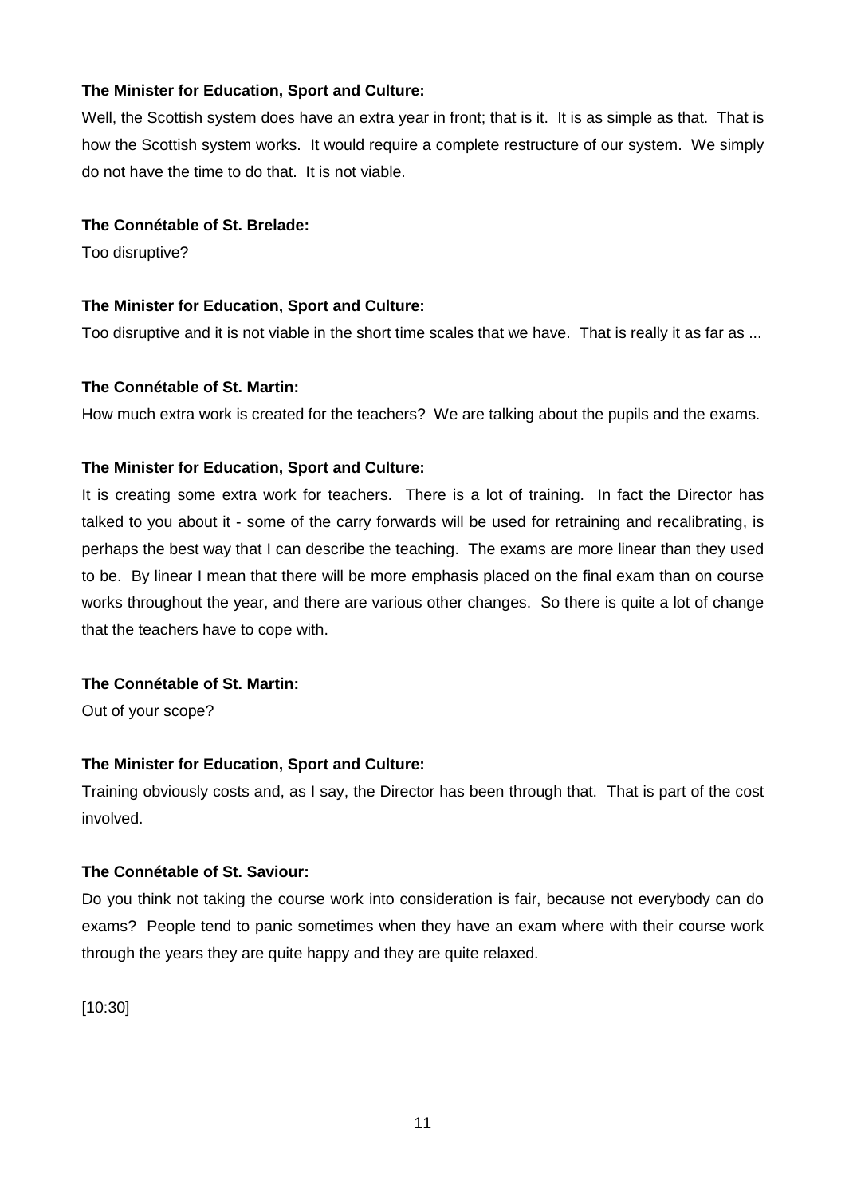**The Minister for Education, Sport and Culture:**

Well, the Scottish system does have an extra year in front; that is it. It is as simple as that. That is how the Scottish system works. It would require a complete restructure of our system. We simply do not have the time to do that. It is not viable.

**The Connétable of St. Brelade:**

Too disruptive?

**The Minister for Education, Sport and Culture:**

Too disruptive and it is not viable in the short time scales that we have. That is really it as far as ...

**The Connétable of St. Martin:**

How much extra work is created for the teachers? We are talking about the pupils and the exams.

**The Minister for Education, Sport and Culture:**

It is creating some extra work for teachers. There is a lot of training. In fact the Director has talked to you about it - some of the carry forwards will be used for retraining and recalibrating, is perhaps the best way that I can describe the teaching. The exams are more linear than they used to be. By linear I mean that there will be more emphasis placed on the final exam than on course works throughout the year, and there are various other changes. So there is quite a lot of change that the teachers have to cope with.

**The Connétable of St. Martin:**

Out of your scope?

**The Minister for Education, Sport and Culture:**

Training obviously costs and, as I say, the Director has been through that. That is part of the cost involved.

**The Connétable of St. Saviour:**

Do you think not taking the course work into consideration is fair, because not everybody can do exams? People tend to panic sometimes when they have an exam where with their course work through the years they are quite happy and they are quite relaxed.

[10:30]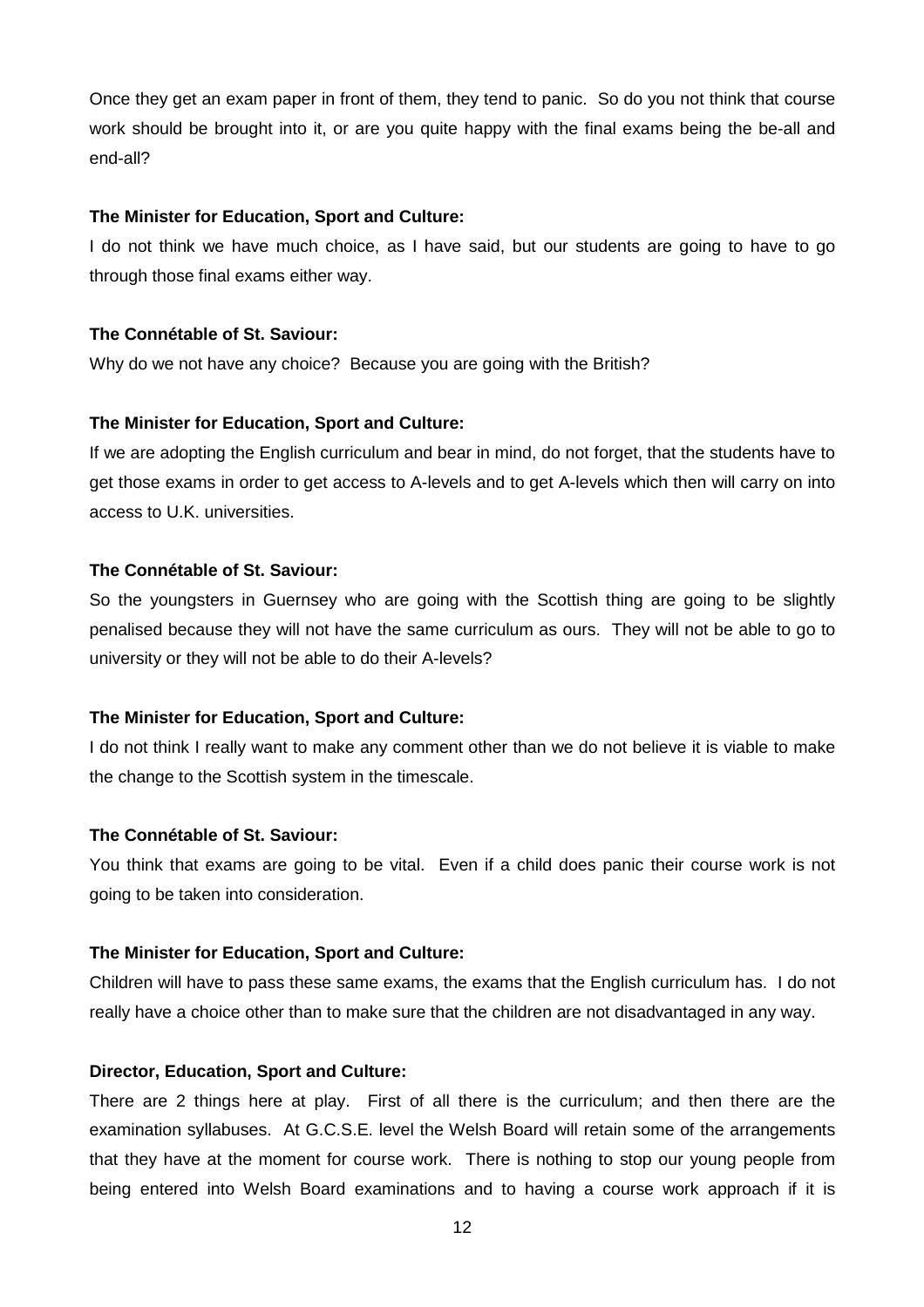Once they get an exam paper in front of them, they tend to panic. So do you not think that course work should be brought into it, or are you quite happy with the final exams being the be-all and end-all?

**The Minister for Education, Sport and Culture:**

I do not think we have much choice, as I have said, but our students are going to have to go through those final exams either way.

**The Connétable of St. Saviour:**

Why do we not have any choice? Because you are going with the British?

**The Minister for Education, Sport and Culture:**

If we are adopting the English curriculum and bear in mind, do not forget, that the students have to get those exams in order to get access to A-levels and to get A-levels which then will carry on into access to U.K. universities.

**The Connétable of St. Saviour:**

So the youngsters in Guernsey who are going with the Scottish thing are going to be slightly penalised because they will not have the same curriculum as ours. They will not be able to go to university or they will not be able to do their A-levels?

**The Minister for Education, Sport and Culture:**

I do not think I really want to make any comment other than we do not believe it is viable to make the change to the Scottish system in the timescale.

**The Connétable of St. Saviour:**

You think that exams are going to be vital. Even if a child does panic their course work is not going to be taken into consideration.

**The Minister for Education, Sport and Culture:**

Children will have to pass these same exams, the exams that the English curriculum has. I do not really have a choice other than to make sure that the children are not disadvantaged in any way.

**Director, Education, Sport and Culture:**

There are 2 things here at play. First of all there is the curriculum; and then there are the examination syllabuses. At G.C.S.E. level the Welsh Board will retain some of the arrangements that they have at the moment for course work. There is nothing to stop our young people from being entered into Welsh Board examinations and to having a course work approach if it is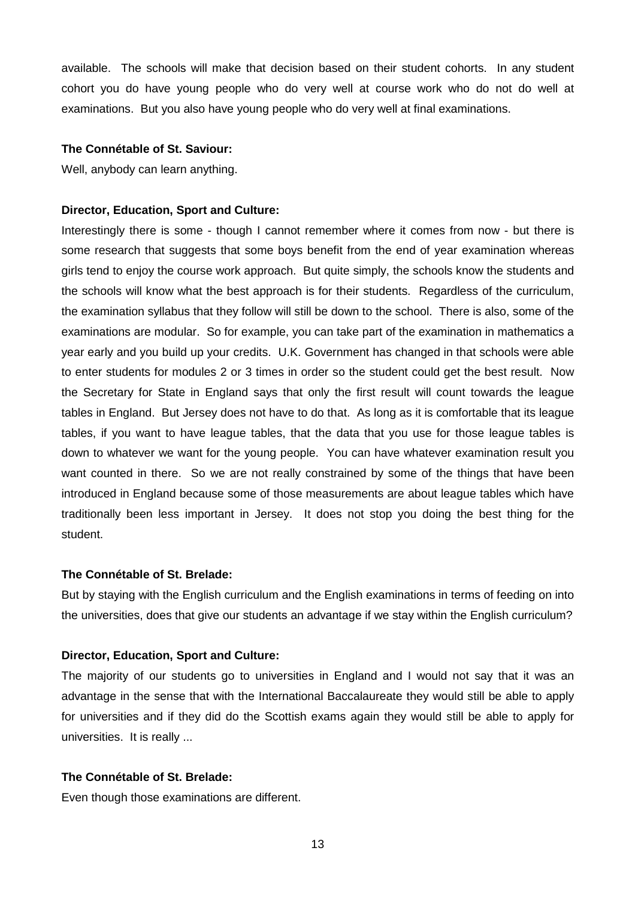available. The schools will make that decision based on their student cohorts. In any student cohort you do have young people who do very well at course work who do not do well at examinations. But you also have young people who do very well at final examinations.

**The Connétable of St. Saviour:**

Well, anybody can learn anything.

**Director, Education, Sport and Culture:**

Interestingly there is some - though I cannot remember where it comes from now - but there is some research that suggests that some boys benefit from the end of year examination whereas girls tend to enjoy the course work approach. But quite simply, the schools know the students and the schools will know what the best approach is for their students. Regardless of the curriculum, the examination syllabus that they follow will still be down to the school. There is also, some of the examinations are modular. So for example, you can take part of the examination in mathematics a year early and you build up your credits. U.K. Government has changed in that schools were able to enter students for modules 2 or 3 times in order so the student could get the best result. Now the Secretary for State in England says that only the first result will count towards the league tables in England. But Jersey does not have to do that. As long as it is comfortable that its league tables, if you want to have league tables, that the data that you use for those league tables is down to whatever we want for the young people. You can have whatever examination result you want counted in there. So we are not really constrained by some of the things that have been introduced in England because some of those measurements are about league tables which have traditionally been less important in Jersey. It does not stop you doing the best thing for the student.

**The Connétable of St. Brelade:**

But by staying with the English curriculum and the English examinations in terms of feeding on into the universities, does that give our students an advantage if we stay within the English curriculum?

**Director, Education, Sport and Culture:**

The majority of our students go to universities in England and I would not say that it was an advantage in the sense that with the International Baccalaureate they would still be able to apply for universities and if they did do the Scottish exams again they would still be able to apply for universities. It is really ...

**The Connétable of St. Brelade:**

Even though those examinations are different.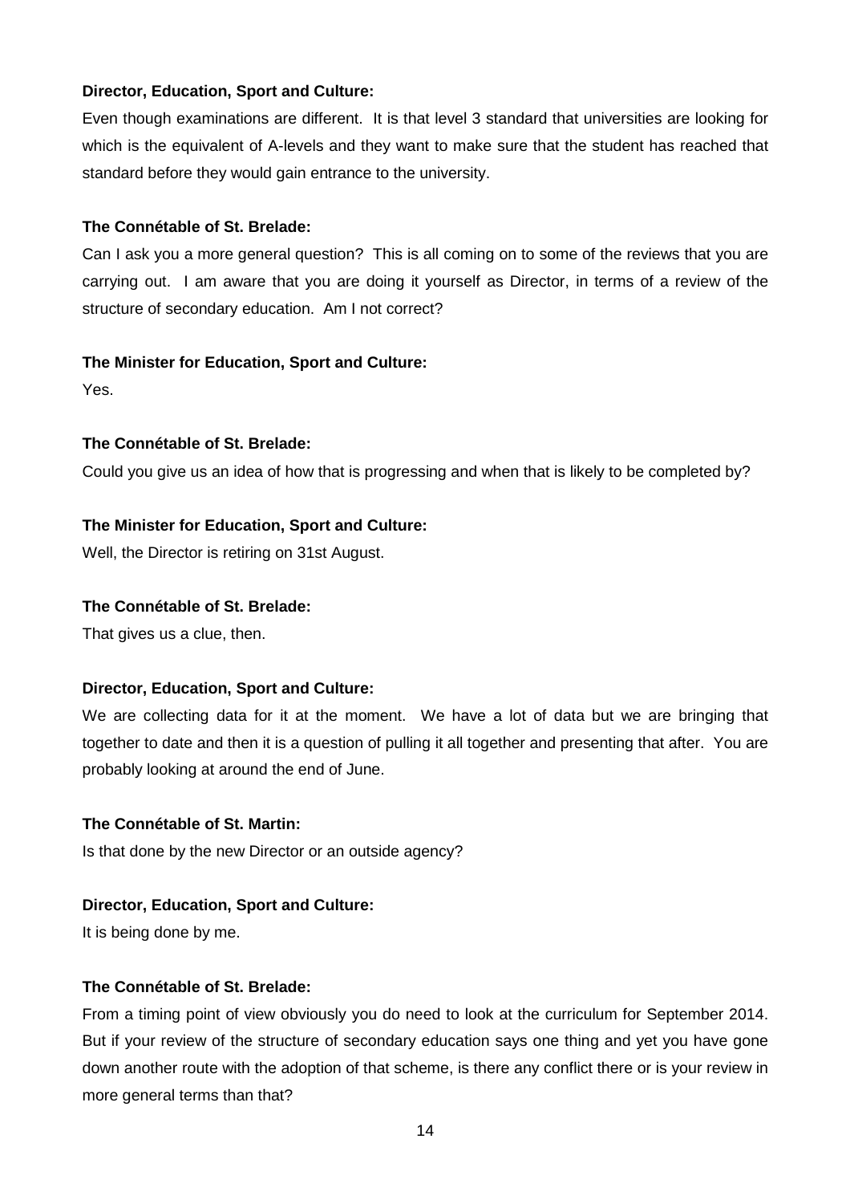**Director, Education, Sport and Culture:**

Even though examinations are different. It is that level 3 standard that universities are looking for which is the equivalent of A-levels and they want to make sure that the student has reached that standard before they would gain entrance to the university.

**The Connétable of St. Brelade:**

Can I ask you a more general question? This is all coming on to some of the reviews that you are carrying out. I am aware that you are doing it yourself as Director, in terms of a review of the structure of secondary education. Am I not correct?

**The Minister for Education, Sport and Culture:**

Yes.

**The Connétable of St. Brelade:**

Could you give us an idea of how that is progressing and when that is likely to be completed by?

**The Minister for Education, Sport and Culture:**

Well, the Director is retiring on 31st August.

**The Connétable of St. Brelade:**

That gives us a clue, then.

**Director, Education, Sport and Culture:**

We are collecting data for it at the moment. We have a lot of data but we are bringing that together to date and then it is a question of pulling it all together and presenting that after. You are probably looking at around the end of June.

**The Connétable of St. Martin:**

Is that done by the new Director or an outside agency?

**Director, Education, Sport and Culture:**

It is being done by me.

**The Connétable of St. Brelade:**

From a timing point of view obviously you do need to look at the curriculum for September 2014. But if your review of the structure of secondary education says one thing and yet you have gone down another route with the adoption of that scheme, is there any conflict there or is your review in more general terms than that?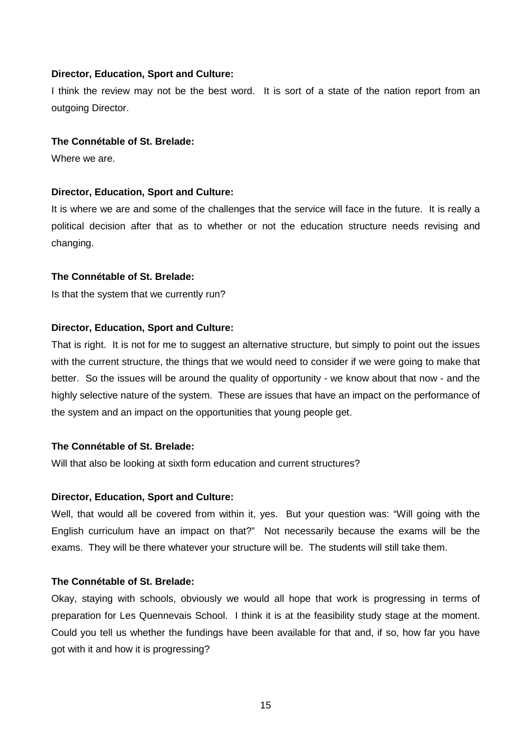**Director, Education, Sport and Culture:**

I think the review may not be the best word. It is sort of a state of the nation report from an outgoing Director.

**The Connétable of St. Brelade:**

Where we are.

**Director, Education, Sport and Culture:**

It is where we are and some of the challenges that the service will face in the future. It is really a political decision after that as to whether or not the education structure needs revising and changing.

**The Connétable of St. Brelade:**

Is that the system that we currently run?

**Director, Education, Sport and Culture:**

That is right. It is not for me to suggest an alternative structure, but simply to point out the issues with the current structure, the things that we would need to consider if we were going to make that better. So the issues will be around the quality of opportunity - we know about that now - and the highly selective nature of the system. These are issues that have an impact on the performance of the system and an impact on the opportunities that young people get.

**The Connétable of St. Brelade:**

Will that also be looking at sixth form education and current structures?

**Director, Education, Sport and Culture:**

Well, that would all be covered from within it, yes. But your question was: "Will going with the English curriculum have an impact on that?" Not necessarily because the exams will be the exams. They will be there whatever your structure will be. The students will still take them.

**The Connétable of St. Brelade:**

Okay, staying with schools, obviously we would all hope that work is progressing in terms of preparation for Les Quennevais School. I think it is at the feasibility study stage at the moment. Could you tell us whether the fundings have been available for that and, if so, how far you have got with it and how it is progressing?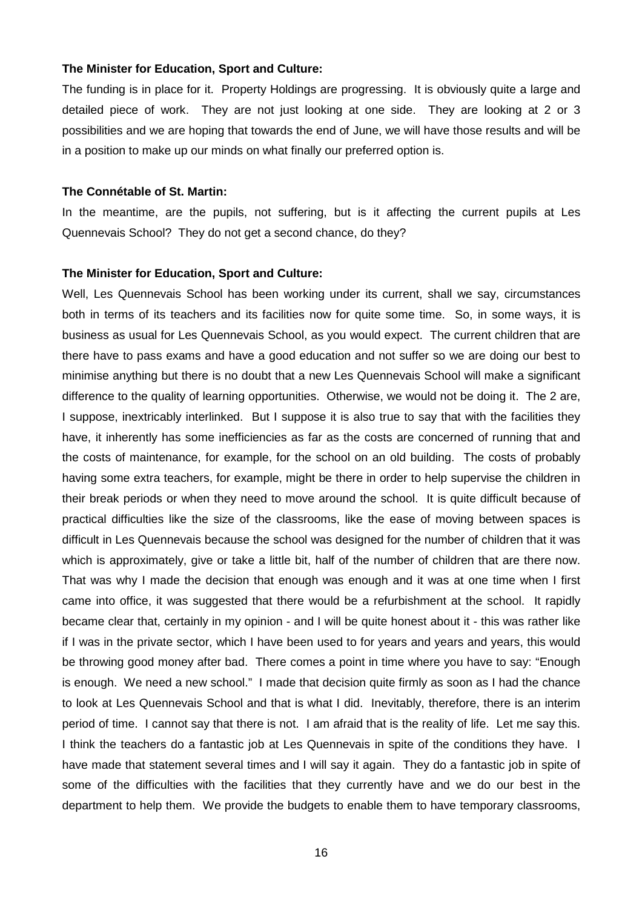**The Minister for Education, Sport and Culture:**

The funding is in place for it. Property Holdings are progressing. It is obviously quite a large and detailed piece of work. They are not just looking at one side. They are looking at 2 or 3 possibilities and we are hoping that towards the end of June, we will have those results and will be in a position to make up our minds on what finally our preferred option is.

**The Connétable of St. Martin:**

In the meantime, are the pupils, not suffering, but is it affecting the current pupils at Les Quennevais School? They do not get a second chance, do they?

**The Minister for Education, Sport and Culture:**

Well, Les Quennevais School has been working under its current, shall we say, circumstances both in terms of its teachers and its facilities now for quite some time. So, in some ways, it is business as usual for Les Quennevais School, as you would expect. The current children that are there have to pass exams and have a good education and not suffer so we are doing our best to minimise anything but there is no doubt that a new Les Quennevais School will make a significant difference to the quality of learning opportunities. Otherwise, we would not be doing it. The 2 are, I suppose, inextricably interlinked. But I suppose it is also true to say that with the facilities they have, it inherently has some inefficiencies as far as the costs are concerned of running that and the costs of maintenance, for example, for the school on an old building. The costs of probably having some extra teachers, for example, might be there in order to help supervise the children in their break periods or when they need to move around the school. It is quite difficult because of practical difficulties like the size of the classrooms, like the ease of moving between spaces is difficult in Les Quennevais because the school was designed for the number of children that it was which is approximately, give or take a little bit, half of the number of children that are there now. That was why I made the decision that enough was enough and it was at one time when I first came into office, it was suggested that there would be a refurbishment at the school. It rapidly became clear that, certainly in my opinion - and I will be quite honest about it - this was rather like if I was in the private sector, which I have been used to for years and years and years, this would be throwing good money after bad. There comes a point in time where you have to say: "Enough is enough. We need a new school." I made that decision quite firmly as soon as I had the chance to look at Les Quennevais School and that is what I did. Inevitably, therefore, there is an interim period of time. I cannot say that there is not. I am afraid that is the reality of life. Let me say this. I think the teachers do a fantastic job at Les Quennevais in spite of the conditions they have. I have made that statement several times and I will say it again. They do a fantastic job in spite of some of the difficulties with the facilities that they currently have and we do our best in the department to help them. We provide the budgets to enable them to have temporary classrooms,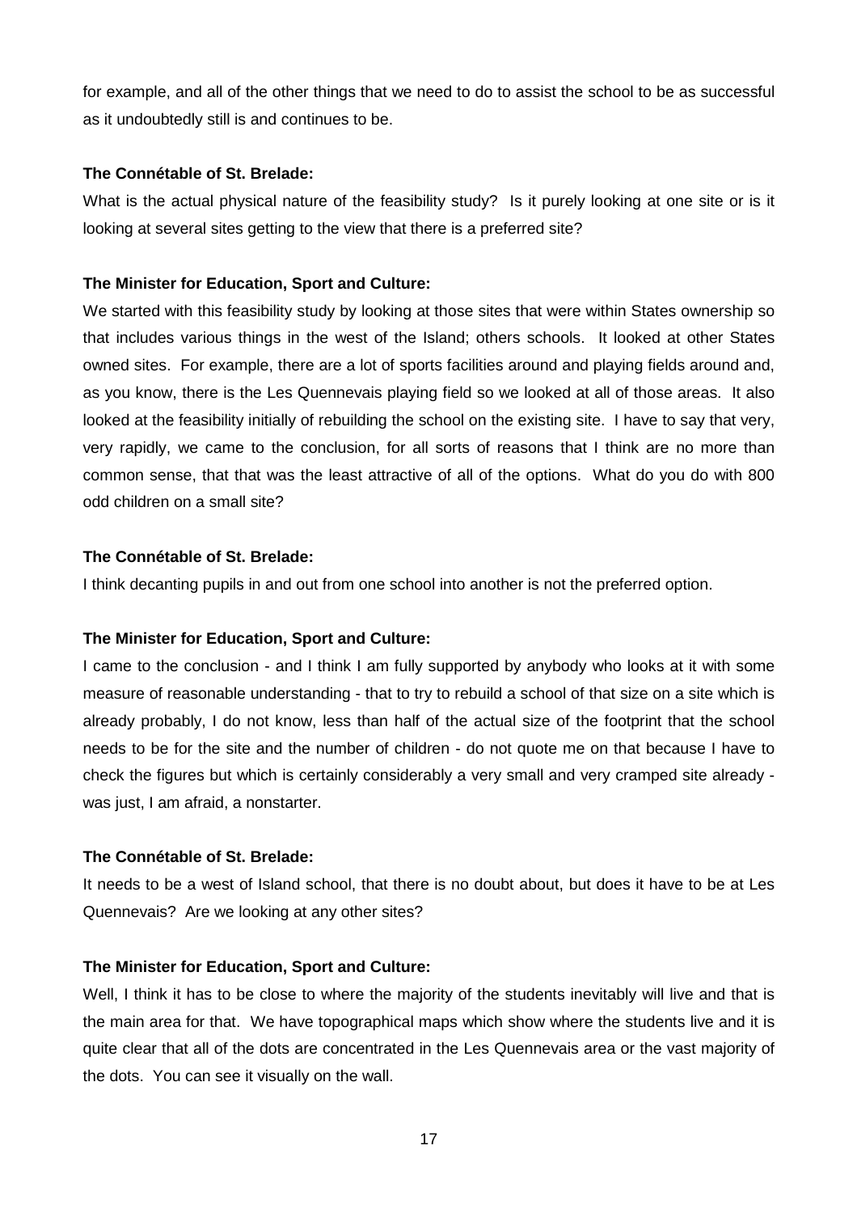for example, and all of the other things that we need to do to assist the school to be as successful as it undoubtedly still is and continues to be.

**The Connétable of St. Brelade:**

What is the actual physical nature of the feasibility study? Is it purely looking at one site or is it looking at several sites getting to the view that there is a preferred site?

**The Minister for Education, Sport and Culture:**

We started with this feasibility study by looking at those sites that were within States ownership so that includes various things in the west of the Island; others schools. It looked at other States owned sites. For example, there are a lot of sports facilities around and playing fields around and, as you know, there is the Les Quennevais playing field so we looked at all of those areas. It also looked at the feasibility initially of rebuilding the school on the existing site. I have to say that very, very rapidly, we came to the conclusion, for all sorts of reasons that I think are no more than common sense, that that was the least attractive of all of the options. What do you do with 800 odd children on a small site?

**The Connétable of St. Brelade:**

I think decanting pupils in and out from one school into another is not the preferred option.

**The Minister for Education, Sport and Culture:**

I came to the conclusion - and I think I am fully supported by anybody who looks at it with some measure of reasonable understanding - that to try to rebuild a school of that size on a site which is already probably, I do not know, less than half of the actual size of the footprint that the school needs to be for the site and the number of children - do not quote me on that because I have to check the figures but which is certainly considerably a very small and very cramped site already - was just, I am afraid, a nonstarter.

**The Connétable of St. Brelade:**

It needs to be a west of Island school, that there is no doubt about, but does it have to be at Les Quennevais? Are we looking at any other sites?

**The Minister for Education, Sport and Culture:**

Well, I think it has to be close to where the majority of the students inevitably will live and that is the main area for that. We have topographical maps which show where the students live and it is quite clear that all of the dots are concentrated in the Les Quennevais area or the vast majority of the dots. You can see it visually on the wall.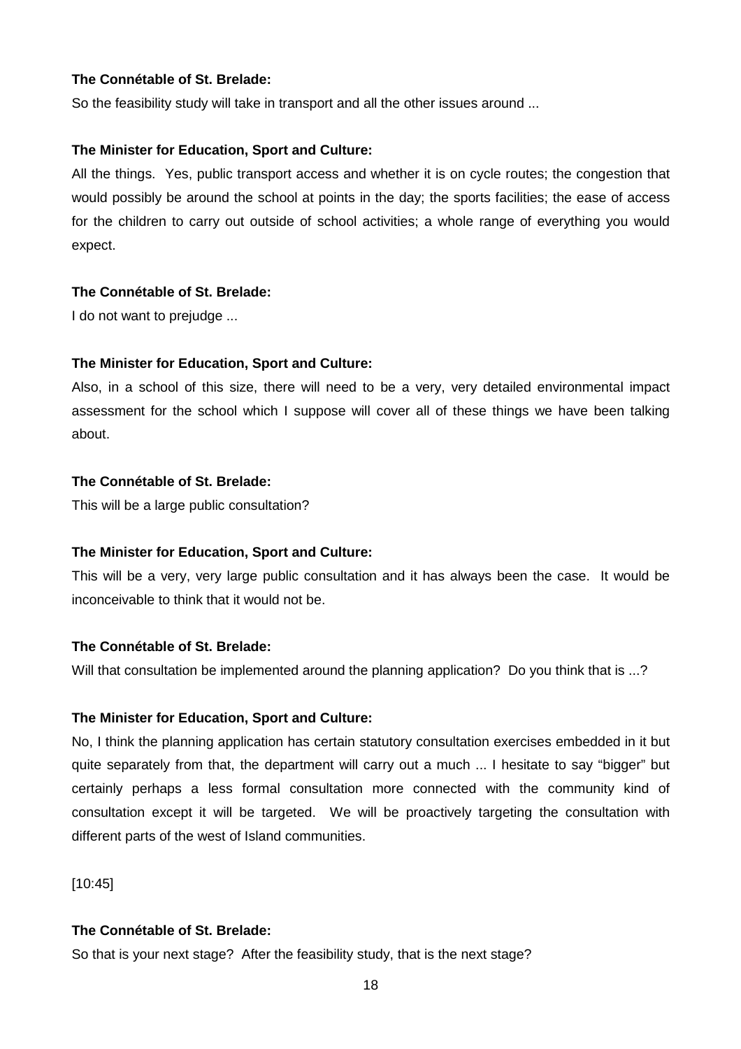**The Connétable of St. Brelade:**

So the feasibility study will take in transport and all the other issues around ...

**The Minister for Education, Sport and Culture:**

All the things. Yes, public transport access and whether it is on cycle routes; the congestion that would possibly be around the school at points in the day; the sports facilities; the ease of access for the children to carry out outside of school activities; a whole range of everything you would expect.

**The Connétable of St. Brelade:**

I do not want to prejudge ...

**The Minister for Education, Sport and Culture:**

Also, in a school of this size, there will need to be a very, very detailed environmental impact assessment for the school which I suppose will cover all of these things we have been talking about.

**The Connétable of St. Brelade:**

This will be a large public consultation?

**The Minister for Education, Sport and Culture:**

This will be a very, very large public consultation and it has always been the case. It would be inconceivable to think that it would not be.

**The Connétable of St. Brelade:**

Will that consultation be implemented around the planning application? Do you think that is ...?

**The Minister for Education, Sport and Culture:**

No, I think the planning application has certain statutory consultation exercises embedded in it but quite separately from that, the department will carry out a much ... I hesitate to say "bigger" but certainly perhaps a less formal consultation more connected with the community kind of consultation except it will be targeted. We will be proactively targeting the consultation with different parts of the west of Island communities.

[10:45]

**The Connétable of St. Brelade:**

So that is your next stage? After the feasibility study, that is the next stage?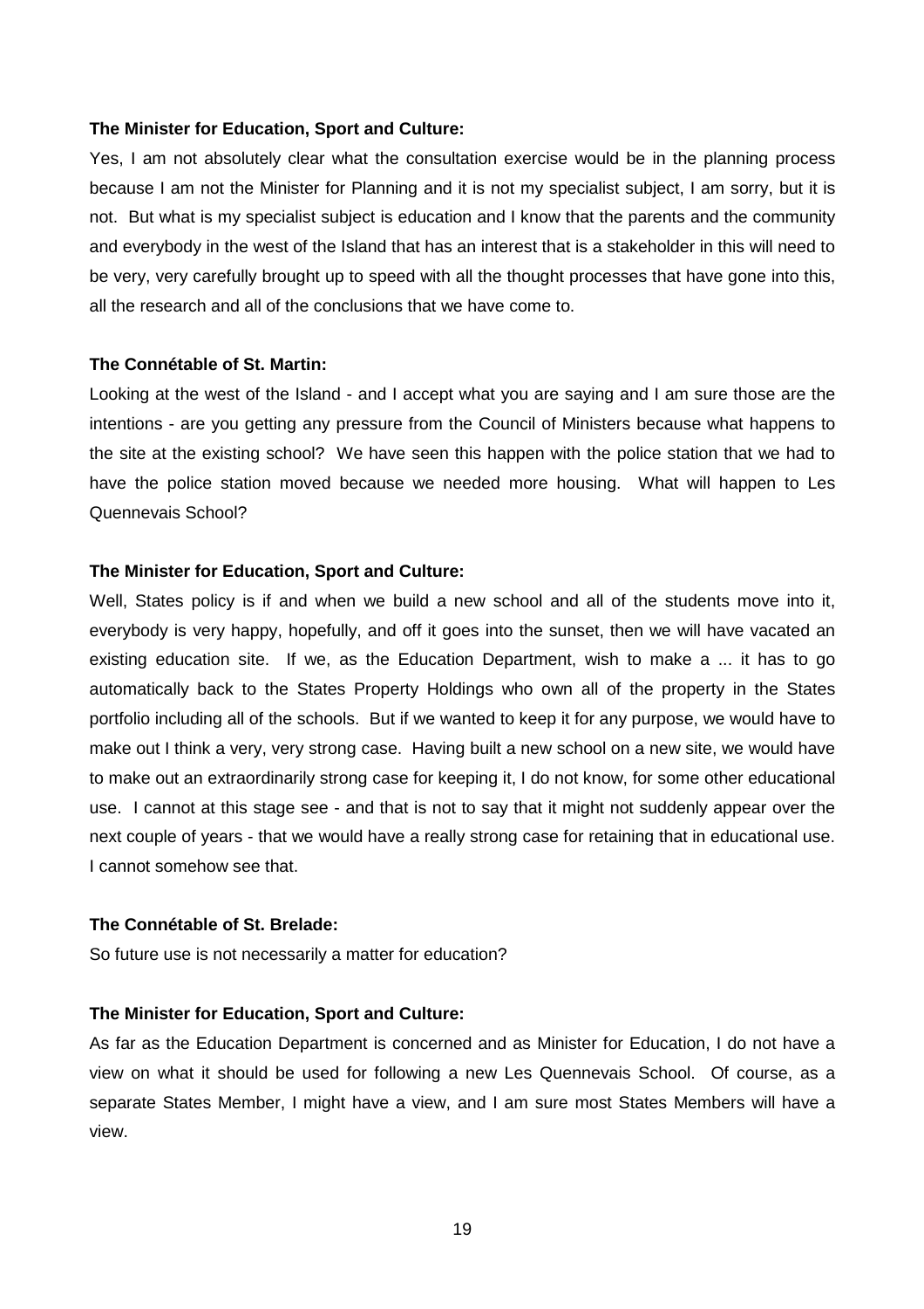**The Minister for Education, Sport and Culture:**

Yes, I am not absolutely clear what the consultation exercise would be in the planning process because I am not the Minister for Planning and it is not my specialist subject, I am sorry, but it is not. But what is my specialist subject is education and I know that the parents and the community and everybody in the west of the Island that has an interest that is a stakeholder in this will need to be very, very carefully brought up to speed with all the thought processes that have gone into this, all the research and all of the conclusions that we have come to.

**The Connétable of St. Martin:**

Looking at the west of the Island - and I accept what you are saying and I am sure those are the intentions - are you getting any pressure from the Council of Ministers because what happens to the site at the existing school? We have seen this happen with the police station that we had to have the police station moved because we needed more housing. What will happen to Les Quennevais School?

**The Minister for Education, Sport and Culture:**

Well, States policy is if and when we build a new school and all of the students move into it, everybody is very happy, hopefully, and off it goes into the sunset, then we will have vacated an existing education site. If we, as the Education Department, wish to make a ... it has to go automatically back to the States Property Holdings who own all of the property in the States portfolio including all of the schools. But if we wanted to keep it for any purpose, we would have to make out I think a very, very strong case. Having built a new school on a new site, we would have to make out an extraordinarily strong case for keeping it, I do not know, for some other educational use. I cannot at this stage see - and that is not to say that it might not suddenly appear over the next couple of years - that we would have a really strong case for retaining that in educational use. I cannot somehow see that.

**The Connétable of St. Brelade:**

So future use is not necessarily a matter for education?

**The Minister for Education, Sport and Culture:**

As far as the Education Department is concerned and as Minister for Education, I do not have a view on what it should be used for following a new Les Quennevais School. Of course, as a separate States Member, I might have a view, and I am sure most States Members will have a view.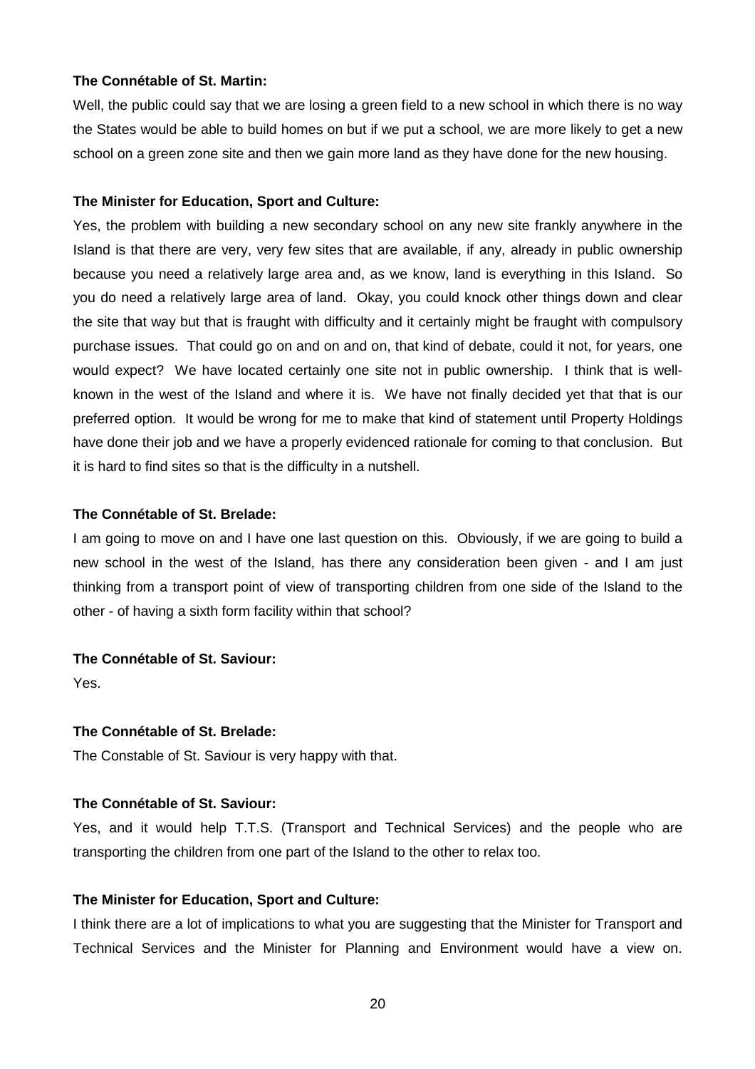**The Connétable of St. Martin:**

Well, the public could say that we are losing a green field to a new school in which there is no way the States would be able to build homes on but if we put a school, we are more likely to get a new school on a green zone site and then we gain more land as they have done for the new housing.

**The Minister for Education, Sport and Culture:**

Yes, the problem with building a new secondary school on any new site frankly anywhere in the Island is that there are very, very few sites that are available, if any, already in public ownership because you need a relatively large area and, as we know, land is everything in this Island. So you do need a relatively large area of land. Okay, you could knock other things down and clear the site that way but that is fraught with difficulty and it certainly might be fraught with compulsory purchase issues. That could go on and on and on, that kind of debate, could it not, for years, one would expect? We have located certainly one site not in public ownership. I think that is well-known in the west of the Island and where it is. We have not finally decided yet that that is our preferred option. It would be wrong for me to make that kind of statement until Property Holdings have done their job and we have a properly evidenced rationale for coming to that conclusion. But it is hard to find sites so that is the difficulty in a nutshell.

**The Connétable of St. Brelade:**

I am going to move on and I have one last question on this. Obviously, if we are going to build a new school in the west of the Island, has there any consideration been given - and I am just thinking from a transport point of view of transporting children from one side of the Island to the other - of having a sixth form facility within that school?

**The Connétable of St. Saviour:**

Yes.

**The Connétable of St. Brelade:**

The Constable of St. Saviour is very happy with that.

**The Connétable of St. Saviour:**

Yes, and it would help T.T.S. (Transport and Technical Services) and the people who are transporting the children from one part of the Island to the other to relax too.

**The Minister for Education, Sport and Culture:**

I think there are a lot of implications to what you are suggesting that the Minister for Transport and Technical Services and the Minister for Planning and Environment would have a view on.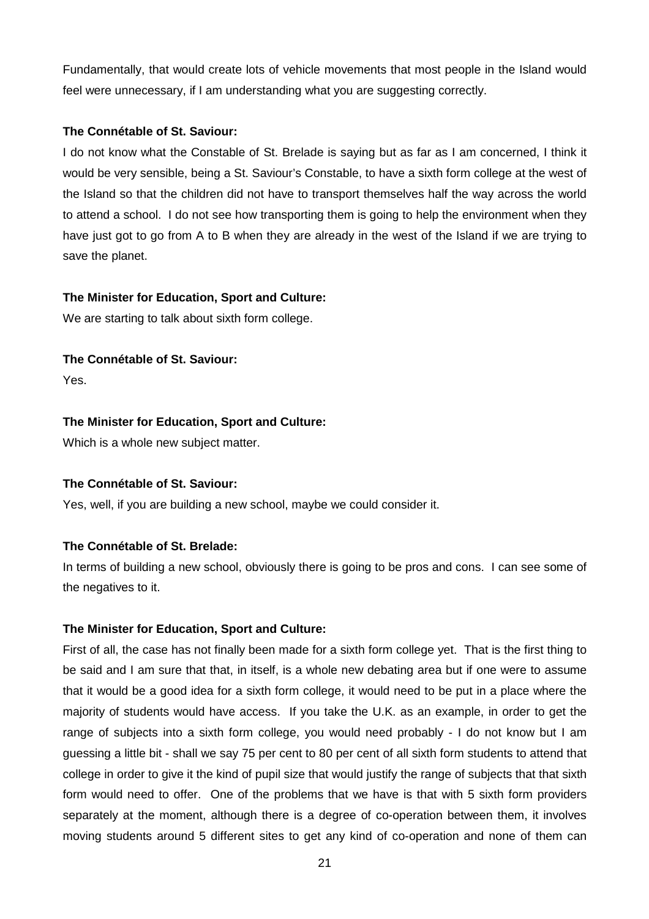Fundamentally, that would create lots of vehicle movements that most people in the Island would feel were unnecessary, if I am understanding what you are suggesting correctly.

**The Connétable of St. Saviour:**

I do not know what the Constable of St. Brelade is saying but as far as I am concerned, I think it would be very sensible, being a St. Saviour's Constable, to have a sixth form college at the west of the Island so that the children did not have to transport themselves half the way across the world to attend a school. I do not see how transporting them is going to help the environment when they have just got to go from A to B when they are already in the west of the Island if we are trying to save the planet.

**The Minister for Education, Sport and Culture:**

We are starting to talk about sixth form college.

**The Connétable of St. Saviour:**

Yes.

**The Minister for Education, Sport and Culture:**

Which is a whole new subject matter.

**The Connétable of St. Saviour:**

Yes, well, if you are building a new school, maybe we could consider it.

**The Connétable of St. Brelade:**

In terms of building a new school, obviously there is going to be pros and cons. I can see some of the negatives to it.

**The Minister for Education, Sport and Culture:**

First of all, the case has not finally been made for a sixth form college yet. That is the first thing to be said and I am sure that that, in itself, is a whole new debating area but if one were to assume that it would be a good idea for a sixth form college, it would need to be put in a place where the majority of students would have access. If you take the U.K. as an example, in order to get the range of subjects into a sixth form college, you would need probably - I do not know but I am guessing a little bit - shall we say 75 per cent to 80 per cent of all sixth form students to attend that college in order to give it the kind of pupil size that would justify the range of subjects that that sixth form would need to offer. One of the problems that we have is that with 5 sixth form providers separately at the moment, although there is a degree of co-operation between them, it involves moving students around 5 different sites to get any kind of co-operation and none of them can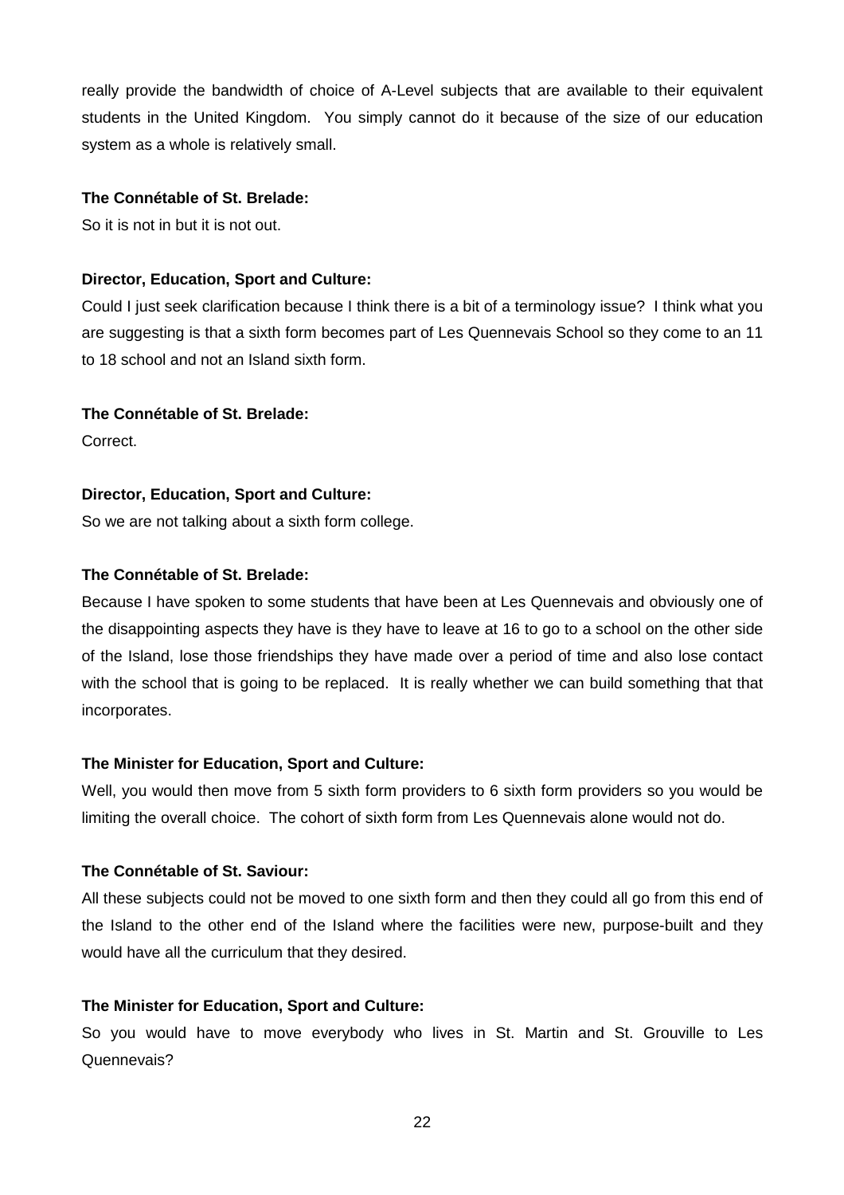really provide the bandwidth of choice of A-Level subjects that are available to their equivalent students in the United Kingdom. You simply cannot do it because of the size of our education system as a whole is relatively small.

**The Connétable of St. Brelade:**

So it is not in but it is not out.

**Director, Education, Sport and Culture:**

Could I just seek clarification because I think there is a bit of a terminology issue? I think what you are suggesting is that a sixth form becomes part of Les Quennevais School so they come to an 11 to 18 school and not an Island sixth form.

**The Connétable of St. Brelade:**

Correct.

**Director, Education, Sport and Culture:**

So we are not talking about a sixth form college.

**The Connétable of St. Brelade:**

Because I have spoken to some students that have been at Les Quennevais and obviously one of the disappointing aspects they have is they have to leave at 16 to go to a school on the other side of the Island, lose those friendships they have made over a period of time and also lose contact with the school that is going to be replaced. It is really whether we can build something that that incorporates.

**The Minister for Education, Sport and Culture:**

Well, you would then move from 5 sixth form providers to 6 sixth form providers so you would be limiting the overall choice. The cohort of sixth form from Les Quennevais alone would not do.

**The Connétable of St. Saviour:**

All these subjects could not be moved to one sixth form and then they could all go from this end of the Island to the other end of the Island where the facilities were new, purpose-built and they would have all the curriculum that they desired.

**The Minister for Education, Sport and Culture:**

So you would have to move everybody who lives in St. Martin and St. Grouville to Les Quennevais?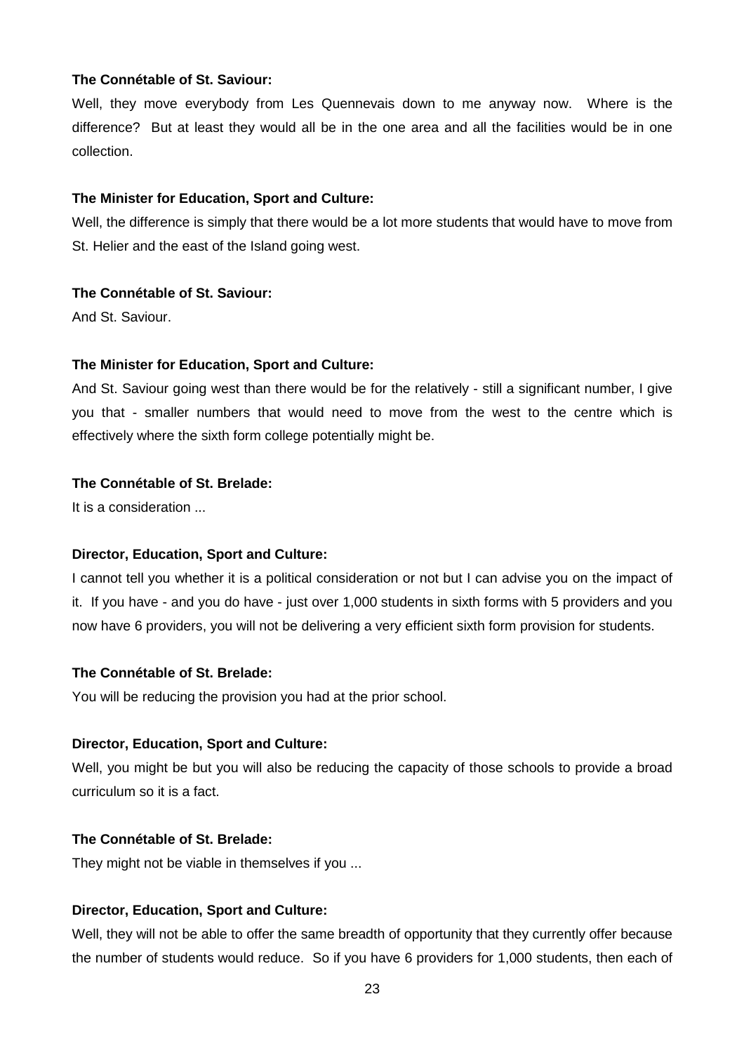**The Connétable of St. Saviour:**

Well, they move everybody from Les Quennevais down to me anyway now. Where is the difference? But at least they would all be in the one area and all the facilities would be in one collection.

**The Minister for Education, Sport and Culture:**

Well, the difference is simply that there would be a lot more students that would have to move from St. Helier and the east of the Island going west.

**The Connétable of St. Saviour:**

And St. Saviour.

**The Minister for Education, Sport and Culture:**

And St. Saviour going west than there would be for the relatively - still a significant number, I give you that - smaller numbers that would need to move from the west to the centre which is effectively where the sixth form college potentially might be.

**The Connétable of St. Brelade:**

It is a consideration ...

**Director, Education, Sport and Culture:**

I cannot tell you whether it is a political consideration or not but I can advise you on the impact of it. If you have - and you do have - just over 1,000 students in sixth forms with 5 providers and you now have 6 providers, you will not be delivering a very efficient sixth form provision for students.

**The Connétable of St. Brelade:**

You will be reducing the provision you had at the prior school.

**Director, Education, Sport and Culture:**

Well, you might be but you will also be reducing the capacity of those schools to provide a broad curriculum so it is a fact.

**The Connétable of St. Brelade:**

They might not be viable in themselves if you ...

**Director, Education, Sport and Culture:**

Well, they will not be able to offer the same breadth of opportunity that they currently offer because the number of students would reduce. So if you have 6 providers for 1,000 students, then each of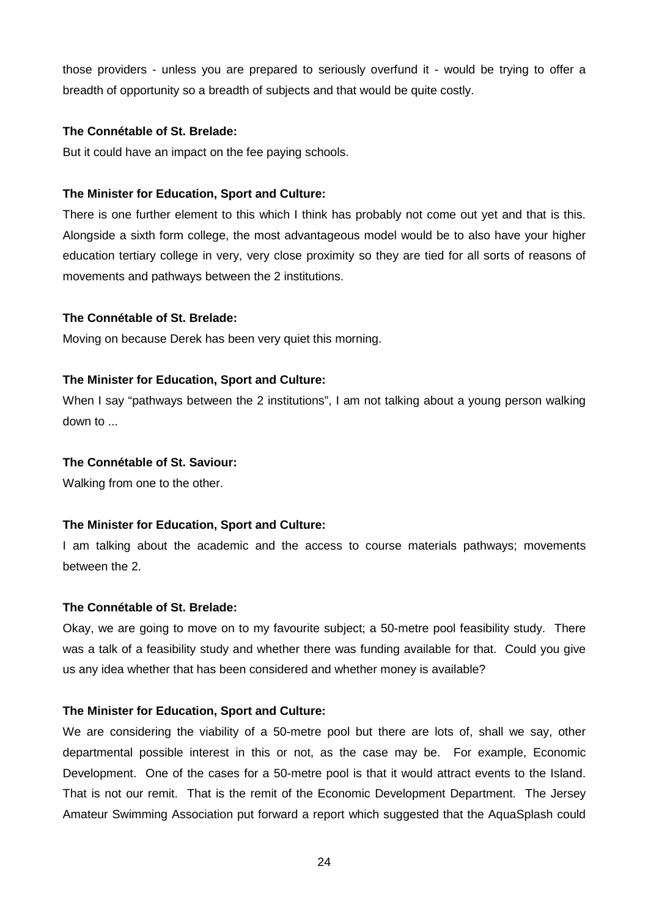those providers - unless you are prepared to seriously overfund it - would be trying to offer a breadth of opportunity so a breadth of subjects and that would be quite costly.

**The Connétable of St. Brelade:**

But it could have an impact on the fee paying schools.

**The Minister for Education, Sport and Culture:**

There is one further element to this which I think has probably not come out yet and that is this. Alongside a sixth form college, the most advantageous model would be to also have your higher education tertiary college in very, very close proximity so they are tied for all sorts of reasons of movements and pathways between the 2 institutions.

**The Connétable of St. Brelade:**

Moving on because Derek has been very quiet this morning.

**The Minister for Education, Sport and Culture:**

When I say "pathways between the 2 institutions", I am not talking about a young person walking down to ...

**The Connétable of St. Saviour:**

Walking from one to the other.

**The Minister for Education, Sport and Culture:**

I am talking about the academic and the access to course materials pathways; movements between the 2.

**The Connétable of St. Brelade:**

Okay, we are going to move on to my favourite subject; a 50-metre pool feasibility study. There was a talk of a feasibility study and whether there was funding available for that. Could you give us any idea whether that has been considered and whether money is available?

**The Minister for Education, Sport and Culture:**

We are considering the viability of a 50-metre pool but there are lots of, shall we say, other departmental possible interest in this or not, as the case may be. For example, Economic Development. One of the cases for a 50-metre pool is that it would attract events to the Island. That is not our remit. That is the remit of the Economic Development Department. The Jersey Amateur Swimming Association put forward a report which suggested that the AquaSplash could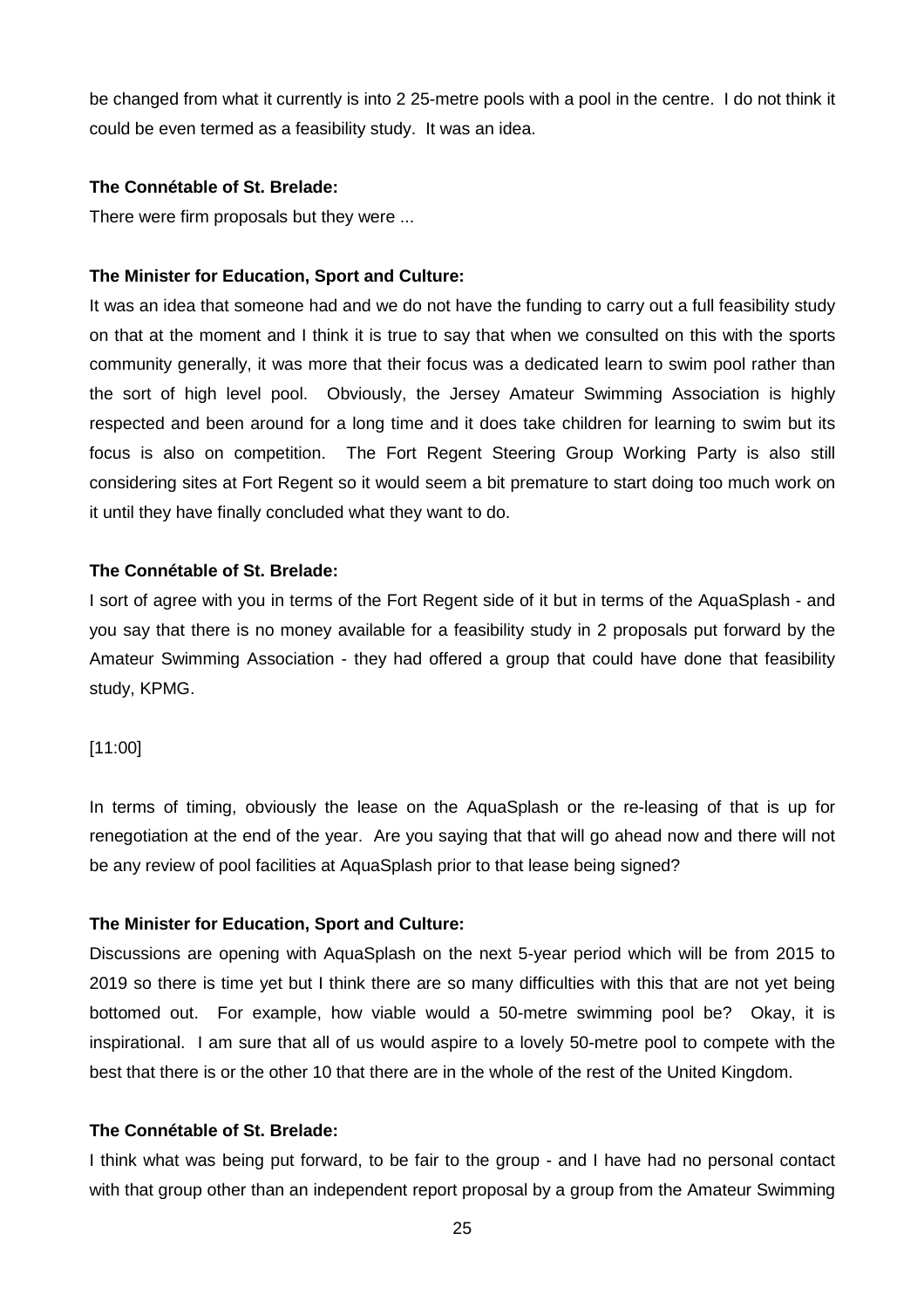be changed from what it currently is into 2 25-metre pools with a pool in the centre. I do not think it could be even termed as a feasibility study. It was an idea.

**The Connétable of St. Brelade:**

There were firm proposals but they were ...

**The Minister for Education, Sport and Culture:**

It was an idea that someone had and we do not have the funding to carry out a full feasibility study on that at the moment and I think it is true to say that when we consulted on this with the sports community generally, it was more that their focus was a dedicated learn to swim pool rather than the sort of high level pool. Obviously, the Jersey Amateur Swimming Association is highly respected and been around for a long time and it does take children for learning to swim but its focus is also on competition. The Fort Regent Steering Group Working Party is also still considering sites at Fort Regent so it would seem a bit premature to start doing too much work on it until they have finally concluded what they want to do.

**The Connétable of St. Brelade:**

I sort of agree with you in terms of the Fort Regent side of it but in terms of the AquaSplash - and you say that there is no money available for a feasibility study in 2 proposals put forward by the Amateur Swimming Association - they had offered a group that could have done that feasibility study, KPMG.

[11:00]

In terms of timing, obviously the lease on the AquaSplash or the re-leasing of that is up for renegotiation at the end of the year. Are you saying that that will go ahead now and there will not be any review of pool facilities at AquaSplash prior to that lease being signed?

**The Minister for Education, Sport and Culture:**

Discussions are opening with AquaSplash on the next 5-year period which will be from 2015 to 2019 so there is time yet but I think there are so many difficulties with this that are not yet being bottomed out. For example, how viable would a 50-metre swimming pool be? Okay, it is inspirational. I am sure that all of us would aspire to a lovely 50-metre pool to compete with the best that there is or the other 10 that there are in the whole of the rest of the United Kingdom.

**The Connétable of St. Brelade:**

I think what was being put forward, to be fair to the group - and I have had no personal contact with that group other than an independent report proposal by a group from the Amateur Swimming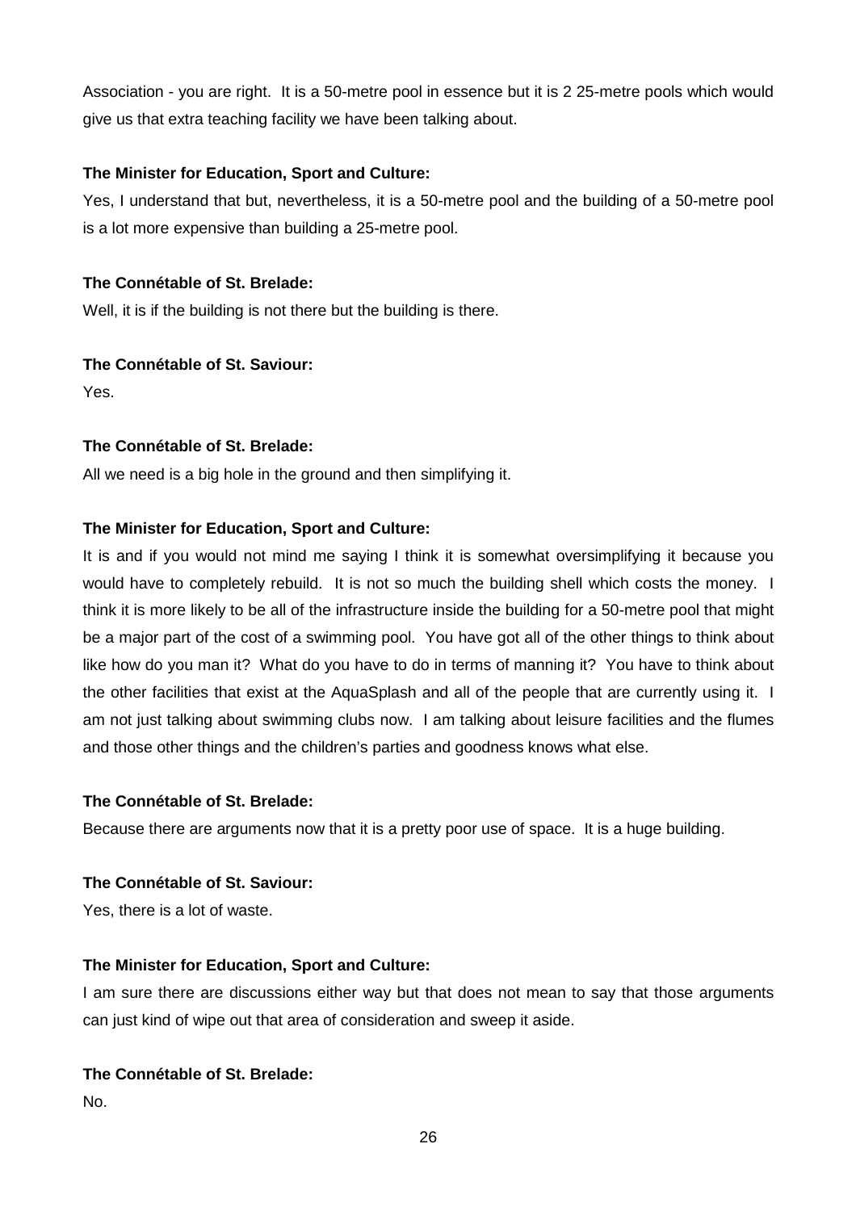Association - you are right. It is a 50-metre pool in essence but it is 2 25-metre pools which would give us that extra teaching facility we have been talking about.

**The Minister for Education, Sport and Culture:**

Yes, I understand that but, nevertheless, it is a 50-metre pool and the building of a 50-metre pool is a lot more expensive than building a 25-metre pool.

**The Connétable of St. Brelade:**

Well, it is if the building is not there but the building is there.

**The Connétable of St. Saviour:**

Yes.

**The Connétable of St. Brelade:**

All we need is a big hole in the ground and then simplifying it.

**The Minister for Education, Sport and Culture:**

It is and if you would not mind me saying I think it is somewhat oversimplifying it because you would have to completely rebuild. It is not so much the building shell which costs the money. I think it is more likely to be all of the infrastructure inside the building for a 50-metre pool that might be a major part of the cost of a swimming pool. You have got all of the other things to think about like how do you man it? What do you have to do in terms of manning it? You have to think about the other facilities that exist at the AquaSplash and all of the people that are currently using it. I am not just talking about swimming clubs now. I am talking about leisure facilities and the flumes and those other things and the children's parties and goodness knows what else.

**The Connétable of St. Brelade:**

Because there are arguments now that it is a pretty poor use of space. It is a huge building.

**The Connétable of St. Saviour:**

Yes, there is a lot of waste.

**The Minister for Education, Sport and Culture:**

I am sure there are discussions either way but that does not mean to say that those arguments can just kind of wipe out that area of consideration and sweep it aside.

**The Connétable of St. Brelade:**

No.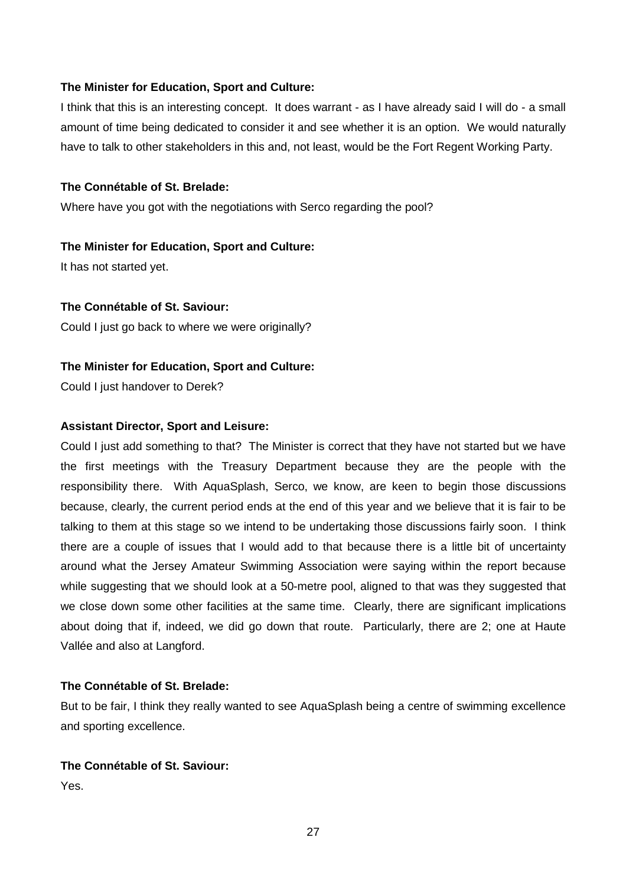**The Minister for Education, Sport and Culture:**

I think that this is an interesting concept. It does warrant - as I have already said I will do - a small amount of time being dedicated to consider it and see whether it is an option. We would naturally have to talk to other stakeholders in this and, not least, would be the Fort Regent Working Party.

**The Connétable of St. Brelade:**

Where have you got with the negotiations with Serco regarding the pool?

**The Minister for Education, Sport and Culture:**

It has not started yet.

**The Connétable of St. Saviour:**

Could I just go back to where we were originally?

**The Minister for Education, Sport and Culture:**

Could I just handover to Derek?

**Assistant Director, Sport and Leisure:**

Could I just add something to that? The Minister is correct that they have not started but we have the first meetings with the Treasury Department because they are the people with the responsibility there. With AquaSplash, Serco, we know, are keen to begin those discussions because, clearly, the current period ends at the end of this year and we believe that it is fair to be talking to them at this stage so we intend to be undertaking those discussions fairly soon. I think there are a couple of issues that I would add to that because there is a little bit of uncertainty around what the Jersey Amateur Swimming Association were saying within the report because while suggesting that we should look at a 50-metre pool, aligned to that was they suggested that we close down some other facilities at the same time. Clearly, there are significant implications about doing that if, indeed, we did go down that route. Particularly, there are 2; one at Haute Vallée and also at Langford.

**The Connétable of St. Brelade:**

But to be fair, I think they really wanted to see AquaSplash being a centre of swimming excellence and sporting excellence.

**The Connétable of St. Saviour:**

Yes.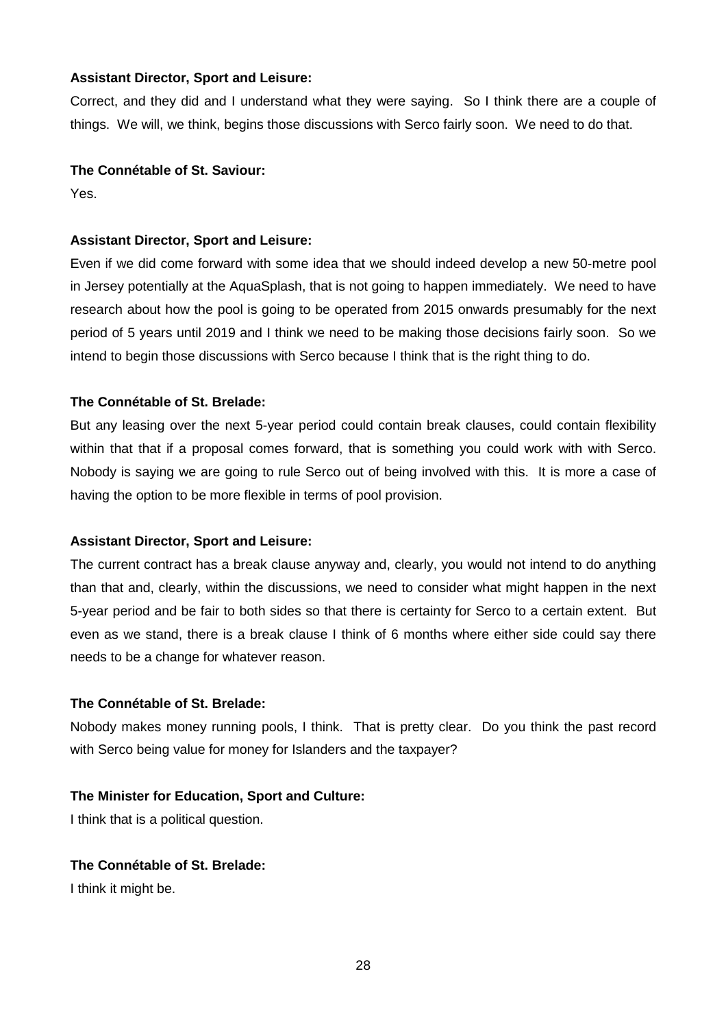**Assistant Director, Sport and Leisure:**

Correct, and they did and I understand what they were saying. So I think there are a couple of things. We will, we think, begins those discussions with Serco fairly soon. We need to do that.

**The Connétable of St. Saviour:**

Yes.

**Assistant Director, Sport and Leisure:**

Even if we did come forward with some idea that we should indeed develop a new 50-metre pool in Jersey potentially at the AquaSplash, that is not going to happen immediately. We need to have research about how the pool is going to be operated from 2015 onwards presumably for the next period of 5 years until 2019 and I think we need to be making those decisions fairly soon. So we intend to begin those discussions with Serco because I think that is the right thing to do.

**The Connétable of St. Brelade:**

But any leasing over the next 5-year period could contain break clauses, could contain flexibility within that that if a proposal comes forward, that is something you could work with with Serco. Nobody is saying we are going to rule Serco out of being involved with this. It is more a case of having the option to be more flexible in terms of pool provision.

**Assistant Director, Sport and Leisure:**

The current contract has a break clause anyway and, clearly, you would not intend to do anything than that and, clearly, within the discussions, we need to consider what might happen in the next 5-year period and be fair to both sides so that there is certainty for Serco to a certain extent. But even as we stand, there is a break clause I think of 6 months where either side could say there needs to be a change for whatever reason.

**The Connétable of St. Brelade:**

Nobody makes money running pools, I think. That is pretty clear. Do you think the past record with Serco being value for money for Islanders and the taxpayer?

**The Minister for Education, Sport and Culture:**

I think that is a political question.

**The Connétable of St. Brelade:**

I think it might be.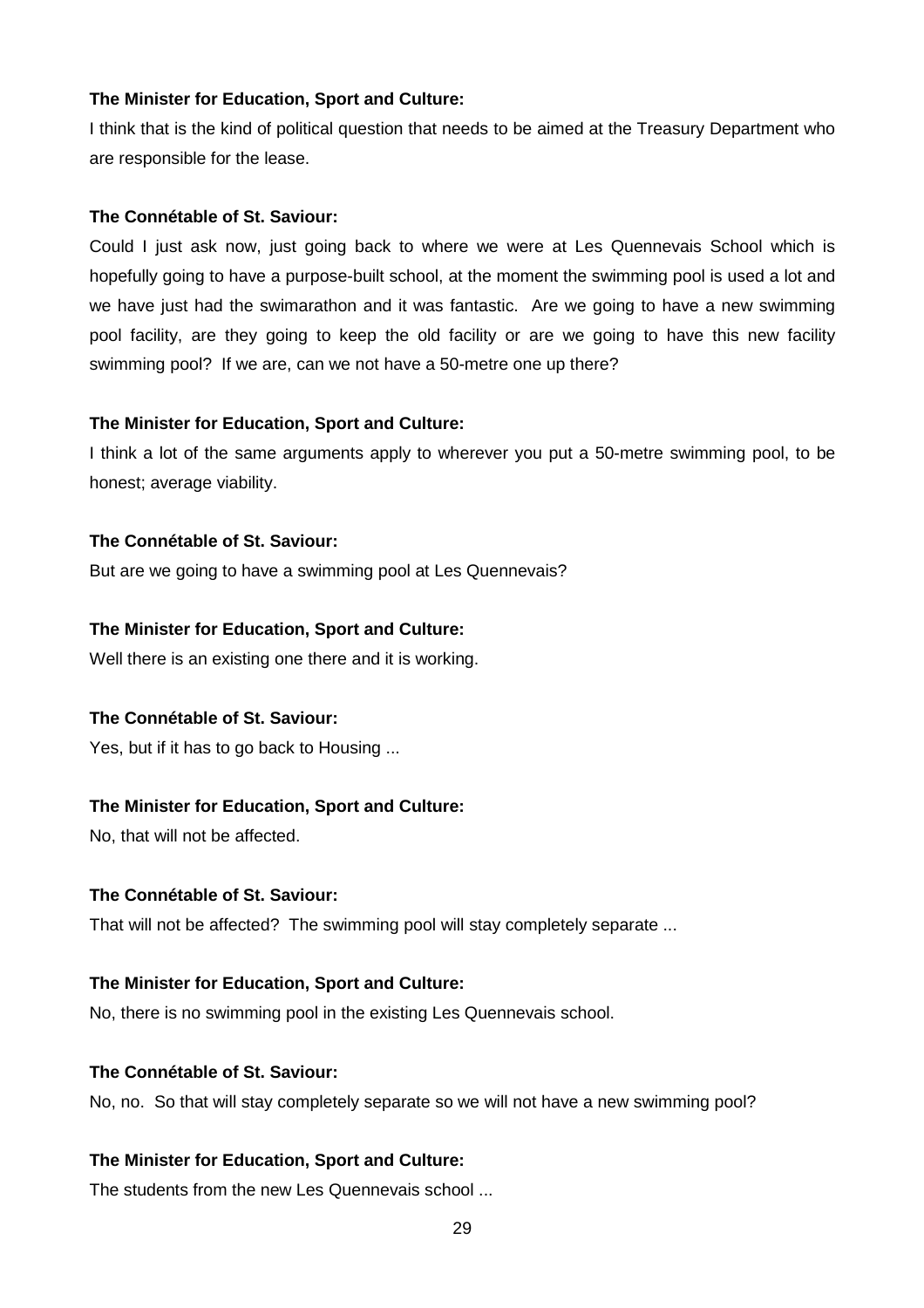**The Minister for Education, Sport and Culture:**

I think that is the kind of political question that needs to be aimed at the Treasury Department who are responsible for the lease.

**The Connétable of St. Saviour:**

Could I just ask now, just going back to where we were at Les Quennevais School which is hopefully going to have a purpose-built school, at the moment the swimming pool is used a lot and we have just had the swimarathon and it was fantastic. Are we going to have a new swimming pool facility, are they going to keep the old facility or are we going to have this new facility swimming pool? If we are, can we not have a 50-metre one up there?

**The Minister for Education, Sport and Culture:**

I think a lot of the same arguments apply to wherever you put a 50-metre swimming pool, to be honest; average viability.

**The Connétable of St. Saviour:**

But are we going to have a swimming pool at Les Quennevais?

**The Minister for Education, Sport and Culture:**

Well there is an existing one there and it is working.

**The Connétable of St. Saviour:**

Yes, but if it has to go back to Housing ...

**The Minister for Education, Sport and Culture:**

No, that will not be affected.

**The Connétable of St. Saviour:**

That will not be affected? The swimming pool will stay completely separate ...

**The Minister for Education, Sport and Culture:**

No, there is no swimming pool in the existing Les Quennevais school.

**The Connétable of St. Saviour:**

No, no. So that will stay completely separate so we will not have a new swimming pool?

**The Minister for Education, Sport and Culture:**

The students from the new Les Quennevais school ...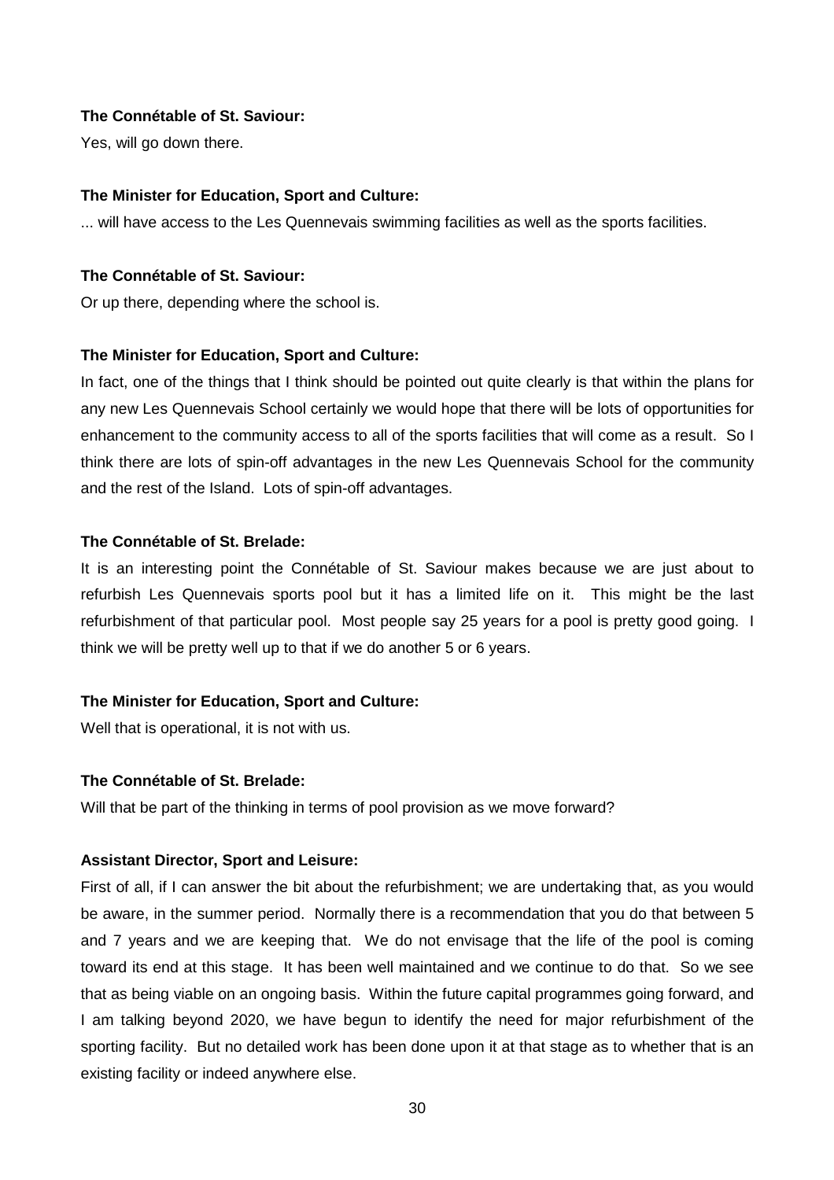**The Connétable of St. Saviour:**

Yes, will go down there.

**The Minister for Education, Sport and Culture:**

... will have access to the Les Quennevais swimming facilities as well as the sports facilities.

**The Connétable of St. Saviour:**

Or up there, depending where the school is.

**The Minister for Education, Sport and Culture:**

In fact, one of the things that I think should be pointed out quite clearly is that within the plans for any new Les Quennevais School certainly we would hope that there will be lots of opportunities for enhancement to the community access to all of the sports facilities that will come as a result. So I think there are lots of spin-off advantages in the new Les Quennevais School for the community and the rest of the Island. Lots of spin-off advantages.

**The Connétable of St. Brelade:**

It is an interesting point the Connétable of St. Saviour makes because we are just about to refurbish Les Quennevais sports pool but it has a limited life on it. This might be the last refurbishment of that particular pool. Most people say 25 years for a pool is pretty good going. I think we will be pretty well up to that if we do another 5 or 6 years.

**The Minister for Education, Sport and Culture:**

Well that is operational, it is not with us.

**The Connétable of St. Brelade:**

Will that be part of the thinking in terms of pool provision as we move forward?

**Assistant Director, Sport and Leisure:**

First of all, if I can answer the bit about the refurbishment; we are undertaking that, as you would be aware, in the summer period. Normally there is a recommendation that you do that between 5 and 7 years and we are keeping that. We do not envisage that the life of the pool is coming toward its end at this stage. It has been well maintained and we continue to do that. So we see that as being viable on an ongoing basis. Within the future capital programmes going forward, and I am talking beyond 2020, we have begun to identify the need for major refurbishment of the sporting facility. But no detailed work has been done upon it at that stage as to whether that is an existing facility or indeed anywhere else.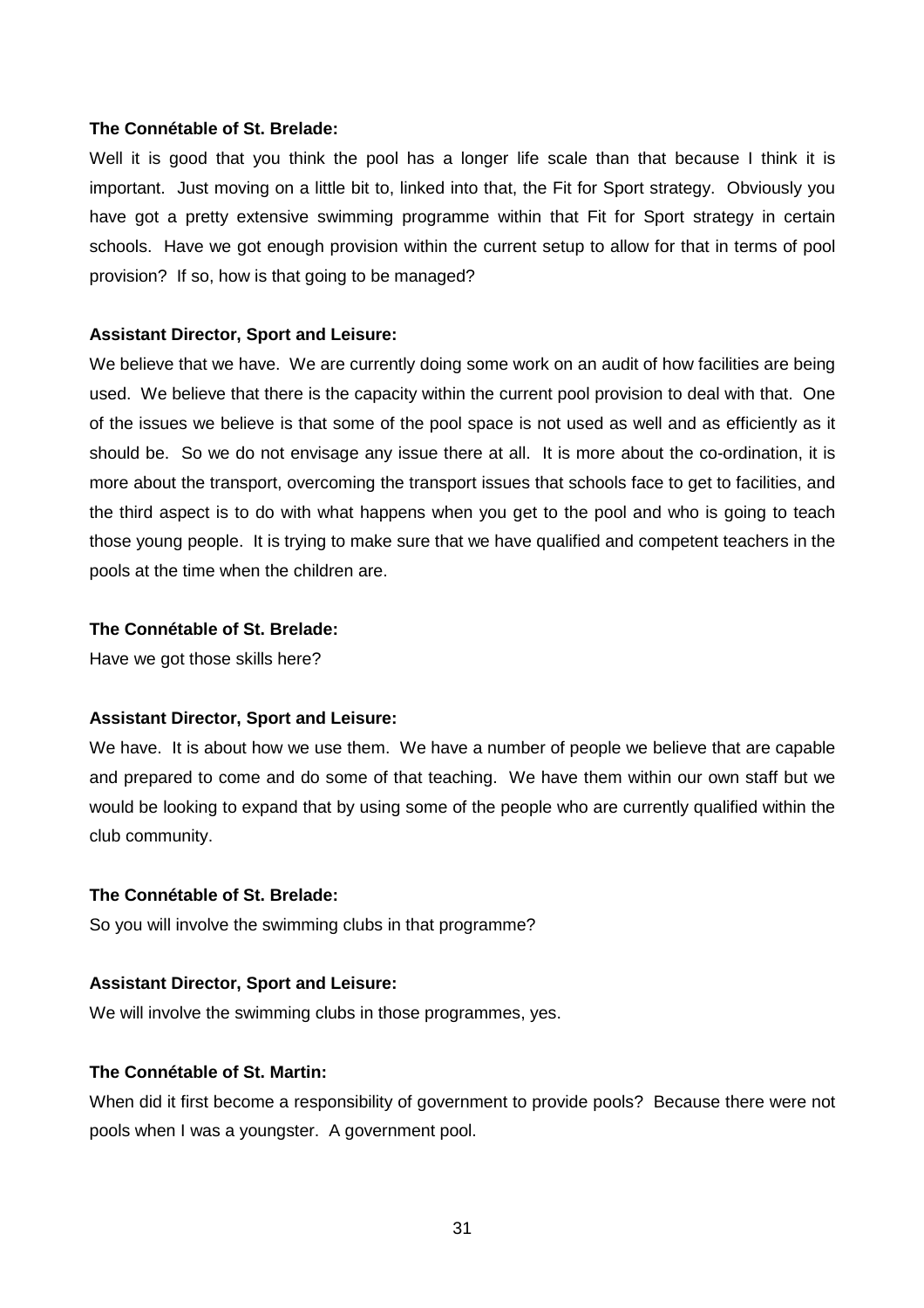**The Connétable of St. Brelade:**

Well it is good that you think the pool has a longer life scale than that because I think it is important. Just moving on a little bit to, linked into that, the Fit for Sport strategy. Obviously you have got a pretty extensive swimming programme within that Fit for Sport strategy in certain schools. Have we got enough provision within the current setup to allow for that in terms of pool provision? If so, how is that going to be managed?

**Assistant Director, Sport and Leisure:**

We believe that we have. We are currently doing some work on an audit of how facilities are being used. We believe that there is the capacity within the current pool provision to deal with that. One of the issues we believe is that some of the pool space is not used as well and as efficiently as it should be. So we do not envisage any issue there at all. It is more about the co-ordination, it is more about the transport, overcoming the transport issues that schools face to get to facilities, and the third aspect is to do with what happens when you get to the pool and who is going to teach those young people. It is trying to make sure that we have qualified and competent teachers in the pools at the time when the children are.

**The Connétable of St. Brelade:**

Have we got those skills here?

**Assistant Director, Sport and Leisure:**

We have. It is about how we use them. We have a number of people we believe that are capable and prepared to come and do some of that teaching. We have them within our own staff but we would be looking to expand that by using some of the people who are currently qualified within the club community.

**The Connétable of St. Brelade:**

So you will involve the swimming clubs in that programme?

**Assistant Director, Sport and Leisure:**

We will involve the swimming clubs in those programmes, yes.

**The Connétable of St. Martin:**

When did it first become a responsibility of government to provide pools? Because there were not pools when I was a youngster. A government pool.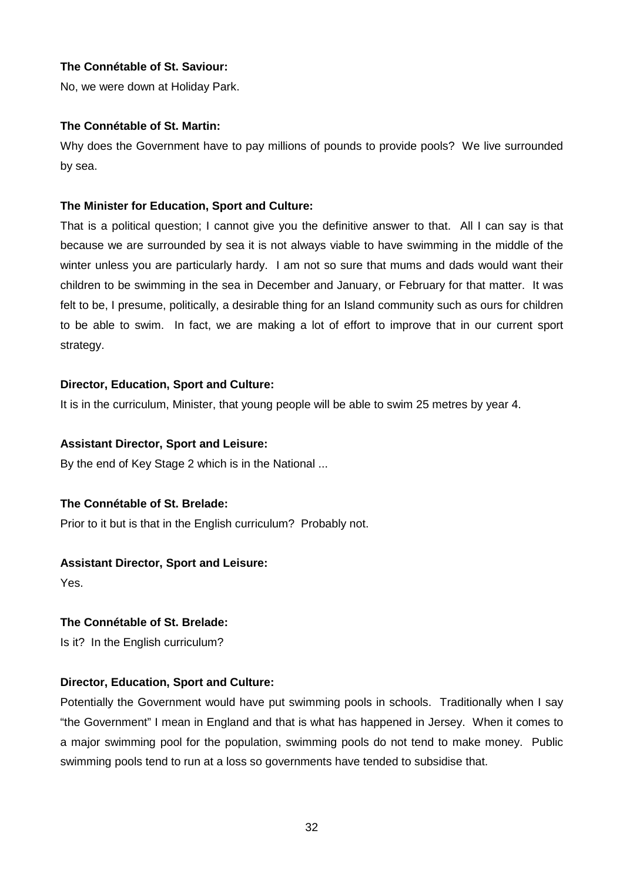**The Connétable of St. Saviour:**

No, we were down at Holiday Park.

**The Connétable of St. Martin:**

Why does the Government have to pay millions of pounds to provide pools? We live surrounded by sea.

**The Minister for Education, Sport and Culture:**

That is a political question; I cannot give you the definitive answer to that. All I can say is that because we are surrounded by sea it is not always viable to have swimming in the middle of the winter unless you are particularly hardy. I am not so sure that mums and dads would want their children to be swimming in the sea in December and January, or February for that matter. It was felt to be, I presume, politically, a desirable thing for an Island community such as ours for children to be able to swim. In fact, we are making a lot of effort to improve that in our current sport strategy.

**Director, Education, Sport and Culture:**

It is in the curriculum, Minister, that young people will be able to swim 25 metres by year 4.

**Assistant Director, Sport and Leisure:**

By the end of Key Stage 2 which is in the National ...

**The Connétable of St. Brelade:**

Prior to it but is that in the English curriculum? Probably not.

**Assistant Director, Sport and Leisure:**

Yes.

**The Connétable of St. Brelade:**

Is it? In the English curriculum?

**Director, Education, Sport and Culture:**

Potentially the Government would have put swimming pools in schools. Traditionally when I say "the Government" I mean in England and that is what has happened in Jersey. When it comes to a major swimming pool for the population, swimming pools do not tend to make money. Public swimming pools tend to run at a loss so governments have tended to subsidise that.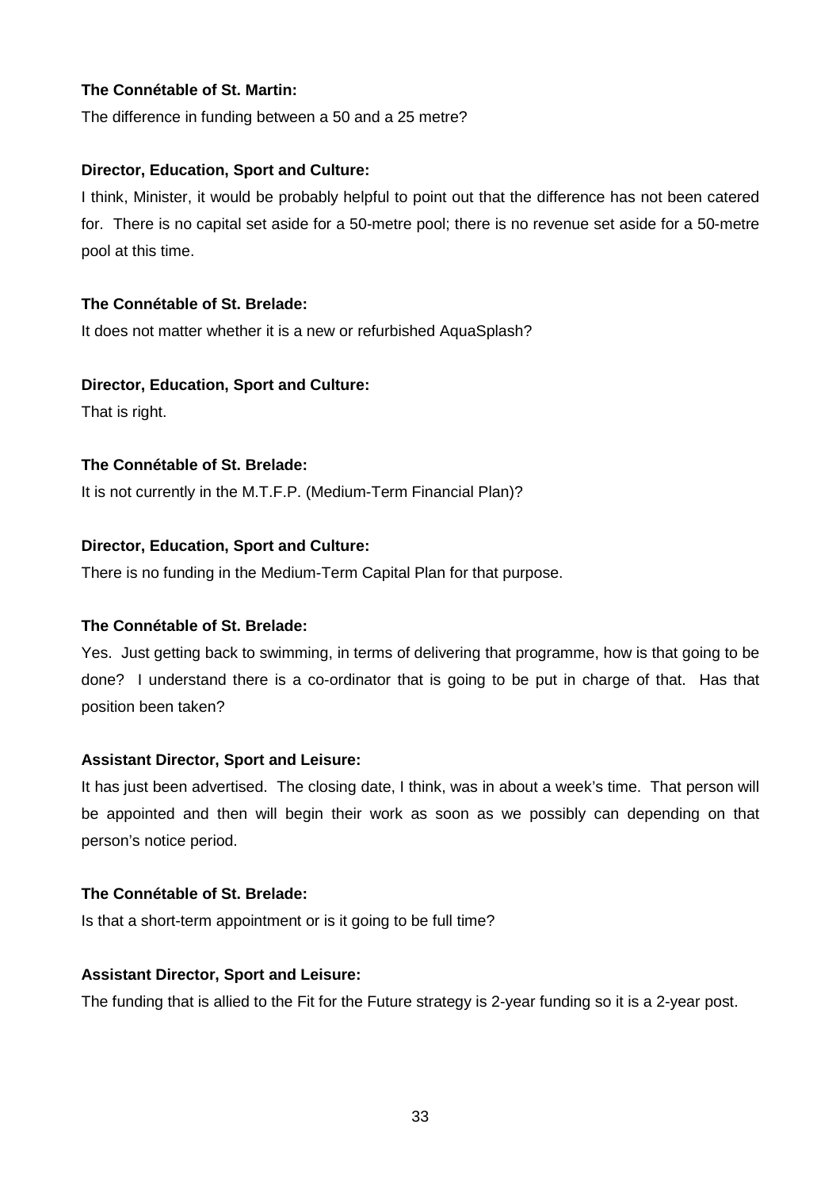**The Connétable of St. Martin:**

The difference in funding between a 50 and a 25 metre?

**Director, Education, Sport and Culture:**

I think, Minister, it would be probably helpful to point out that the difference has not been catered for. There is no capital set aside for a 50-metre pool; there is no revenue set aside for a 50-metre pool at this time.

**The Connétable of St. Brelade:**

It does not matter whether it is a new or refurbished AquaSplash?

**Director, Education, Sport and Culture:**

That is right.

**The Connétable of St. Brelade:**

It is not currently in the M.T.F.P. (Medium-Term Financial Plan)?

**Director, Education, Sport and Culture:**

There is no funding in the Medium-Term Capital Plan for that purpose.

**The Connétable of St. Brelade:**

Yes. Just getting back to swimming, in terms of delivering that programme, how is that going to be done? I understand there is a co-ordinator that is going to be put in charge of that. Has that position been taken?

**Assistant Director, Sport and Leisure:**

It has just been advertised. The closing date, I think, was in about a week's time. That person will be appointed and then will begin their work as soon as we possibly can depending on that person's notice period.

**The Connétable of St. Brelade:**

Is that a short-term appointment or is it going to be full time?

**Assistant Director, Sport and Leisure:**

The funding that is allied to the Fit for the Future strategy is 2-year funding so it is a 2-year post.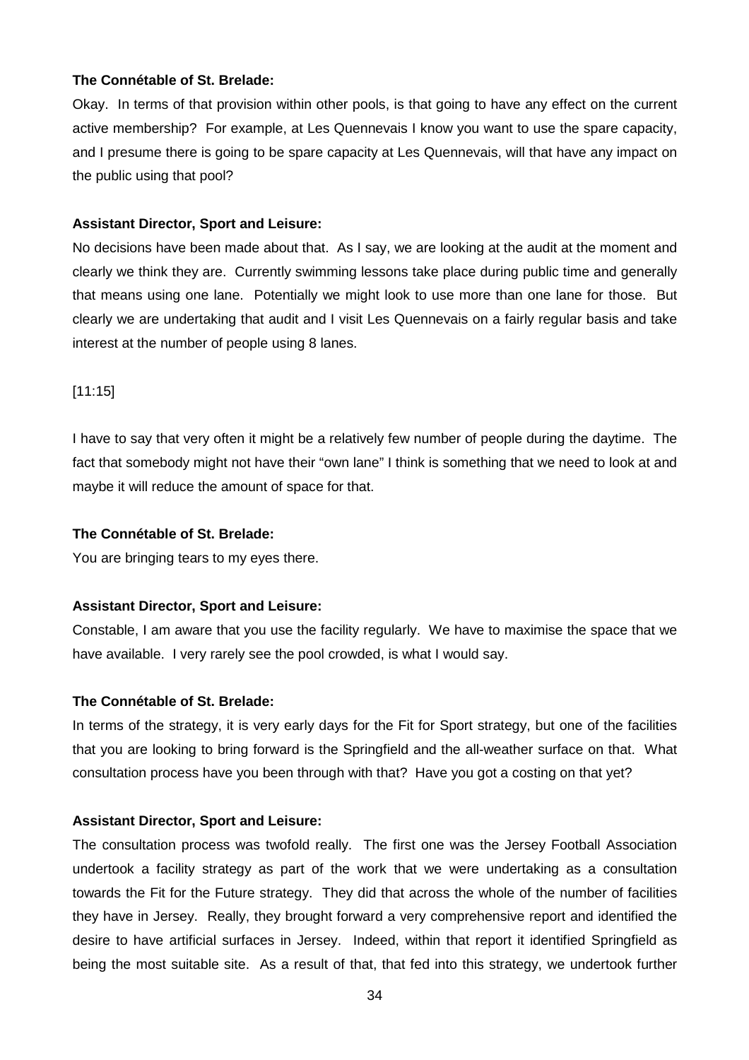**The Connétable of St. Brelade:**

Okay. In terms of that provision within other pools, is that going to have any effect on the current active membership? For example, at Les Quennevais I know you want to use the spare capacity, and I presume there is going to be spare capacity at Les Quennevais, will that have any impact on the public using that pool?

**Assistant Director, Sport and Leisure:**

No decisions have been made about that. As I say, we are looking at the audit at the moment and clearly we think they are. Currently swimming lessons take place during public time and generally that means using one lane. Potentially we might look to use more than one lane for those. But clearly we are undertaking that audit and I visit Les Quennevais on a fairly regular basis and take interest at the number of people using 8 lanes.

[11:15]

I have to say that very often it might be a relatively few number of people during the daytime. The fact that somebody might not have their "own lane" I think is something that we need to look at and maybe it will reduce the amount of space for that.

**The Connétable of St. Brelade:**

You are bringing tears to my eyes there.

**Assistant Director, Sport and Leisure:**

Constable, I am aware that you use the facility regularly. We have to maximise the space that we have available. I very rarely see the pool crowded, is what I would say.

**The Connétable of St. Brelade:**

In terms of the strategy, it is very early days for the Fit for Sport strategy, but one of the facilities that you are looking to bring forward is the Springfield and the all-weather surface on that. What consultation process have you been through with that? Have you got a costing on that yet?

**Assistant Director, Sport and Leisure:**

The consultation process was twofold really. The first one was the Jersey Football Association undertook a facility strategy as part of the work that we were undertaking as a consultation towards the Fit for the Future strategy. They did that across the whole of the number of facilities they have in Jersey. Really, they brought forward a very comprehensive report and identified the desire to have artificial surfaces in Jersey. Indeed, within that report it identified Springfield as being the most suitable site. As a result of that, that fed into this strategy, we undertook further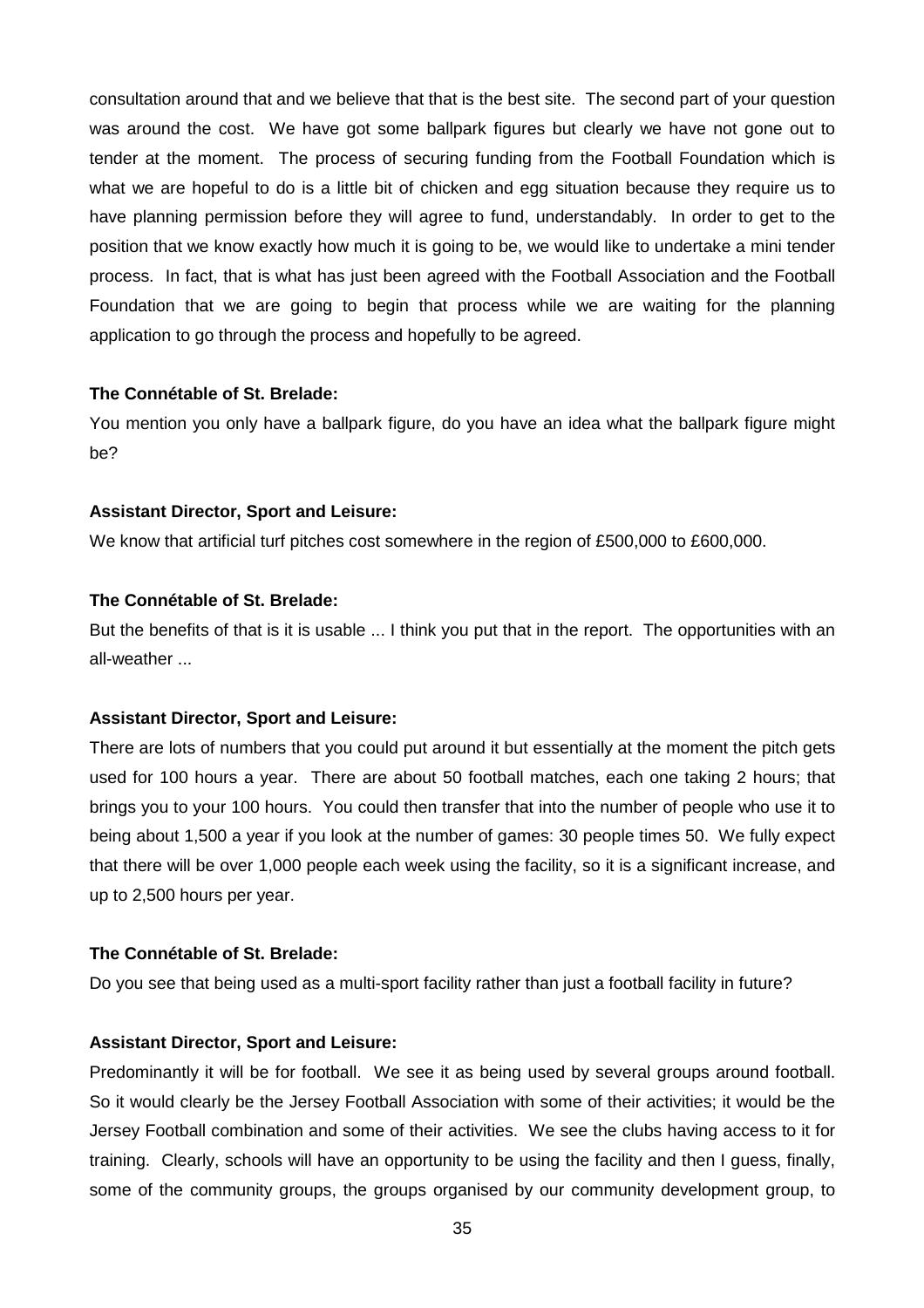consultation around that and we believe that that is the best site. The second part of your question was around the cost. We have got some ballpark figures but clearly we have not gone out to tender at the moment. The process of securing funding from the Football Foundation which is what we are hopeful to do is a little bit of chicken and egg situation because they require us to have planning permission before they will agree to fund, understandably. In order to get to the position that we know exactly how much it is going to be, we would like to undertake a mini tender process. In fact, that is what has just been agreed with the Football Association and the Football Foundation that we are going to begin that process while we are waiting for the planning application to go through the process and hopefully to be agreed.

**The Connétable of St. Brelade:**

You mention you only have a ballpark figure, do you have an idea what the ballpark figure might be?

**Assistant Director, Sport and Leisure:**

We know that artificial turf pitches cost somewhere in the region of £500,000 to £600,000.

**The Connétable of St. Brelade:**

But the benefits of that is it is usable ... I think you put that in the report. The opportunities with an all-weather ...

**Assistant Director, Sport and Leisure:**

There are lots of numbers that you could put around it but essentially at the moment the pitch gets used for 100 hours a year. There are about 50 football matches, each one taking 2 hours; that brings you to your 100 hours. You could then transfer that into the number of people who use it to being about 1,500 a year if you look at the number of games: 30 people times 50. We fully expect that there will be over 1,000 people each week using the facility, so it is a significant increase, and up to 2,500 hours per year.

**The Connétable of St. Brelade:**

Do you see that being used as a multi-sport facility rather than just a football facility in future?

**Assistant Director, Sport and Leisure:**

Predominantly it will be for football. We see it as being used by several groups around football. So it would clearly be the Jersey Football Association with some of their activities; it would be the Jersey Football combination and some of their activities. We see the clubs having access to it for training. Clearly, schools will have an opportunity to be using the facility and then I guess, finally, some of the community groups, the groups organised by our community development group, to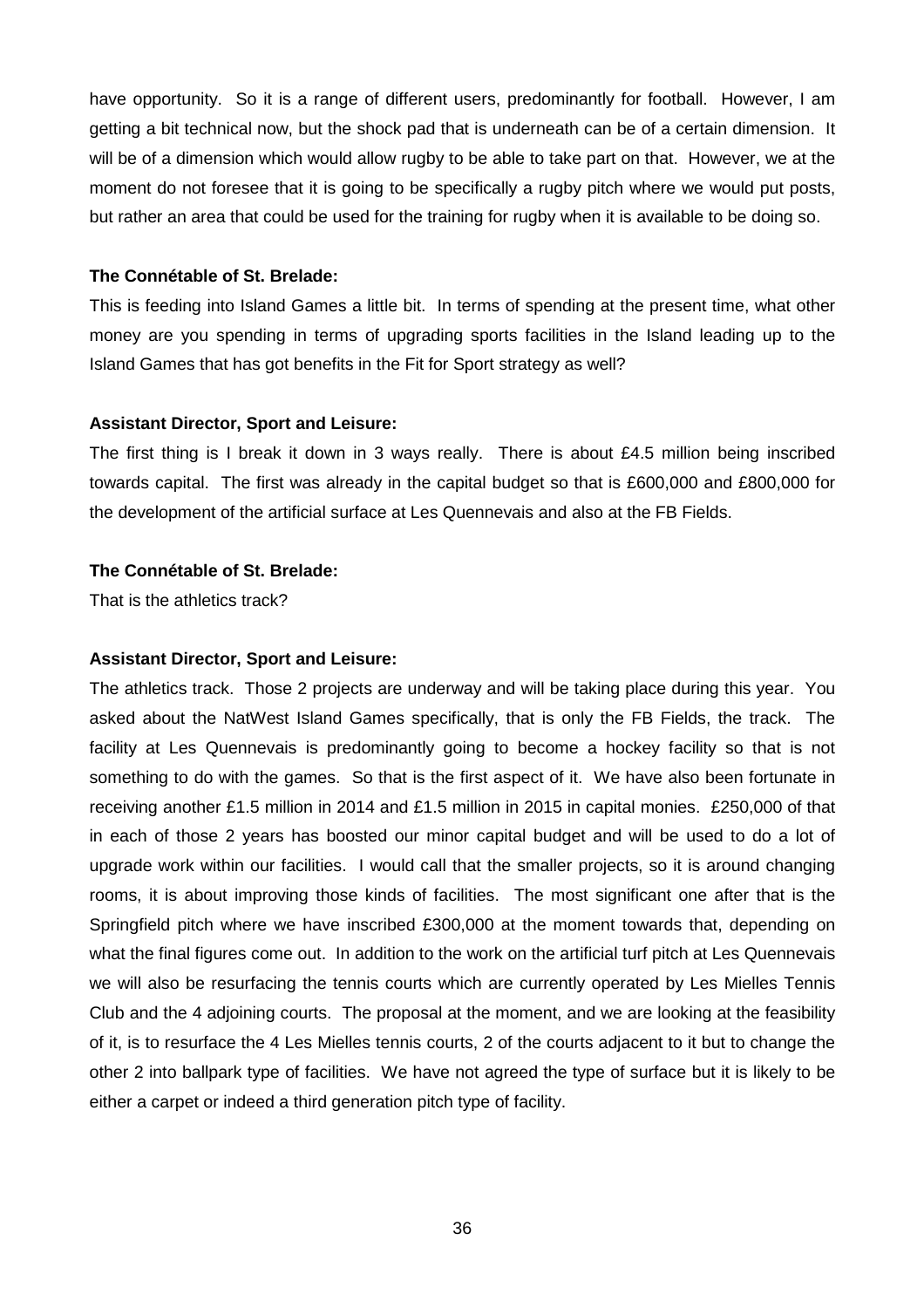have opportunity. So it is a range of different users, predominantly for football. However, I am getting a bit technical now, but the shock pad that is underneath can be of a certain dimension. It will be of a dimension which would allow rugby to be able to take part on that. However, we at the moment do not foresee that it is going to be specifically a rugby pitch where we would put posts, but rather an area that could be used for the training for rugby when it is available to be doing so.

**The Connétable of St. Brelade:**

This is feeding into Island Games a little bit. In terms of spending at the present time, what other money are you spending in terms of upgrading sports facilities in the Island leading up to the Island Games that has got benefits in the Fit for Sport strategy as well?

**Assistant Director, Sport and Leisure:**

The first thing is I break it down in 3 ways really. There is about £4.5 million being inscribed towards capital. The first was already in the capital budget so that is £600,000 and £800,000 for the development of the artificial surface at Les Quennevais and also at the FB Fields.

**The Connétable of St. Brelade:**

That is the athletics track?

**Assistant Director, Sport and Leisure:**

The athletics track. Those 2 projects are underway and will be taking place during this year. You asked about the NatWest Island Games specifically, that is only the FB Fields, the track. The facility at Les Quennevais is predominantly going to become a hockey facility so that is not something to do with the games. So that is the first aspect of it. We have also been fortunate in receiving another £1.5 million in 2014 and £1.5 million in 2015 in capital monies. £250,000 of that in each of those 2 years has boosted our minor capital budget and will be used to do a lot of upgrade work within our facilities. I would call that the smaller projects, so it is around changing rooms, it is about improving those kinds of facilities. The most significant one after that is the Springfield pitch where we have inscribed £300,000 at the moment towards that, depending on what the final figures come out. In addition to the work on the artificial turf pitch at Les Quennevais we will also be resurfacing the tennis courts which are currently operated by Les Mielles Tennis Club and the 4 adjoining courts. The proposal at the moment, and we are looking at the feasibility of it, is to resurface the 4 Les Mielles tennis courts, 2 of the courts adjacent to it but to change the other 2 into ballpark type of facilities. We have not agreed the type of surface but it is likely to be either a carpet or indeed a third generation pitch type of facility.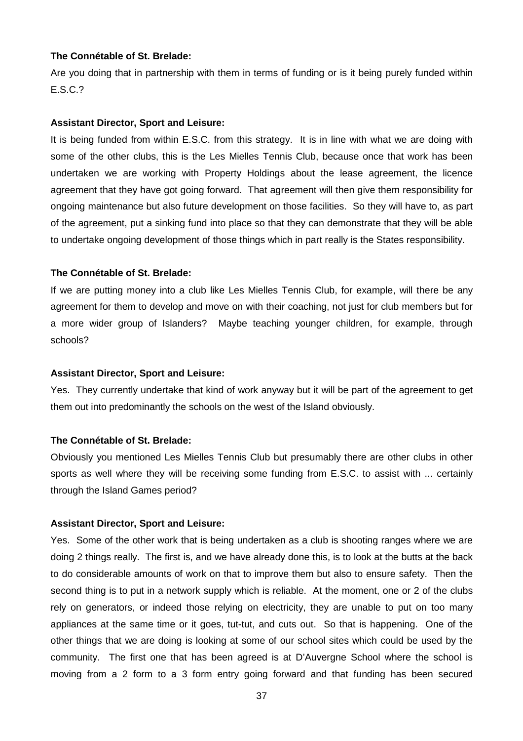**The Connétable of St. Brelade:**

Are you doing that in partnership with them in terms of funding or is it being purely funded within E.S.C.?

**Assistant Director, Sport and Leisure:**

It is being funded from within E.S.C. from this strategy. It is in line with what we are doing with some of the other clubs, this is the Les Mielles Tennis Club, because once that work has been undertaken we are working with Property Holdings about the lease agreement, the licence agreement that they have got going forward. That agreement will then give them responsibility for ongoing maintenance but also future development on those facilities. So they will have to, as part of the agreement, put a sinking fund into place so that they can demonstrate that they will be able to undertake ongoing development of those things which in part really is the States responsibility.

**The Connétable of St. Brelade:**

If we are putting money into a club like Les Mielles Tennis Club, for example, will there be any agreement for them to develop and move on with their coaching, not just for club members but for a more wider group of Islanders? Maybe teaching younger children, for example, through schools?

**Assistant Director, Sport and Leisure:**

Yes. They currently undertake that kind of work anyway but it will be part of the agreement to get them out into predominantly the schools on the west of the Island obviously.

**The Connétable of St. Brelade:**

Obviously you mentioned Les Mielles Tennis Club but presumably there are other clubs in other sports as well where they will be receiving some funding from E.S.C. to assist with ... certainly through the Island Games period?

**Assistant Director, Sport and Leisure:**

Yes. Some of the other work that is being undertaken as a club is shooting ranges where we are doing 2 things really. The first is, and we have already done this, is to look at the butts at the back to do considerable amounts of work on that to improve them but also to ensure safety. Then the second thing is to put in a network supply which is reliable. At the moment, one or 2 of the clubs rely on generators, or indeed those relying on electricity, they are unable to put on too many appliances at the same time or it goes, tut-tut, and cuts out. So that is happening. One of the other things that we are doing is looking at some of our school sites which could be used by the community. The first one that has been agreed is at D'Auvergne School where the school is moving from a 2 form to a 3 form entry going forward and that funding has been secured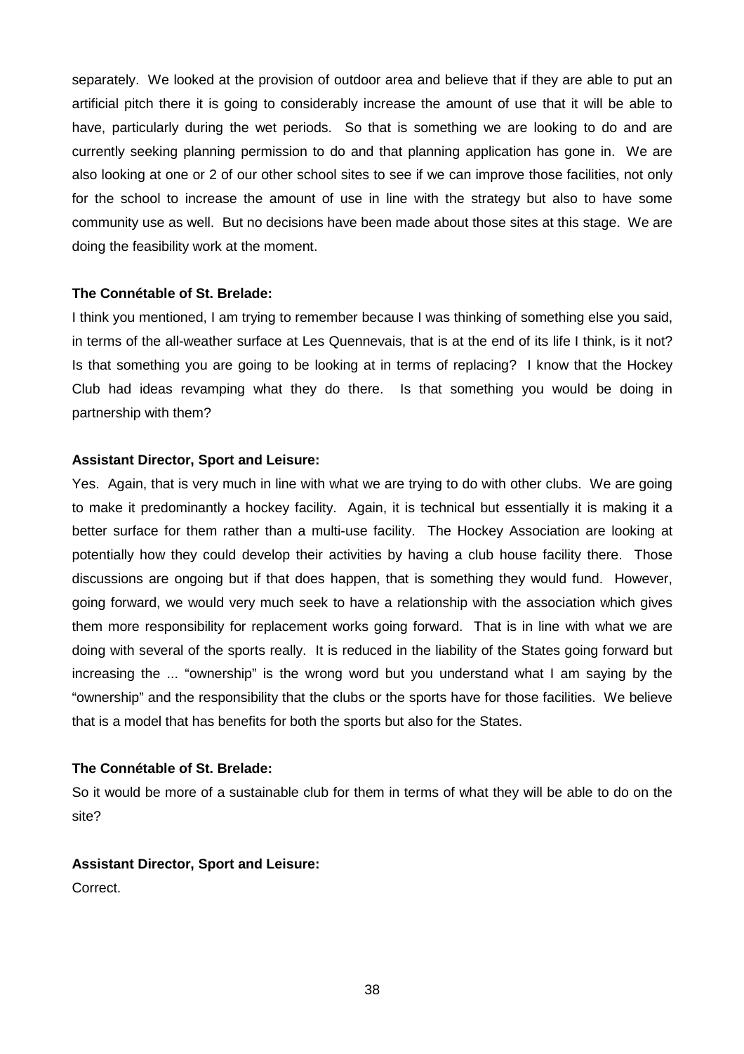separately. We looked at the provision of outdoor area and believe that if they are able to put an artificial pitch there it is going to considerably increase the amount of use that it will be able to have, particularly during the wet periods. So that is something we are looking to do and are currently seeking planning permission to do and that planning application has gone in. We are also looking at one or 2 of our other school sites to see if we can improve those facilities, not only for the school to increase the amount of use in line with the strategy but also to have some community use as well. But no decisions have been made about those sites at this stage. We are doing the feasibility work at the moment.

**The Connétable of St. Brelade:**

I think you mentioned, I am trying to remember because I was thinking of something else you said, in terms of the all-weather surface at Les Quennevais, that is at the end of its life I think, is it not? Is that something you are going to be looking at in terms of replacing? I know that the Hockey Club had ideas revamping what they do there. Is that something you would be doing in partnership with them?

**Assistant Director, Sport and Leisure:**

Yes. Again, that is very much in line with what we are trying to do with other clubs. We are going to make it predominantly a hockey facility. Again, it is technical but essentially it is making it a better surface for them rather than a multi-use facility. The Hockey Association are looking at potentially how they could develop their activities by having a club house facility there. Those discussions are ongoing but if that does happen, that is something they would fund. However, going forward, we would very much seek to have a relationship with the association which gives them more responsibility for replacement works going forward. That is in line with what we are doing with several of the sports really. It is reduced in the liability of the States going forward but increasing the ... "ownership" is the wrong word but you understand what I am saying by the "ownership" and the responsibility that the clubs or the sports have for those facilities. We believe that is a model that has benefits for both the sports but also for the States.

**The Connétable of St. Brelade:**

So it would be more of a sustainable club for them in terms of what they will be able to do on the site?

**Assistant Director, Sport and Leisure:**

Correct.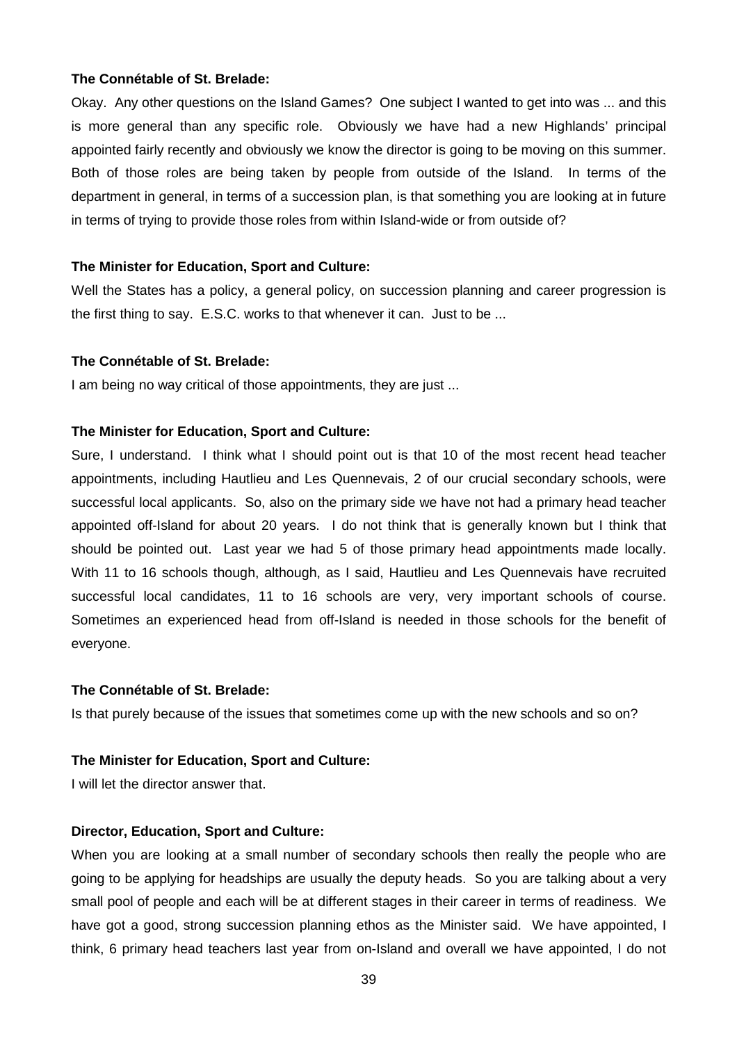**The Connétable of St. Brelade:**

Okay. Any other questions on the Island Games? One subject I wanted to get into was ... and this is more general than any specific role. Obviously we have had a new Highlands' principal appointed fairly recently and obviously we know the director is going to be moving on this summer. Both of those roles are being taken by people from outside of the Island. In terms of the department in general, in terms of a succession plan, is that something you are looking at in future in terms of trying to provide those roles from within Island-wide or from outside of?

**The Minister for Education, Sport and Culture:**

Well the States has a policy, a general policy, on succession planning and career progression is the first thing to say. E.S.C. works to that whenever it can. Just to be ...

**The Connétable of St. Brelade:**

I am being no way critical of those appointments, they are just ...

**The Minister for Education, Sport and Culture:**

Sure, I understand. I think what I should point out is that 10 of the most recent head teacher appointments, including Hautlieu and Les Quennevais, 2 of our crucial secondary schools, were successful local applicants. So, also on the primary side we have not had a primary head teacher appointed off-Island for about 20 years. I do not think that is generally known but I think that should be pointed out. Last year we had 5 of those primary head appointments made locally. With 11 to 16 schools though, although, as I said, Hautlieu and Les Quennevais have recruited successful local candidates, 11 to 16 schools are very, very important schools of course. Sometimes an experienced head from off-Island is needed in those schools for the benefit of everyone.

**The Connétable of St. Brelade:**

Is that purely because of the issues that sometimes come up with the new schools and so on?

**The Minister for Education, Sport and Culture:**

I will let the director answer that.

**Director, Education, Sport and Culture:**

When you are looking at a small number of secondary schools then really the people who are going to be applying for headships are usually the deputy heads. So you are talking about a very small pool of people and each will be at different stages in their career in terms of readiness. We have got a good, strong succession planning ethos as the Minister said. We have appointed, I think, 6 primary head teachers last year from on-Island and overall we have appointed, I do not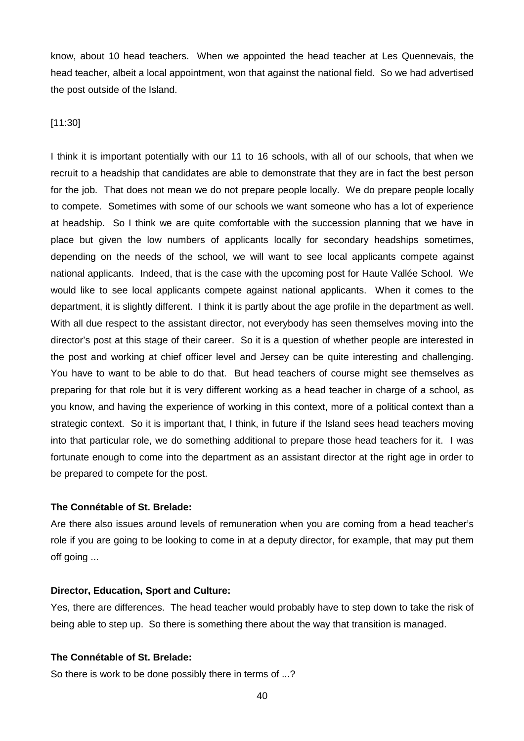know, about 10 head teachers. When we appointed the head teacher at Les Quennevais, the head teacher, albeit a local appointment, won that against the national field. So we had advertised the post outside of the Island.

[11:30]

I think it is important potentially with our 11 to 16 schools, with all of our schools, that when we recruit to a headship that candidates are able to demonstrate that they are in fact the best person for the job. That does not mean we do not prepare people locally. We do prepare people locally to compete. Sometimes with some of our schools we want someone who has a lot of experience at headship. So I think we are quite comfortable with the succession planning that we have in place but given the low numbers of applicants locally for secondary headships sometimes, depending on the needs of the school, we will want to see local applicants compete against national applicants. Indeed, that is the case with the upcoming post for Haute Vallée School. We would like to see local applicants compete against national applicants. When it comes to the department, it is slightly different. I think it is partly about the age profile in the department as well. With all due respect to the assistant director, not everybody has seen themselves moving into the director's post at this stage of their career. So it is a question of whether people are interested in the post and working at chief officer level and Jersey can be quite interesting and challenging. You have to want to be able to do that. But head teachers of course might see themselves as preparing for that role but it is very different working as a head teacher in charge of a school, as you know, and having the experience of working in this context, more of a political context than a strategic context. So it is important that, I think, in future if the Island sees head teachers moving into that particular role, we do something additional to prepare those head teachers for it. I was fortunate enough to come into the department as an assistant director at the right age in order to be prepared to compete for the post.

**The Connétable of St. Brelade:**

Are there also issues around levels of remuneration when you are coming from a head teacher's role if you are going to be looking to come in at a deputy director, for example, that may put them off going ...

**Director, Education, Sport and Culture:**

Yes, there are differences. The head teacher would probably have to step down to take the risk of being able to step up. So there is something there about the way that transition is managed.

**The Connétable of St. Brelade:**

So there is work to be done possibly there in terms of ...?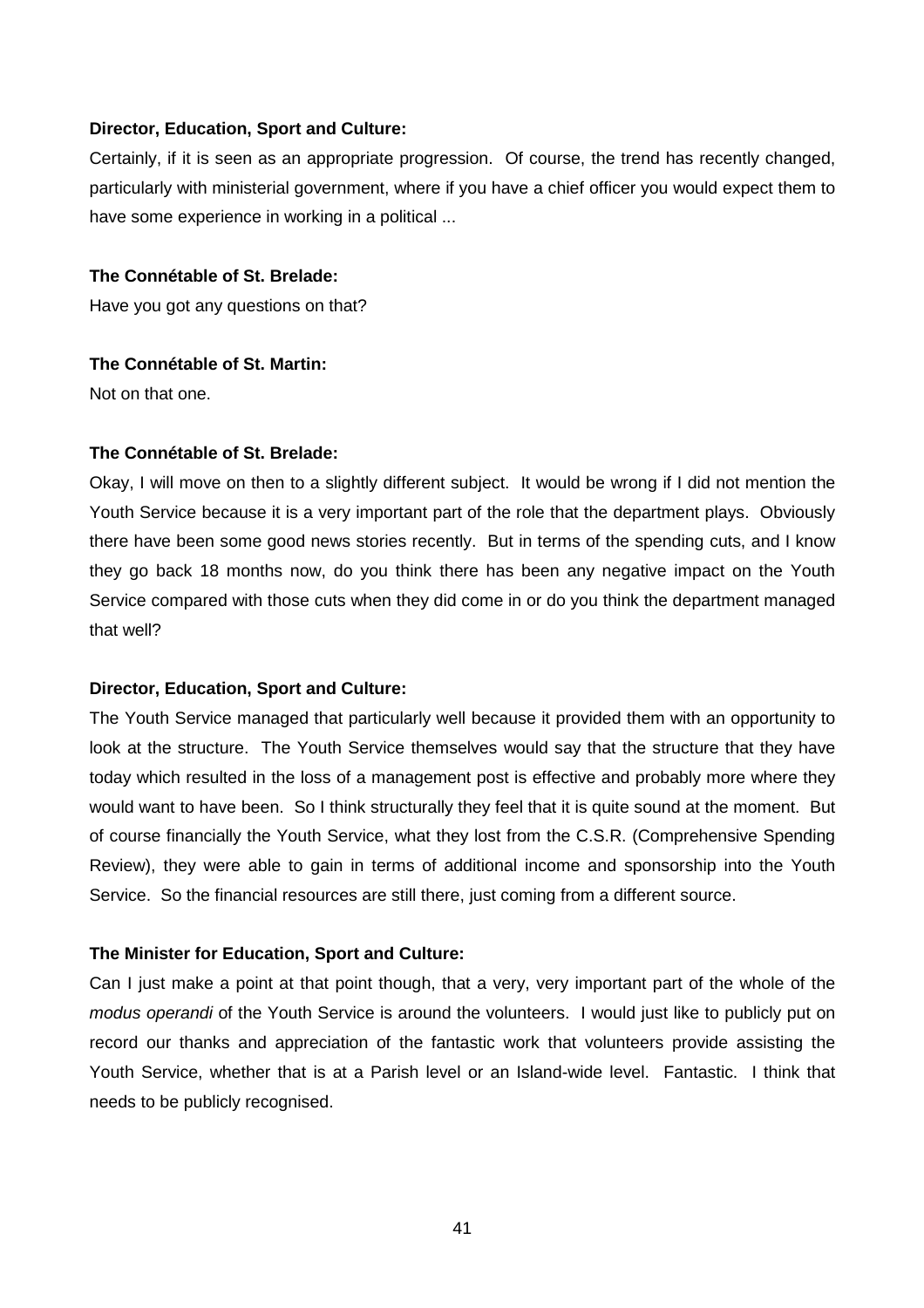**Director, Education, Sport and Culture:**

Certainly, if it is seen as an appropriate progression. Of course, the trend has recently changed, particularly with ministerial government, where if you have a chief officer you would expect them to have some experience in working in a political ...

**The Connétable of St. Brelade:**

Have you got any questions on that?

**The Connétable of St. Martin:**

Not on that one.

**The Connétable of St. Brelade:**

Okay, I will move on then to a slightly different subject. It would be wrong if I did not mention the Youth Service because it is a very important part of the role that the department plays. Obviously there have been some good news stories recently. But in terms of the spending cuts, and I know they go back 18 months now, do you think there has been any negative impact on the Youth Service compared with those cuts when they did come in or do you think the department managed that well?

**Director, Education, Sport and Culture:**

The Youth Service managed that particularly well because it provided them with an opportunity to look at the structure. The Youth Service themselves would say that the structure that they have today which resulted in the loss of a management post is effective and probably more where they would want to have been. So I think structurally they feel that it is quite sound at the moment. But of course financially the Youth Service, what they lost from the C.S.R. (Comprehensive Spending Review), they were able to gain in terms of additional income and sponsorship into the Youth Service. So the financial resources are still there, just coming from a different source.

**The Minister for Education, Sport and Culture:**

Can I just make a point at that point though, that a very, very important part of the whole of the *modus operandi* of the Youth Service is around the volunteers. I would just like to publicly put on record our thanks and appreciation of the fantastic work that volunteers provide assisting the Youth Service, whether that is at a Parish level or an Island-wide level. Fantastic. I think that needs to be publicly recognised.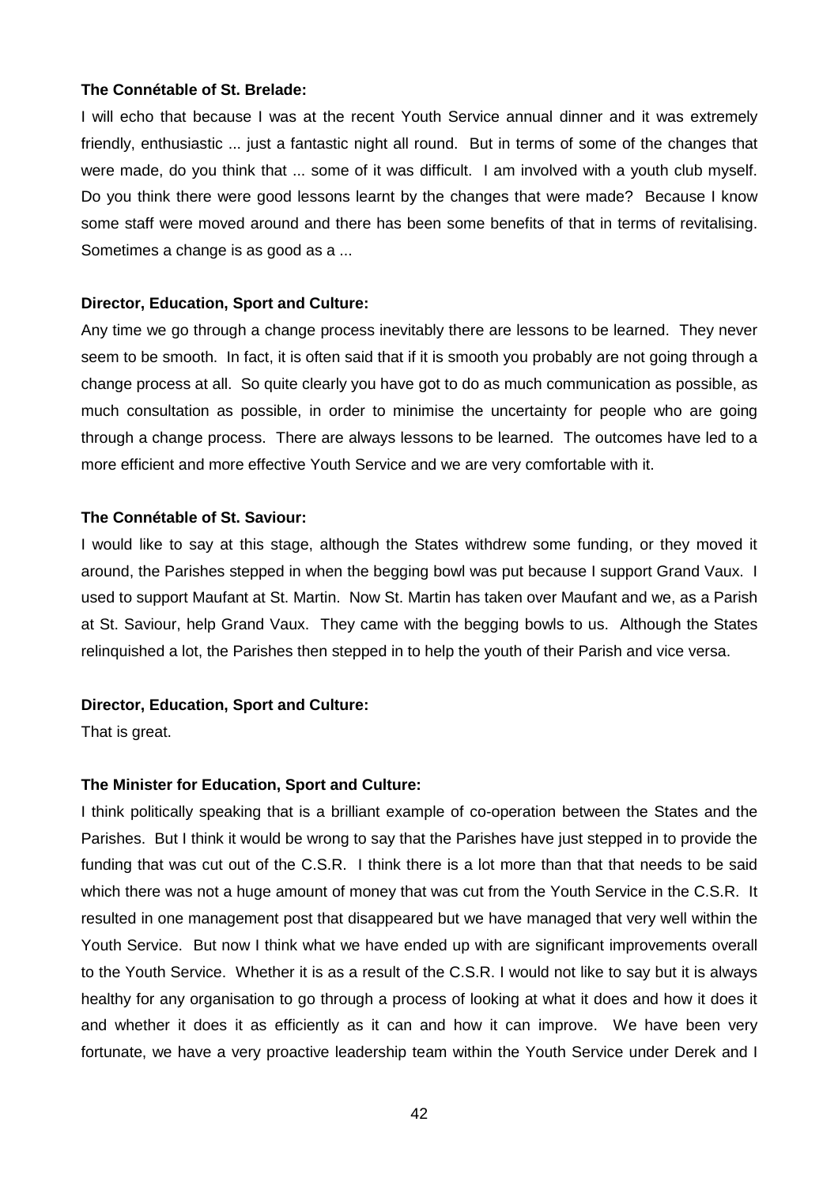**The Connétable of St. Brelade:**

I will echo that because I was at the recent Youth Service annual dinner and it was extremely friendly, enthusiastic ... just a fantastic night all round. But in terms of some of the changes that were made, do you think that ... some of it was difficult. I am involved with a youth club myself. Do you think there were good lessons learnt by the changes that were made? Because I know some staff were moved around and there has been some benefits of that in terms of revitalising. Sometimes a change is as good as a ...

**Director, Education, Sport and Culture:**

Any time we go through a change process inevitably there are lessons to be learned. They never seem to be smooth. In fact, it is often said that if it is smooth you probably are not going through a change process at all. So quite clearly you have got to do as much communication as possible, as much consultation as possible, in order to minimise the uncertainty for people who are going through a change process. There are always lessons to be learned. The outcomes have led to a more efficient and more effective Youth Service and we are very comfortable with it.

**The Connétable of St. Saviour:**

I would like to say at this stage, although the States withdrew some funding, or they moved it around, the Parishes stepped in when the begging bowl was put because I support Grand Vaux. I used to support Maufant at St. Martin. Now St. Martin has taken over Maufant and we, as a Parish at St. Saviour, help Grand Vaux. They came with the begging bowls to us. Although the States relinquished a lot, the Parishes then stepped in to help the youth of their Parish and vice versa.

**Director, Education, Sport and Culture:**

That is great.

**The Minister for Education, Sport and Culture:**

I think politically speaking that is a brilliant example of co-operation between the States and the Parishes. But I think it would be wrong to say that the Parishes have just stepped in to provide the funding that was cut out of the C.S.R. I think there is a lot more than that that needs to be said which there was not a huge amount of money that was cut from the Youth Service in the C.S.R. It resulted in one management post that disappeared but we have managed that very well within the Youth Service. But now I think what we have ended up with are significant improvements overall to the Youth Service. Whether it is as a result of the C.S.R. I would not like to say but it is always healthy for any organisation to go through a process of looking at what it does and how it does it and whether it does it as efficiently as it can and how it can improve. We have been very fortunate, we have a very proactive leadership team within the Youth Service under Derek and I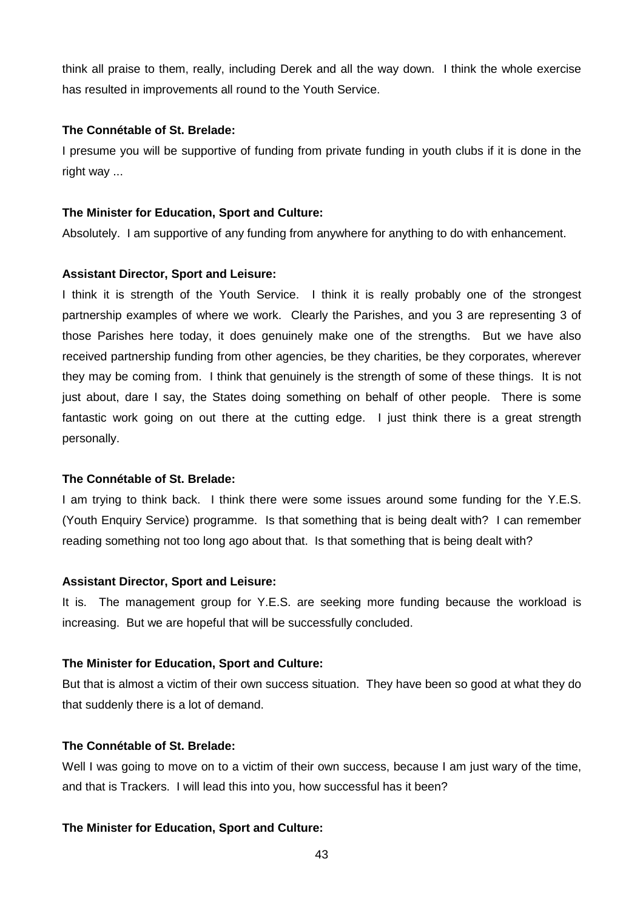think all praise to them, really, including Derek and all the way down. I think the whole exercise has resulted in improvements all round to the Youth Service.

**The Connétable of St. Brelade:**

I presume you will be supportive of funding from private funding in youth clubs if it is done in the right way ...

**The Minister for Education, Sport and Culture:**

Absolutely. I am supportive of any funding from anywhere for anything to do with enhancement.

**Assistant Director, Sport and Leisure:**

I think it is strength of the Youth Service. I think it is really probably one of the strongest partnership examples of where we work. Clearly the Parishes, and you 3 are representing 3 of those Parishes here today, it does genuinely make one of the strengths. But we have also received partnership funding from other agencies, be they charities, be they corporates, wherever they may be coming from. I think that genuinely is the strength of some of these things. It is not just about, dare I say, the States doing something on behalf of other people. There is some fantastic work going on out there at the cutting edge. I just think there is a great strength personally.

**The Connétable of St. Brelade:**

I am trying to think back. I think there were some issues around some funding for the Y.E.S. (Youth Enquiry Service) programme. Is that something that is being dealt with? I can remember reading something not too long ago about that. Is that something that is being dealt with?

**Assistant Director, Sport and Leisure:**

It is. The management group for Y.E.S. are seeking more funding because the workload is increasing. But we are hopeful that will be successfully concluded.

**The Minister for Education, Sport and Culture:**

But that is almost a victim of their own success situation. They have been so good at what they do that suddenly there is a lot of demand.

**The Connétable of St. Brelade:**

Well I was going to move on to a victim of their own success, because I am just wary of the time, and that is Trackers. I will lead this into you, how successful has it been?

**The Minister for Education, Sport and Culture:**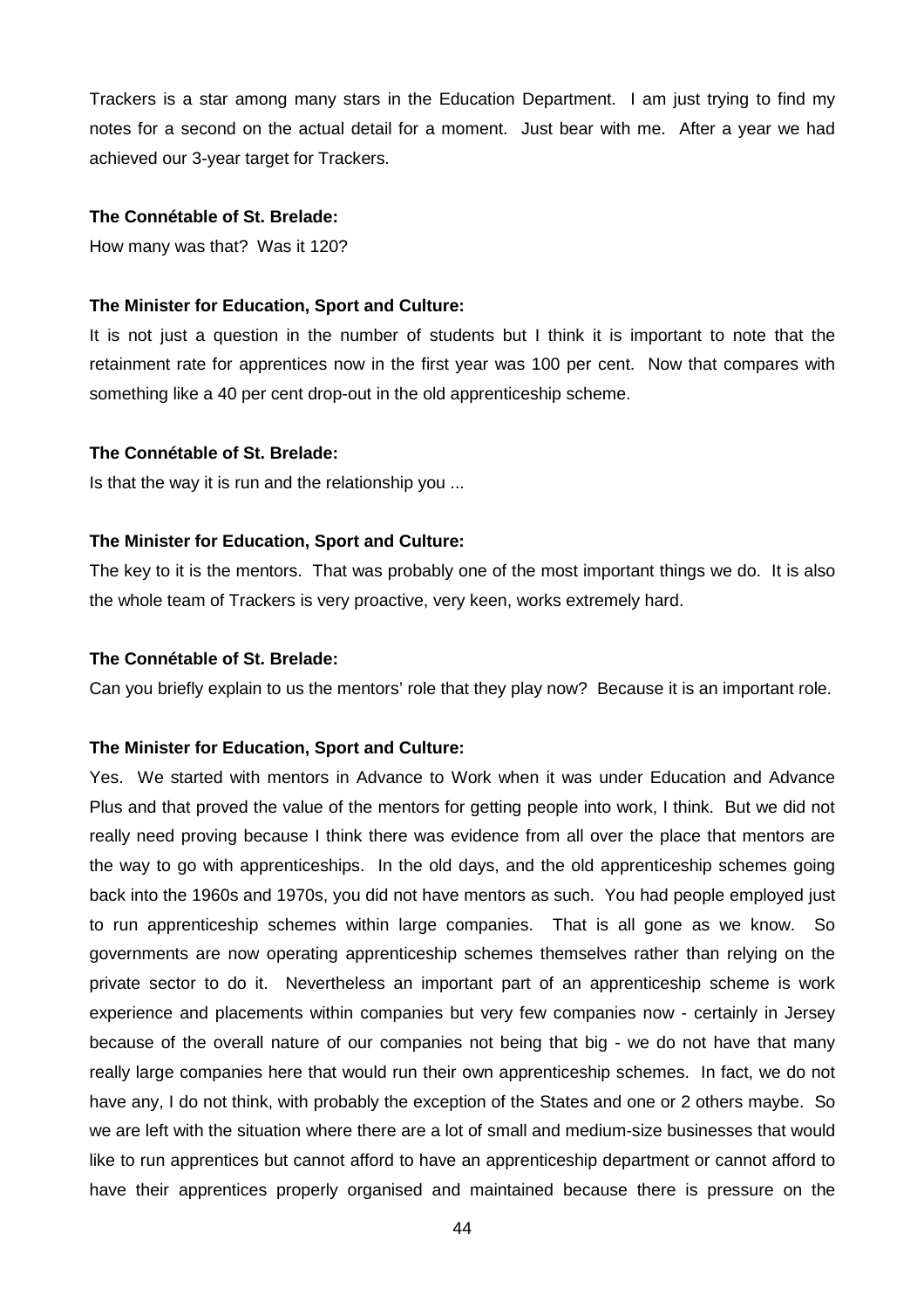Trackers is a star among many stars in the Education Department. I am just trying to find my notes for a second on the actual detail for a moment. Just bear with me. After a year we had achieved our 3-year target for Trackers.

**The Connétable of St. Brelade:**

How many was that? Was it 120?

**The Minister for Education, Sport and Culture:**

It is not just a question in the number of students but I think it is important to note that the retainment rate for apprentices now in the first year was 100 per cent. Now that compares with something like a 40 per cent drop-out in the old apprenticeship scheme.

**The Connétable of St. Brelade:**

Is that the way it is run and the relationship you ...

**The Minister for Education, Sport and Culture:**

The key to it is the mentors. That was probably one of the most important things we do. It is also the whole team of Trackers is very proactive, very keen, works extremely hard.

**The Connétable of St. Brelade:**

Can you briefly explain to us the mentors' role that they play now? Because it is an important role.

**The Minister for Education, Sport and Culture:**

Yes. We started with mentors in Advance to Work when it was under Education and Advance Plus and that proved the value of the mentors for getting people into work, I think. But we did not really need proving because I think there was evidence from all over the place that mentors are the way to go with apprenticeships. In the old days, and the old apprenticeship schemes going back into the 1960s and 1970s, you did not have mentors as such. You had people employed just to run apprenticeship schemes within large companies. That is all gone as we know. So governments are now operating apprenticeship schemes themselves rather than relying on the private sector to do it. Nevertheless an important part of an apprenticeship scheme is work experience and placements within companies but very few companies now - certainly in Jersey because of the overall nature of our companies not being that big - we do not have that many really large companies here that would run their own apprenticeship schemes. In fact, we do not have any, I do not think, with probably the exception of the States and one or 2 others maybe. So we are left with the situation where there are a lot of small and medium-size businesses that would like to run apprentices but cannot afford to have an apprenticeship department or cannot afford to have their apprentices properly organised and maintained because there is pressure on the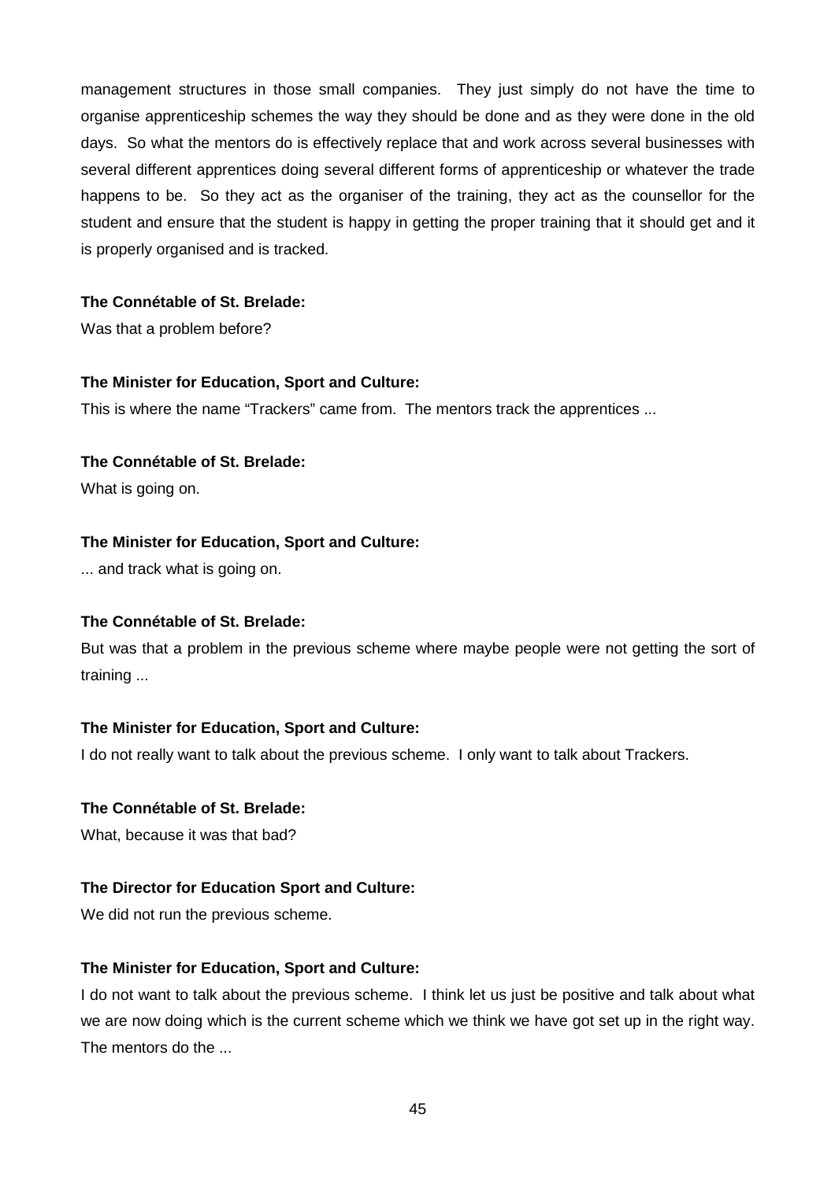management structures in those small companies. They just simply do not have the time to organise apprenticeship schemes the way they should be done and as they were done in the old days. So what the mentors do is effectively replace that and work across several businesses with several different apprentices doing several different forms of apprenticeship or whatever the trade happens to be. So they act as the organiser of the training, they act as the counsellor for the student and ensure that the student is happy in getting the proper training that it should get and it is properly organised and is tracked.

**The Connétable of St. Brelade:**
Was that a problem before?

**The Minister for Education, Sport and Culture:**
This is where the name "Trackers" came from. The mentors track the apprentices ...

**The Connétable of St. Brelade:**
What is going on.

**The Minister for Education, Sport and Culture:**
... and track what is going on.

**The Connétable of St. Brelade:**
But was that a problem in the previous scheme where maybe people were not getting the sort of training ...

**The Minister for Education, Sport and Culture:**
I do not really want to talk about the previous scheme. I only want to talk about Trackers.

**The Connétable of St. Brelade:**
What, because it was that bad?

**The Director for Education Sport and Culture:**
We did not run the previous scheme.

**The Minister for Education, Sport and Culture:**
I do not want to talk about the previous scheme. I think let us just be positive and talk about what we are now doing which is the current scheme which we think we have got set up in the right way. The mentors do the ...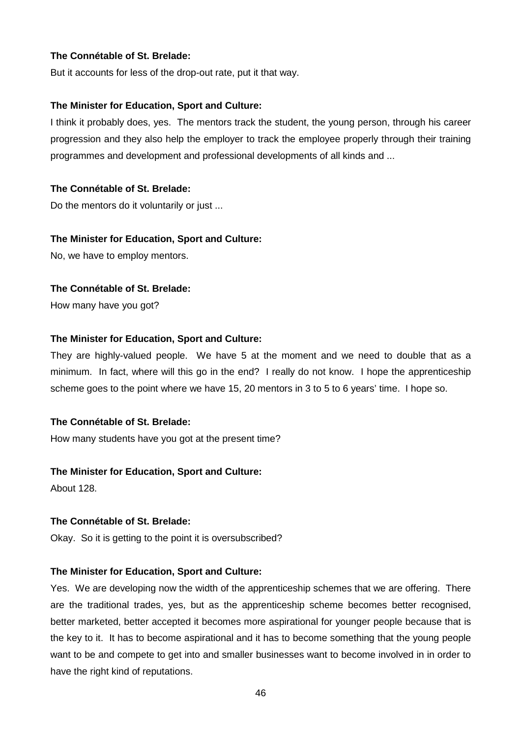**The Connétable of St. Brelade:**

But it accounts for less of the drop-out rate, put it that way.

**The Minister for Education, Sport and Culture:**

I think it probably does, yes. The mentors track the student, the young person, through his career progression and they also help the employer to track the employee properly through their training programmes and development and professional developments of all kinds and ...

**The Connétable of St. Brelade:**

Do the mentors do it voluntarily or just ...

**The Minister for Education, Sport and Culture:**

No, we have to employ mentors.

**The Connétable of St. Brelade:**

How many have you got?

**The Minister for Education, Sport and Culture:**

They are highly-valued people. We have 5 at the moment and we need to double that as a minimum. In fact, where will this go in the end? I really do not know. I hope the apprenticeship scheme goes to the point where we have 15, 20 mentors in 3 to 5 to 6 years' time. I hope so.

**The Connétable of St. Brelade:**

How many students have you got at the present time?

**The Minister for Education, Sport and Culture:**

About 128.

**The Connétable of St. Brelade:**

Okay. So it is getting to the point it is oversubscribed?

**The Minister for Education, Sport and Culture:**

Yes. We are developing now the width of the apprenticeship schemes that we are offering. There are the traditional trades, yes, but as the apprenticeship scheme becomes better recognised, better marketed, better accepted it becomes more aspirational for younger people because that is the key to it. It has to become aspirational and it has to become something that the young people want to be and compete to get into and smaller businesses want to become involved in in order to have the right kind of reputations.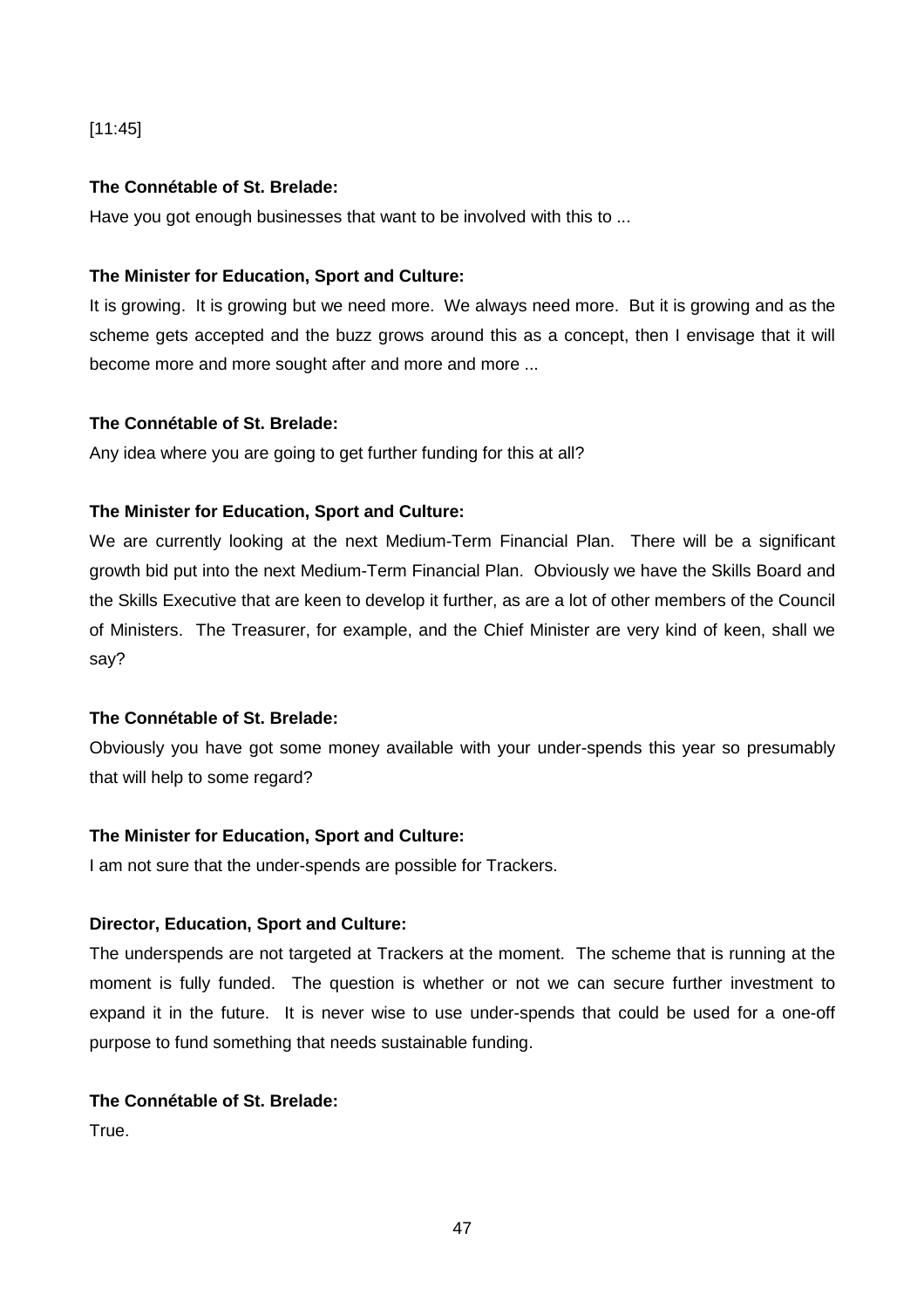[11:45]

**The Connétable of St. Brelade:**

Have you got enough businesses that want to be involved with this to ...

**The Minister for Education, Sport and Culture:**

It is growing. It is growing but we need more. We always need more. But it is growing and as the scheme gets accepted and the buzz grows around this as a concept, then I envisage that it will become more and more sought after and more and more ...

**The Connétable of St. Brelade:**

Any idea where you are going to get further funding for this at all?

**The Minister for Education, Sport and Culture:**

We are currently looking at the next Medium-Term Financial Plan. There will be a significant growth bid put into the next Medium-Term Financial Plan. Obviously we have the Skills Board and the Skills Executive that are keen to develop it further, as are a lot of other members of the Council of Ministers. The Treasurer, for example, and the Chief Minister are very kind of keen, shall we say?

**The Connétable of St. Brelade:**

Obviously you have got some money available with your under-spends this year so presumably that will help to some regard?

**The Minister for Education, Sport and Culture:**

I am not sure that the under-spends are possible for Trackers.

**Director, Education, Sport and Culture:**

The underspends are not targeted at Trackers at the moment. The scheme that is running at the moment is fully funded. The question is whether or not we can secure further investment to expand it in the future. It is never wise to use under-spends that could be used for a one-off purpose to fund something that needs sustainable funding.

**The Connétable of St. Brelade:**

True.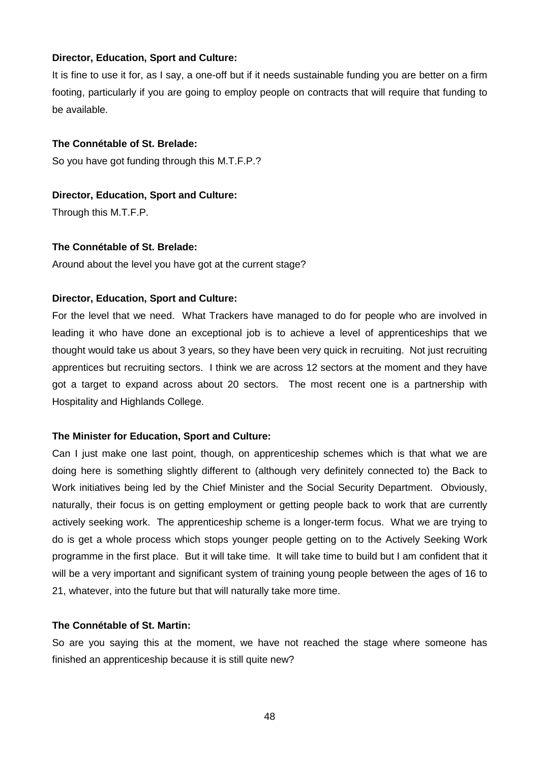**Director, Education, Sport and Culture:**

It is fine to use it for, as I say, a one-off but if it needs sustainable funding you are better on a firm footing, particularly if you are going to employ people on contracts that will require that funding to be available.

**The Connétable of St. Brelade:**

So you have got funding through this M.T.F.P.?

**Director, Education, Sport and Culture:**

Through this M.T.F.P.

**The Connétable of St. Brelade:**

Around about the level you have got at the current stage?

**Director, Education, Sport and Culture:**

For the level that we need. What Trackers have managed to do for people who are involved in leading it who have done an exceptional job is to achieve a level of apprenticeships that we thought would take us about 3 years, so they have been very quick in recruiting. Not just recruiting apprentices but recruiting sectors. I think we are across 12 sectors at the moment and they have got a target to expand across about 20 sectors. The most recent one is a partnership with Hospitality and Highlands College.

**The Minister for Education, Sport and Culture:**

Can I just make one last point, though, on apprenticeship schemes which is that what we are doing here is something slightly different to (although very definitely connected to) the Back to Work initiatives being led by the Chief Minister and the Social Security Department. Obviously, naturally, their focus is on getting employment or getting people back to work that are currently actively seeking work. The apprenticeship scheme is a longer-term focus. What we are trying to do is get a whole process which stops younger people getting on to the Actively Seeking Work programme in the first place. But it will take time. It will take time to build but I am confident that it will be a very important and significant system of training young people between the ages of 16 to 21, whatever, into the future but that will naturally take more time.

**The Connétable of St. Martin:**

So are you saying this at the moment, we have not reached the stage where someone has finished an apprenticeship because it is still quite new?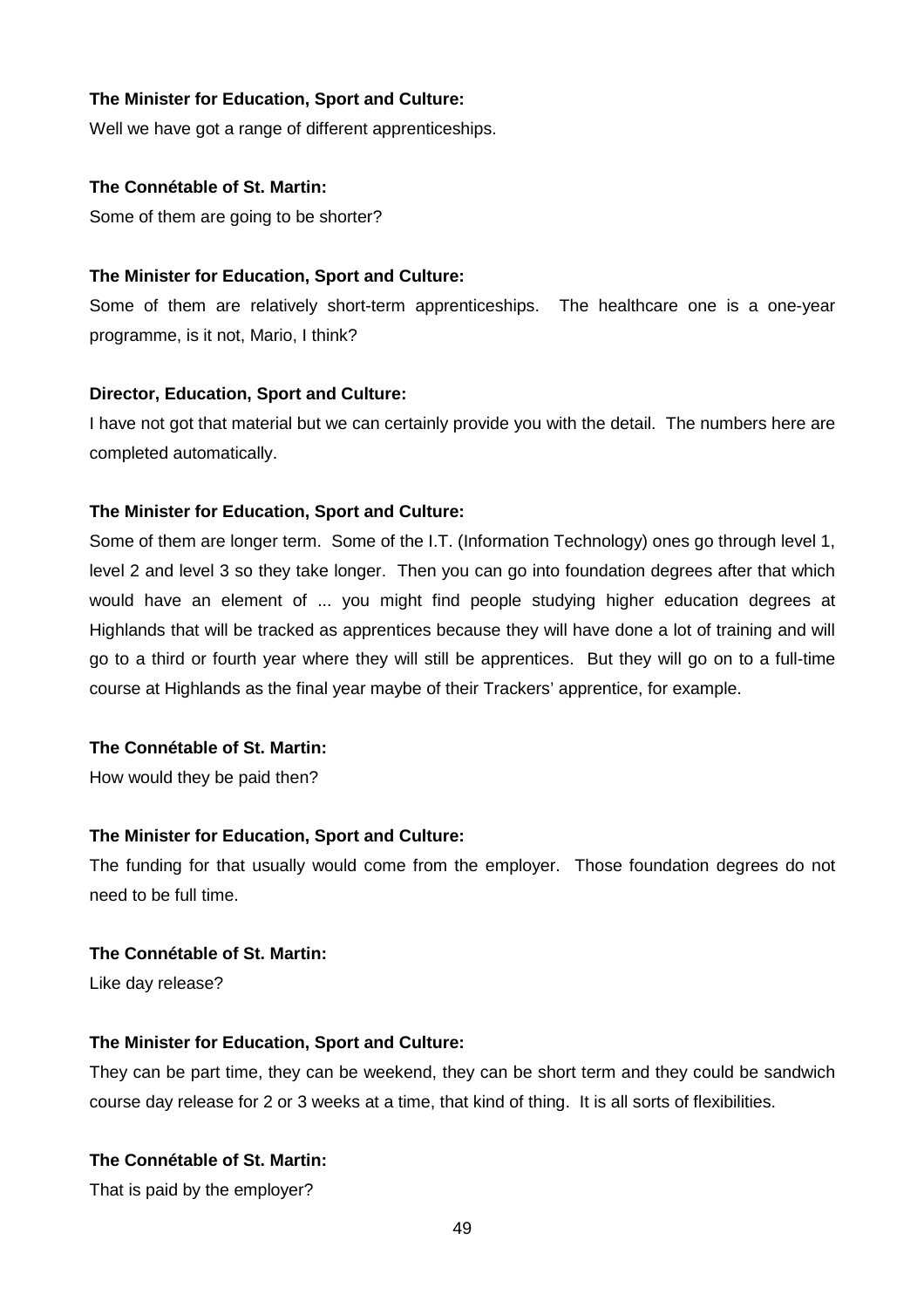**The Minister for Education, Sport and Culture:**

Well we have got a range of different apprenticeships.

**The Connétable of St. Martin:**

Some of them are going to be shorter?

**The Minister for Education, Sport and Culture:**

Some of them are relatively short-term apprenticeships. The healthcare one is a one-year programme, is it not, Mario, I think?

**Director, Education, Sport and Culture:**

I have not got that material but we can certainly provide you with the detail. The numbers here are completed automatically.

**The Minister for Education, Sport and Culture:**

Some of them are longer term. Some of the I.T. (Information Technology) ones go through level 1, level 2 and level 3 so they take longer. Then you can go into foundation degrees after that which would have an element of ... you might find people studying higher education degrees at Highlands that will be tracked as apprentices because they will have done a lot of training and will go to a third or fourth year where they will still be apprentices. But they will go on to a full-time course at Highlands as the final year maybe of their Trackers' apprentice, for example.

**The Connétable of St. Martin:**

How would they be paid then?

**The Minister for Education, Sport and Culture:**

The funding for that usually would come from the employer. Those foundation degrees do not need to be full time.

**The Connétable of St. Martin:**

Like day release?

**The Minister for Education, Sport and Culture:**

They can be part time, they can be weekend, they can be short term and they could be sandwich course day release for 2 or 3 weeks at a time, that kind of thing. It is all sorts of flexibilities.

**The Connétable of St. Martin:**

That is paid by the employer?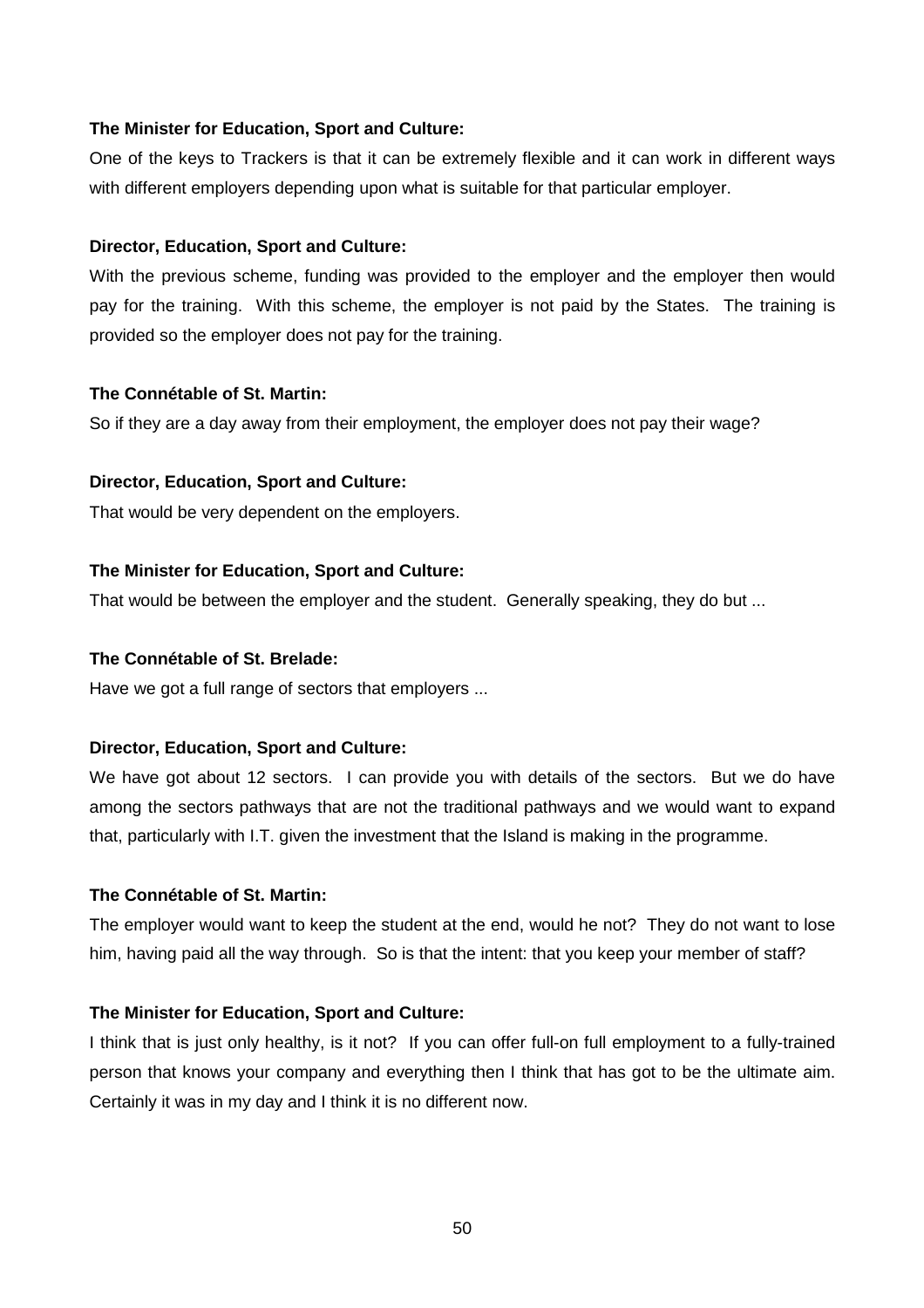**The Minister for Education, Sport and Culture:**

One of the keys to Trackers is that it can be extremely flexible and it can work in different ways with different employers depending upon what is suitable for that particular employer.

**Director, Education, Sport and Culture:**

With the previous scheme, funding was provided to the employer and the employer then would pay for the training. With this scheme, the employer is not paid by the States. The training is provided so the employer does not pay for the training.

**The Connétable of St. Martin:**

So if they are a day away from their employment, the employer does not pay their wage?

**Director, Education, Sport and Culture:**

That would be very dependent on the employers.

**The Minister for Education, Sport and Culture:**

That would be between the employer and the student. Generally speaking, they do but ...

**The Connétable of St. Brelade:**

Have we got a full range of sectors that employers ...

**Director, Education, Sport and Culture:**

We have got about 12 sectors. I can provide you with details of the sectors. But we do have among the sectors pathways that are not the traditional pathways and we would want to expand that, particularly with I.T. given the investment that the Island is making in the programme.

**The Connétable of St. Martin:**

The employer would want to keep the student at the end, would he not? They do not want to lose him, having paid all the way through. So is that the intent: that you keep your member of staff?

**The Minister for Education, Sport and Culture:**

I think that is just only healthy, is it not? If you can offer full-on full employment to a fully-trained person that knows your company and everything then I think that has got to be the ultimate aim. Certainly it was in my day and I think it is no different now.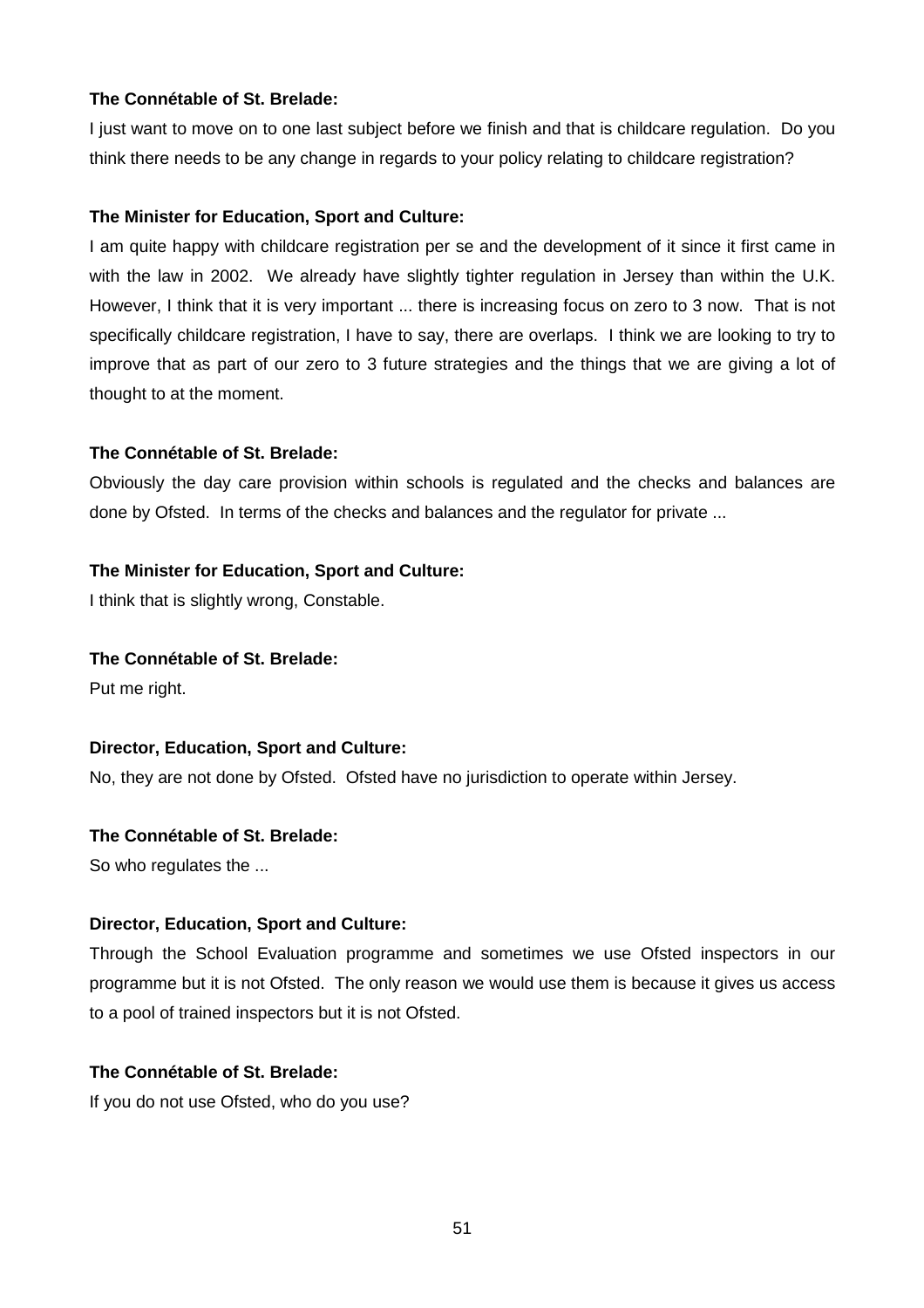**The Connétable of St. Brelade:**

I just want to move on to one last subject before we finish and that is childcare regulation. Do you think there needs to be any change in regards to your policy relating to childcare registration?

**The Minister for Education, Sport and Culture:**

I am quite happy with childcare registration per se and the development of it since it first came in with the law in 2002. We already have slightly tighter regulation in Jersey than within the U.K. However, I think that it is very important ... there is increasing focus on zero to 3 now. That is not specifically childcare registration, I have to say, there are overlaps. I think we are looking to try to improve that as part of our zero to 3 future strategies and the things that we are giving a lot of thought to at the moment.

**The Connétable of St. Brelade:**

Obviously the day care provision within schools is regulated and the checks and balances are done by Ofsted. In terms of the checks and balances and the regulator for private ...

**The Minister for Education, Sport and Culture:**

I think that is slightly wrong, Constable.

**The Connétable of St. Brelade:**

Put me right.

**Director, Education, Sport and Culture:**

No, they are not done by Ofsted. Ofsted have no jurisdiction to operate within Jersey.

**The Connétable of St. Brelade:**

So who regulates the ...

**Director, Education, Sport and Culture:**

Through the School Evaluation programme and sometimes we use Ofsted inspectors in our programme but it is not Ofsted. The only reason we would use them is because it gives us access to a pool of trained inspectors but it is not Ofsted.

**The Connétable of St. Brelade:**

If you do not use Ofsted, who do you use?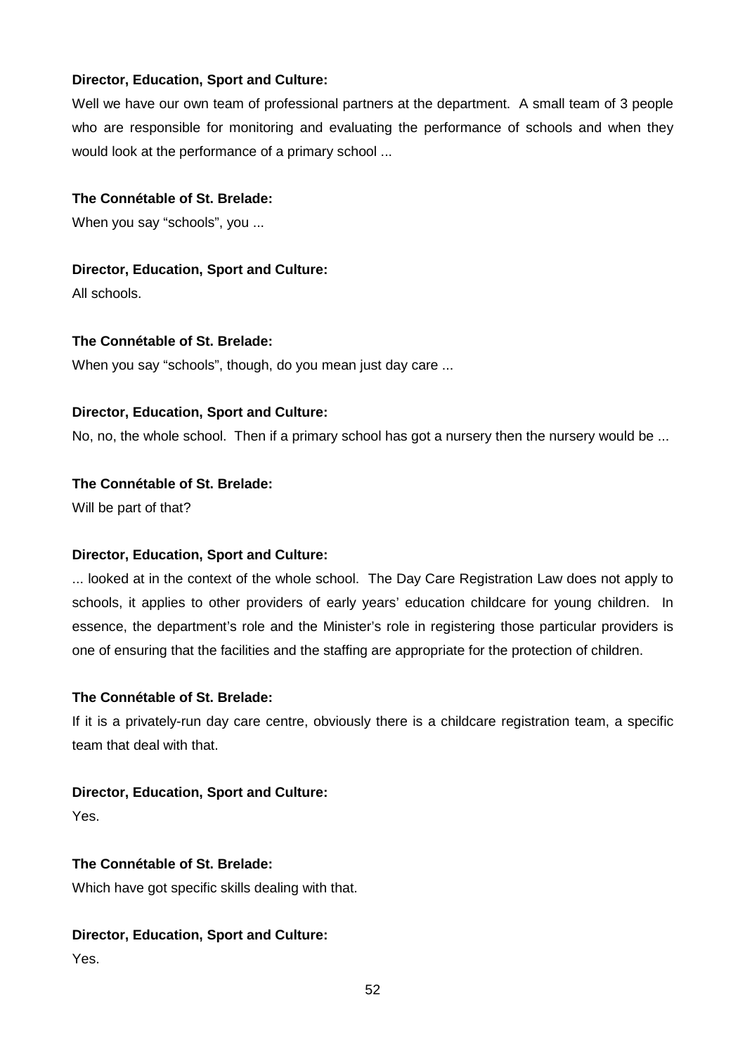**Director, Education, Sport and Culture:**

Well we have our own team of professional partners at the department. A small team of 3 people who are responsible for monitoring and evaluating the performance of schools and when they would look at the performance of a primary school ...

**The Connétable of St. Brelade:**

When you say "schools", you ...

**Director, Education, Sport and Culture:**

All schools.

**The Connétable of St. Brelade:**

When you say "schools", though, do you mean just day care ...

**Director, Education, Sport and Culture:**

No, no, the whole school. Then if a primary school has got a nursery then the nursery would be ...

**The Connétable of St. Brelade:**

Will be part of that?

**Director, Education, Sport and Culture:**

... looked at in the context of the whole school. The Day Care Registration Law does not apply to schools, it applies to other providers of early years' education childcare for young children. In essence, the department's role and the Minister's role in registering those particular providers is one of ensuring that the facilities and the staffing are appropriate for the protection of children.

**The Connétable of St. Brelade:**

If it is a privately-run day care centre, obviously there is a childcare registration team, a specific team that deal with that.

**Director, Education, Sport and Culture:**

Yes.

**The Connétable of St. Brelade:**

Which have got specific skills dealing with that.

**Director, Education, Sport and Culture:**

Yes.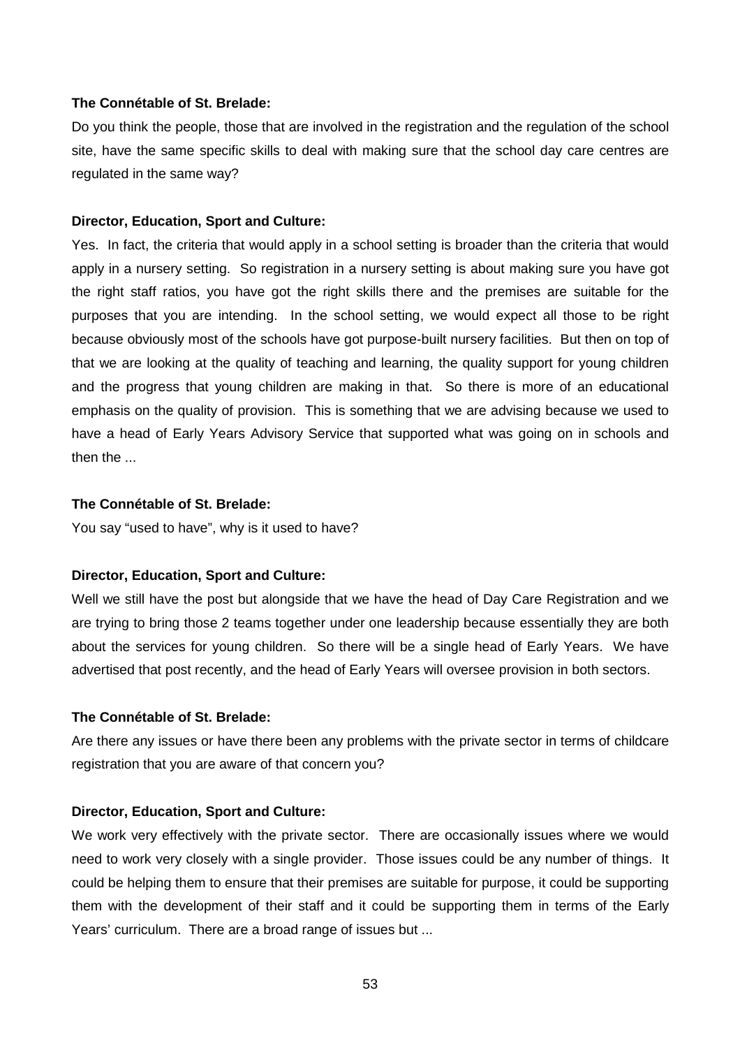**The Connétable of St. Brelade:**

Do you think the people, those that are involved in the registration and the regulation of the school site, have the same specific skills to deal with making sure that the school day care centres are regulated in the same way?

**Director, Education, Sport and Culture:**

Yes. In fact, the criteria that would apply in a school setting is broader than the criteria that would apply in a nursery setting. So registration in a nursery setting is about making sure you have got the right staff ratios, you have got the right skills there and the premises are suitable for the purposes that you are intending. In the school setting, we would expect all those to be right because obviously most of the schools have got purpose-built nursery facilities. But then on top of that we are looking at the quality of teaching and learning, the quality support for young children and the progress that young children are making in that. So there is more of an educational emphasis on the quality of provision. This is something that we are advising because we used to have a head of Early Years Advisory Service that supported what was going on in schools and then the ...

**The Connétable of St. Brelade:**

You say "used to have", why is it used to have?

**Director, Education, Sport and Culture:**

Well we still have the post but alongside that we have the head of Day Care Registration and we are trying to bring those 2 teams together under one leadership because essentially they are both about the services for young children. So there will be a single head of Early Years. We have advertised that post recently, and the head of Early Years will oversee provision in both sectors.

**The Connétable of St. Brelade:**

Are there any issues or have there been any problems with the private sector in terms of childcare registration that you are aware of that concern you?

**Director, Education, Sport and Culture:**

We work very effectively with the private sector. There are occasionally issues where we would need to work very closely with a single provider. Those issues could be any number of things. It could be helping them to ensure that their premises are suitable for purpose, it could be supporting them with the development of their staff and it could be supporting them in terms of the Early Years' curriculum. There are a broad range of issues but ...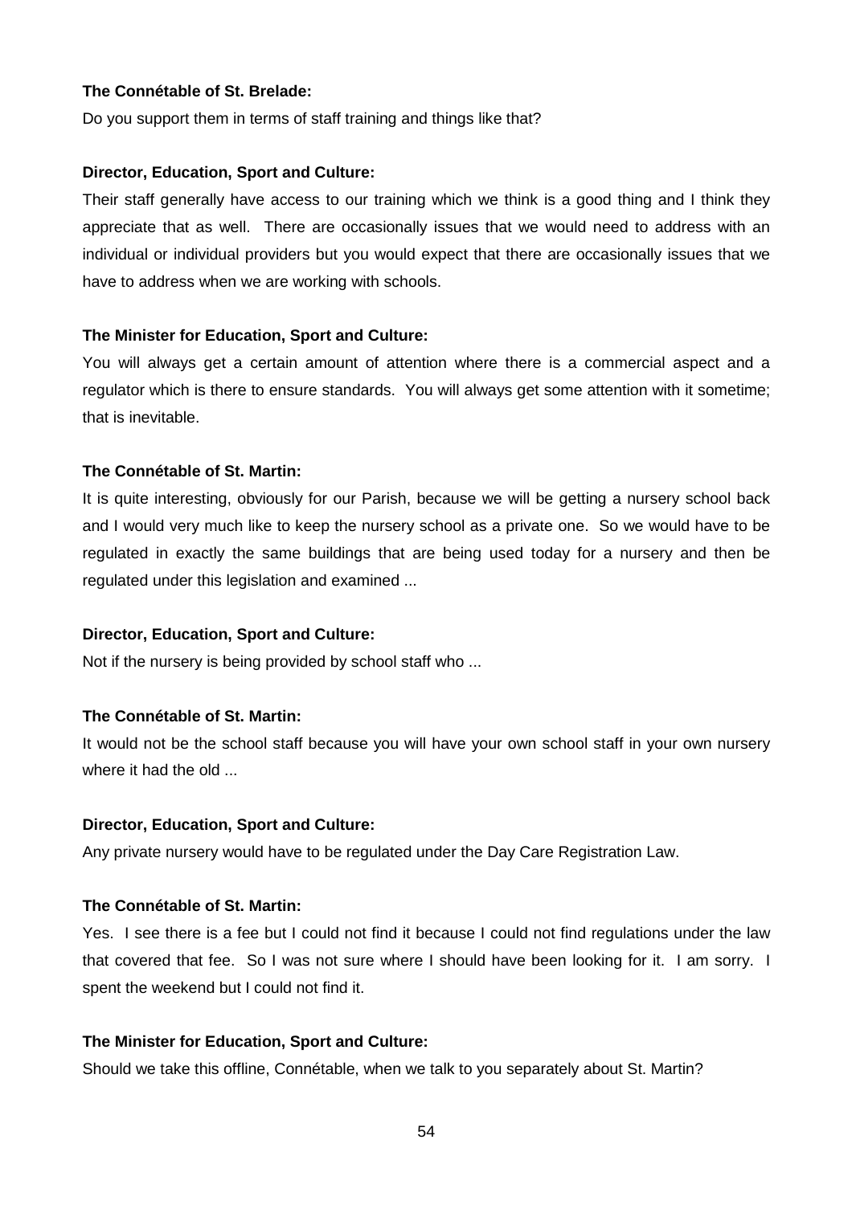**The Connétable of St. Brelade:**

Do you support them in terms of staff training and things like that?

**Director, Education, Sport and Culture:**

Their staff generally have access to our training which we think is a good thing and I think they appreciate that as well. There are occasionally issues that we would need to address with an individual or individual providers but you would expect that there are occasionally issues that we have to address when we are working with schools.

**The Minister for Education, Sport and Culture:**

You will always get a certain amount of attention where there is a commercial aspect and a regulator which is there to ensure standards. You will always get some attention with it sometime; that is inevitable.

**The Connétable of St. Martin:**

It is quite interesting, obviously for our Parish, because we will be getting a nursery school back and I would very much like to keep the nursery school as a private one. So we would have to be regulated in exactly the same buildings that are being used today for a nursery and then be regulated under this legislation and examined ...

**Director, Education, Sport and Culture:**

Not if the nursery is being provided by school staff who ...

**The Connétable of St. Martin:**

It would not be the school staff because you will have your own school staff in your own nursery where it had the old ...

**Director, Education, Sport and Culture:**

Any private nursery would have to be regulated under the Day Care Registration Law.

**The Connétable of St. Martin:**

Yes. I see there is a fee but I could not find it because I could not find regulations under the law that covered that fee. So I was not sure where I should have been looking for it. I am sorry. I spent the weekend but I could not find it.

**The Minister for Education, Sport and Culture:**

Should we take this offline, Connétable, when we talk to you separately about St. Martin?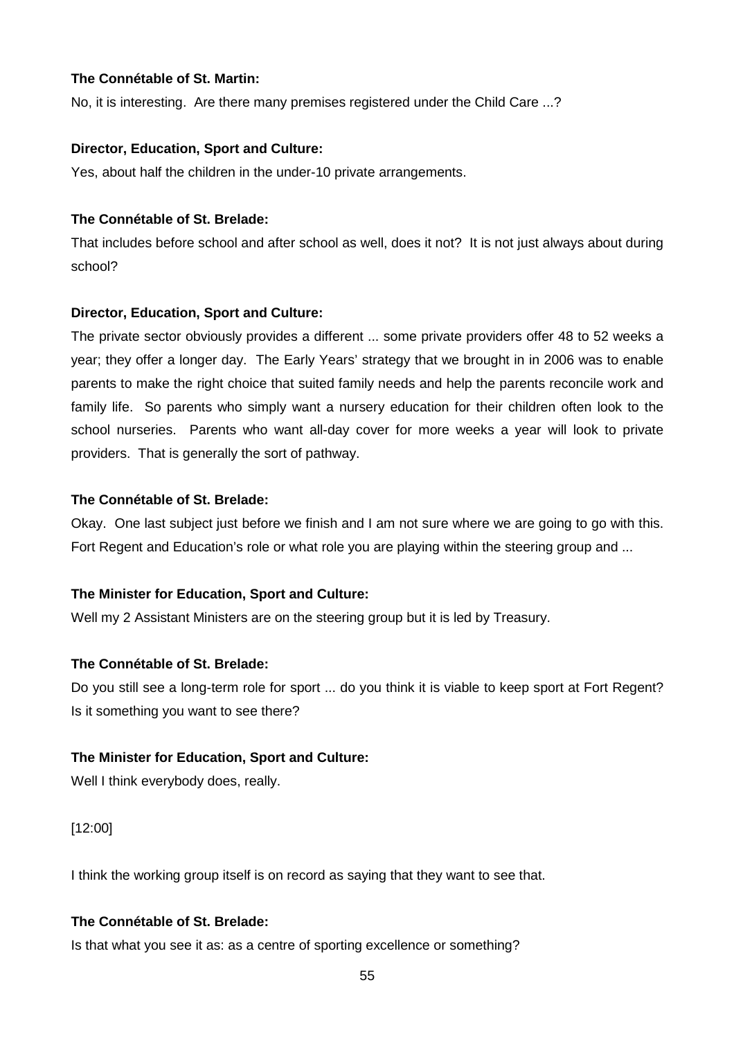**The Connétable of St. Martin:**

No, it is interesting. Are there many premises registered under the Child Care ...?

**Director, Education, Sport and Culture:**

Yes, about half the children in the under-10 private arrangements.

**The Connétable of St. Brelade:**

That includes before school and after school as well, does it not? It is not just always about during school?

**Director, Education, Sport and Culture:**

The private sector obviously provides a different ... some private providers offer 48 to 52 weeks a year; they offer a longer day. The Early Years' strategy that we brought in in 2006 was to enable parents to make the right choice that suited family needs and help the parents reconcile work and family life. So parents who simply want a nursery education for their children often look to the school nurseries. Parents who want all-day cover for more weeks a year will look to private providers. That is generally the sort of pathway.

**The Connétable of St. Brelade:**

Okay. One last subject just before we finish and I am not sure where we are going to go with this. Fort Regent and Education's role or what role you are playing within the steering group and ...

**The Minister for Education, Sport and Culture:**

Well my 2 Assistant Ministers are on the steering group but it is led by Treasury.

**The Connétable of St. Brelade:**

Do you still see a long-term role for sport ... do you think it is viable to keep sport at Fort Regent? Is it something you want to see there?

**The Minister for Education, Sport and Culture:**

Well I think everybody does, really.

[12:00]

I think the working group itself is on record as saying that they want to see that.

**The Connétable of St. Brelade:**

Is that what you see it as: as a centre of sporting excellence or something?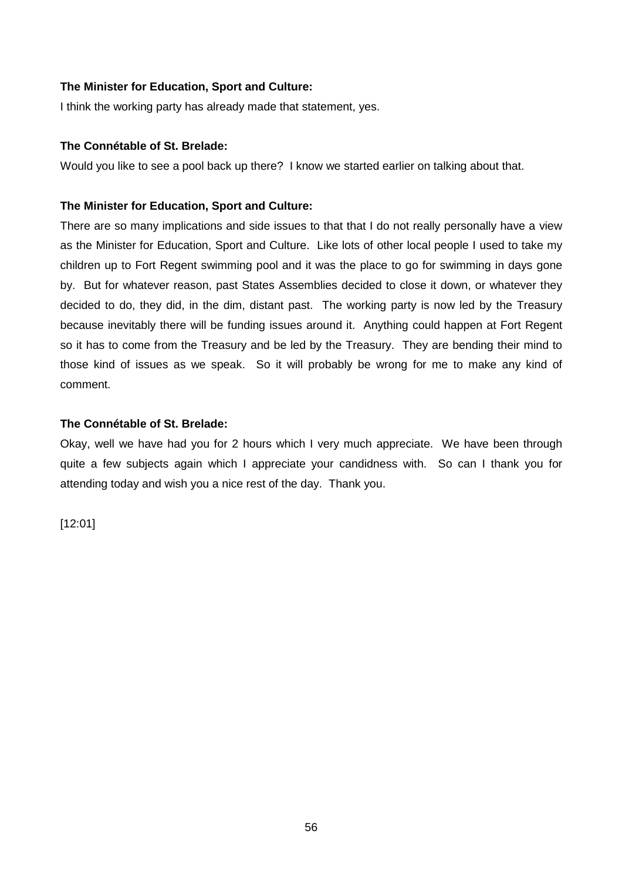**The Minister for Education, Sport and Culture:**

I think the working party has already made that statement, yes.

**The Connétable of St. Brelade:**

Would you like to see a pool back up there? I know we started earlier on talking about that.

**The Minister for Education, Sport and Culture:**

There are so many implications and side issues to that that I do not really personally have a view as the Minister for Education, Sport and Culture. Like lots of other local people I used to take my children up to Fort Regent swimming pool and it was the place to go for swimming in days gone by. But for whatever reason, past States Assemblies decided to close it down, or whatever they decided to do, they did, in the dim, distant past. The working party is now led by the Treasury because inevitably there will be funding issues around it. Anything could happen at Fort Regent so it has to come from the Treasury and be led by the Treasury. They are bending their mind to those kind of issues as we speak. So it will probably be wrong for me to make any kind of comment.

**The Connétable of St. Brelade:**

Okay, well we have had you for 2 hours which I very much appreciate. We have been through quite a few subjects again which I appreciate your candidness with. So can I thank you for attending today and wish you a nice rest of the day. Thank you.

[12:01]